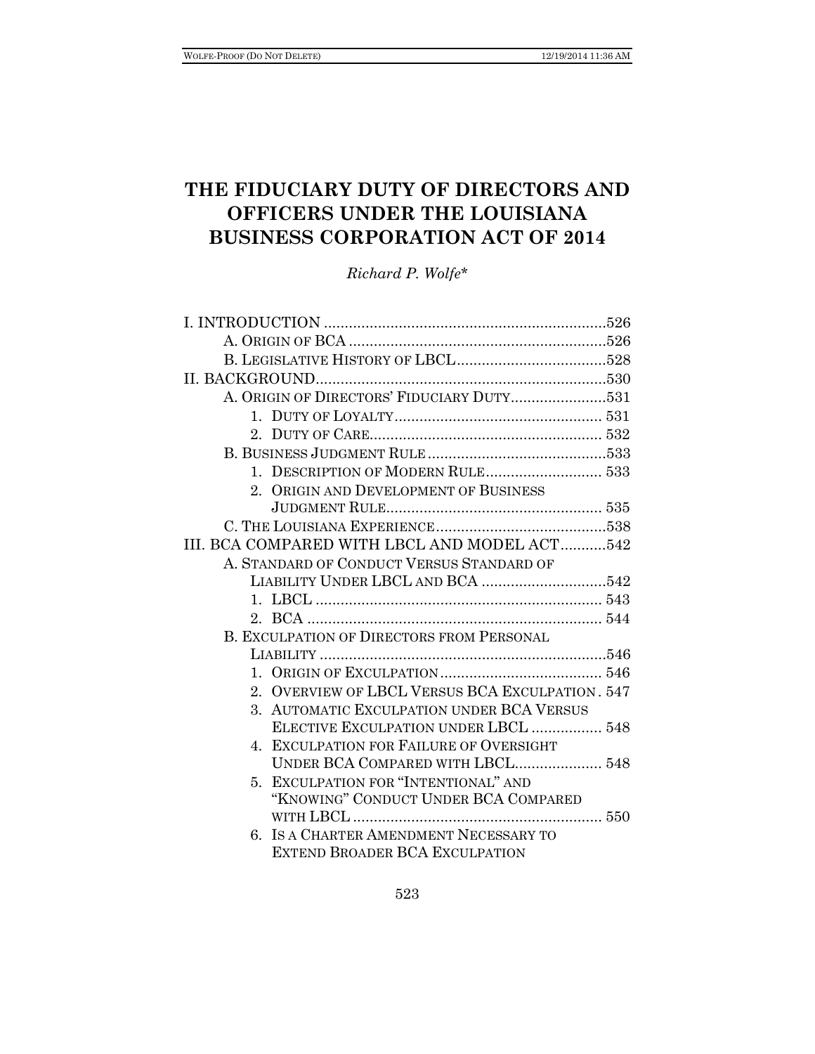# THE FIDUCIARY DUTY OF DIRECTORS AND OFFICERS UNDER THE LOUISIANA BUSINESS CORPORATION ACT OF 2014

*Richard P. Wolfe\**

I. INTRODUCTION ....................................................................526
  A. ORIGIN OF BCA ..............................................................526
  B. LEGISLATIVE HISTORY OF LBCL....................................528
II. BACKGROUND......................................................................530
  A. ORIGIN OF DIRECTORS' FIDUCIARY DUTY.......................531
    1. DUTY OF LOYALTY.................................................. 531
    2. DUTY OF CARE........................................................ 532
  B. BUSINESS JUDGMENT RULE ...........................................533
    1. DESCRIPTION OF MODERN RULE............................ 533
    2. ORIGIN AND DEVELOPMENT OF BUSINESS JUDGMENT RULE.................................................... 535
  C. THE LOUISIANA EXPERIENCE.........................................538
III. BCA COMPARED WITH LBCL AND MODEL ACT...........542
  A. STANDARD OF CONDUCT VERSUS STANDARD OF LIABILITY UNDER LBCL AND BCA ..............................542
    1. LBCL ..................................................................... 543
    2. BCA ....................................................................... 544
  B. EXCULPATION OF DIRECTORS FROM PERSONAL LIABILITY .....................................................................546
    1. ORIGIN OF EXCULPATION....................................... 546
    2. OVERVIEW OF LBCL VERSUS BCA EXCULPATION . 547
    3. AUTOMATIC EXCULPATION UNDER BCA VERSUS ELECTIVE EXCULPATION UNDER LBCL ................. 548
    4. EXCULPATION FOR FAILURE OF OVERSIGHT UNDER BCA COMPARED WITH LBCL..................... 548
    5. EXCULPATION FOR "INTENTIONAL" AND "KNOWING" CONDUCT UNDER BCA COMPARED WITH LBCL ............................................................ 550
    6. IS A CHARTER AMENDMENT NECESSARY TO EXTEND BROADER BCA EXCULPATION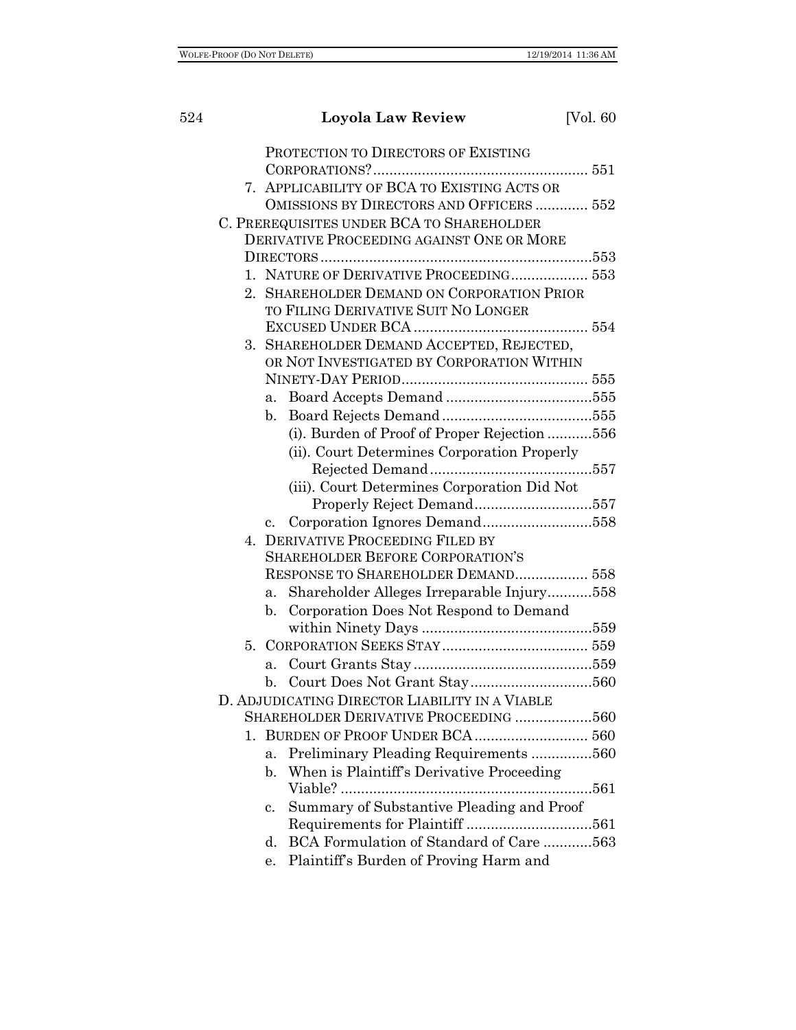PROTECTION TO DIRECTORS OF EXISTING CORPORATIONS? ..................................................... 551

7. APPLICABILITY OF BCA TO EXISTING ACTS OR OMISSIONS BY DIRECTORS AND OFFICERS ............. 552

C. PREREQUISITES UNDER BCA TO SHAREHOLDER DERIVATIVE PROCEEDING AGAINST ONE OR MORE DIRECTORS ....................................................................553

1. NATURE OF DERIVATIVE PROCEEDING................... 553
2. SHAREHOLDER DEMAND ON CORPORATION PRIOR TO FILING DERIVATIVE SUIT NO LONGER EXCUSED UNDER BCA ........................................... 554
3. SHAREHOLDER DEMAND ACCEPTED, REJECTED, OR NOT INVESTIGATED BY CORPORATION WITHIN NINETY-DAY PERIOD.............................................. 555
   a. Board Accepts Demand ....................................555
   b. Board Rejects Demand .....................................555
      (i). Burden of Proof of Proper Rejection ...........556
      (ii). Court Determines Corporation Properly Rejected Demand........................................557
      (iii). Court Determines Corporation Did Not Properly Reject Demand.............................557
   c. Corporation Ignores Demand...........................558
4. DERIVATIVE PROCEEDING FILED BY SHAREHOLDER BEFORE CORPORATION'S RESPONSE TO SHAREHOLDER DEMAND.................. 558
   a. Shareholder Alleges Irreparable Injury...........558
   b. Corporation Does Not Respond to Demand within Ninety Days ..........................................559
5. CORPORATION SEEKS STAY.................................... 559
   a. Court Grants Stay ............................................559
   b. Court Does Not Grant Stay..............................560

D. ADJUDICATING DIRECTOR LIABILITY IN A VIABLE SHAREHOLDER DERIVATIVE PROCEEDING ...................560

1. BURDEN OF PROOF UNDER BCA............................ 560
   a. Preliminary Pleading Requirements ...............560
   b. When is Plaintiff's Derivative Proceeding Viable? ..............................................................561
   c. Summary of Substantive Pleading and Proof Requirements for Plaintiff ...............................561
   d. BCA Formulation of Standard of Care ............563
   e. Plaintiff's Burden of Proving Harm and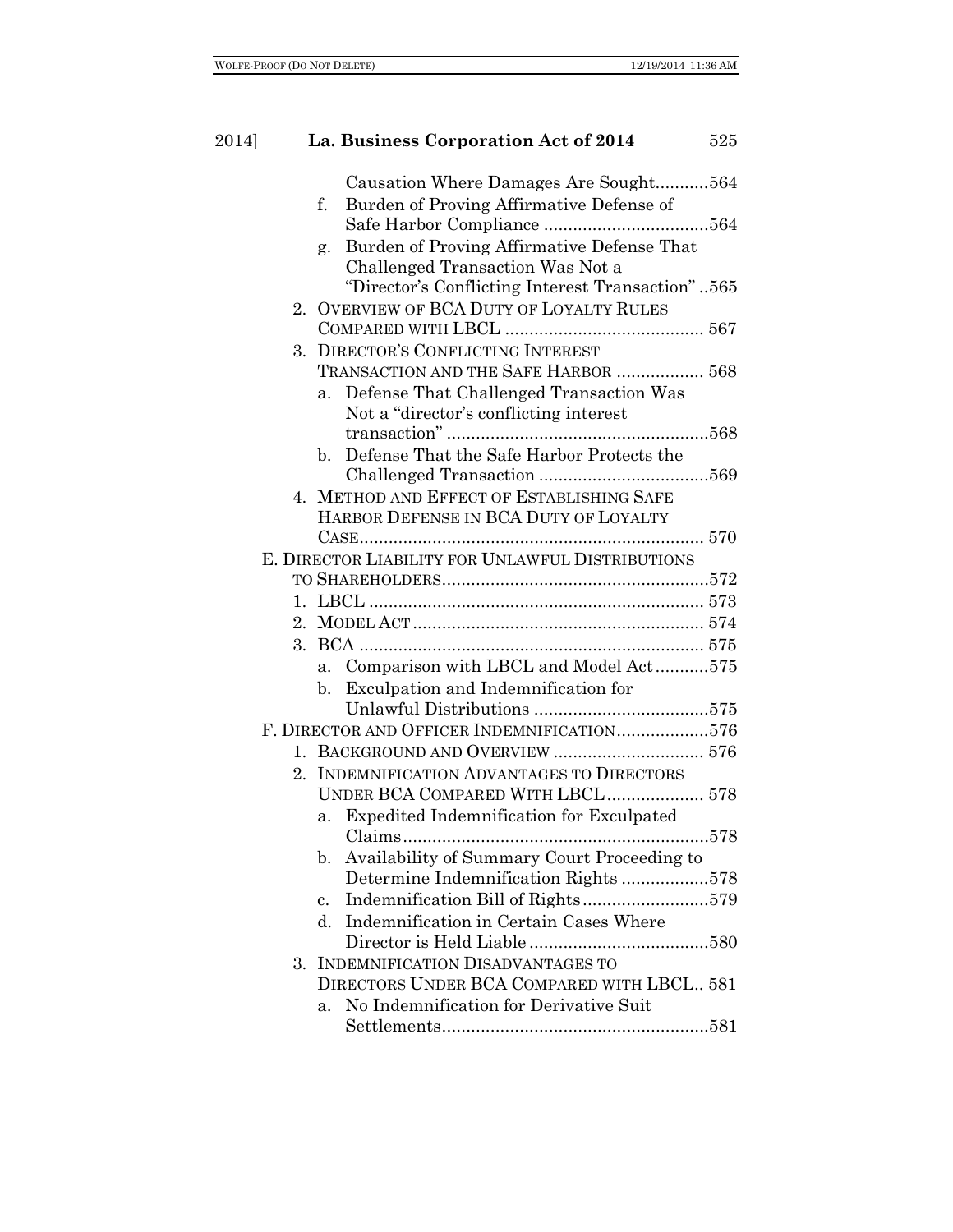Causation Where Damages Are Sought...........564

f. Burden of Proving Affirmative Defense of Safe Harbor Compliance .................................564

g. Burden of Proving Affirmative Defense That Challenged Transaction Was Not a "Director's Conflicting Interest Transaction" ..565

2. OVERVIEW OF BCA DUTY OF LOYALTY RULES COMPARED WITH LBCL ......................................... 567

3. DIRECTOR'S CONFLICTING INTEREST TRANSACTION AND THE SAFE HARBOR .................. 568

a. Defense That Challenged Transaction Was Not a "director's conflicting interest transaction" ......................................................568

b. Defense That the Safe Harbor Protects the Challenged Transaction ...................................569

4. METHOD AND EFFECT OF ESTABLISHING SAFE HARBOR DEFENSE IN BCA DUTY OF LOYALTY CASE....................................................................... 570

E. DIRECTOR LIABILITY FOR UNLAWFUL DISTRIBUTIONS TO SHAREHOLDERS.......................................................572

1. LBCL ...................................................................... 573

2. MODEL ACT ............................................................ 574

3. BCA ........................................................................ 575

a. Comparison with LBCL and Model Act...........575

b. Exculpation and Indemnification for Unlawful Distributions ....................................575

F. DIRECTOR AND OFFICER INDEMNIFICATION...................576

1. BACKGROUND AND OVERVIEW ............................... 576

2. INDEMNIFICATION ADVANTAGES TO DIRECTORS UNDER BCA COMPARED WITH LBCL.................... 578

a. Expedited Indemnification for Exculpated Claims...............................................................578

b. Availability of Summary Court Proceeding to Determine Indemnification Rights ..................578

c. Indemnification Bill of Rights..........................579

d. Indemnification in Certain Cases Where Director is Held Liable .....................................580

3. INDEMNIFICATION DISADVANTAGES TO DIRECTORS UNDER BCA COMPARED WITH LBCL.. 581

a. No Indemnification for Derivative Suit Settlements.......................................................581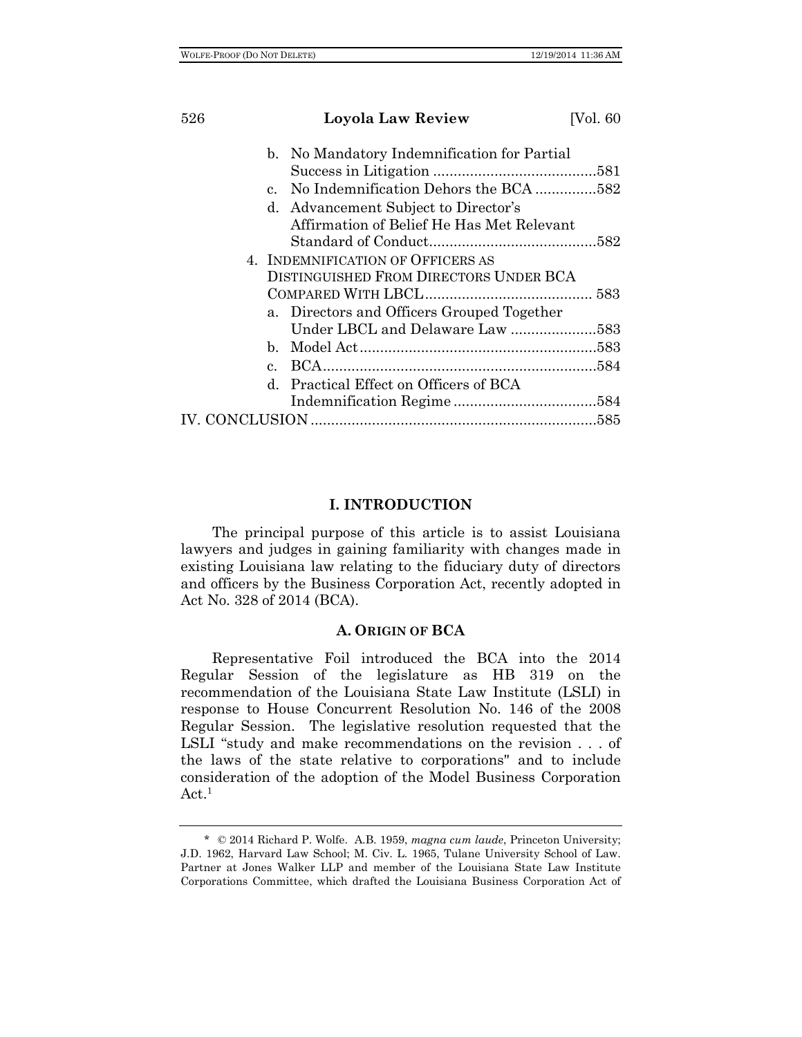b. No Mandatory Indemnification for Partial Success in Litigation ........................................581

c. No Indemnification Dehors the BCA ...............582

d. Advancement Subject to Director's Affirmation of Belief He Has Met Relevant Standard of Conduct.........................................582

4. INDEMNIFICATION OF OFFICERS AS DISTINGUISHED FROM DIRECTORS UNDER BCA COMPARED WITH LBCL......................................... 583

a. Directors and Officers Grouped Together Under LBCL and Delaware Law .....................583

b. Model Act..........................................................583

c. BCA...................................................................584

d. Practical Effect on Officers of BCA Indemnification Regime ...................................584

IV. CONCLUSION .....................................................................585

## I. INTRODUCTION

The principal purpose of this article is to assist Louisiana lawyers and judges in gaining familiarity with changes made in existing Louisiana law relating to the fiduciary duty of directors and officers by the Business Corporation Act, recently adopted in Act No. 328 of 2014 (BCA).

### A. ORIGIN OF BCA

Representative Foil introduced the BCA into the 2014 Regular Session of the legislature as HB 319 on the recommendation of the Louisiana State Law Institute (LSLI) in response to House Concurrent Resolution No. 146 of the 2008 Regular Session. The legislative resolution requested that the LSLI "study and make recommendations on the revision . . . of the laws of the state relative to corporations" and to include consideration of the adoption of the Model Business Corporation Act.[1]

---

\* © 2014 Richard P. Wolfe. A.B. 1959, *magna cum laude*, Princeton University; J.D. 1962, Harvard Law School; M. Civ. L. 1965, Tulane University School of Law. Partner at Jones Walker LLP and member of the Louisiana State Law Institute Corporations Committee, which drafted the Louisiana Business Corporation Act of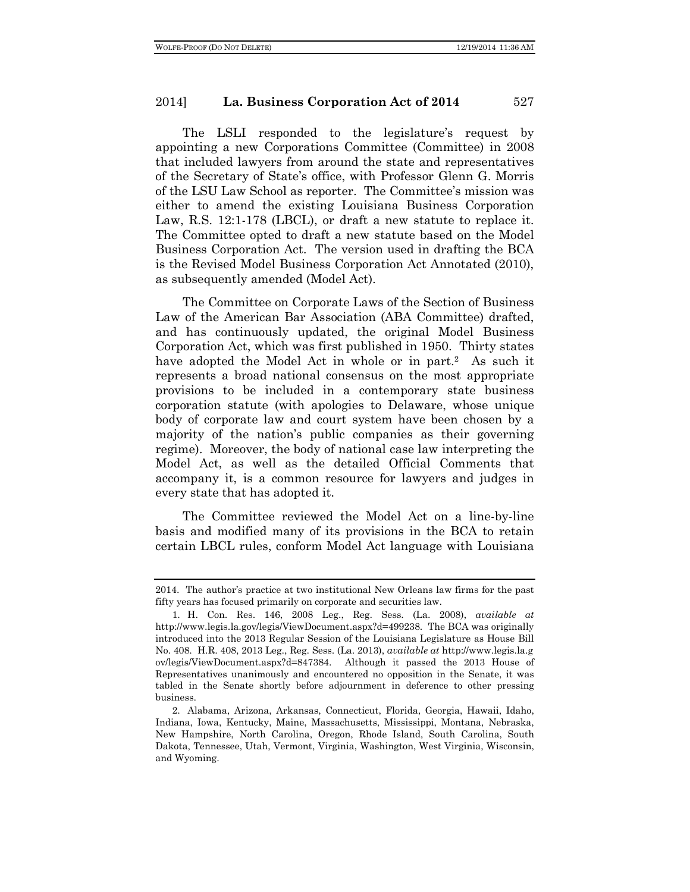The LSLI responded to the legislature's request by appointing a new Corporations Committee (Committee) in 2008 that included lawyers from around the state and representatives of the Secretary of State's office, with Professor Glenn G. Morris of the LSU Law School as reporter. The Committee's mission was either to amend the existing Louisiana Business Corporation Law, R.S. 12:1-178 (LBCL), or draft a new statute to replace it. The Committee opted to draft a new statute based on the Model Business Corporation Act. The version used in drafting the BCA is the Revised Model Business Corporation Act Annotated (2010), as subsequently amended (Model Act).

The Committee on Corporate Laws of the Section of Business Law of the American Bar Association (ABA Committee) drafted, and has continuously updated, the original Model Business Corporation Act, which was first published in 1950. Thirty states have adopted the Model Act in whole or in part.[2] As such it represents a broad national consensus on the most appropriate provisions to be included in a contemporary state business corporation statute (with apologies to Delaware, whose unique body of corporate law and court system have been chosen by a majority of the nation's public companies as their governing regime). Moreover, the body of national case law interpreting the Model Act, as well as the detailed Official Comments that accompany it, is a common resource for lawyers and judges in every state that has adopted it.

The Committee reviewed the Model Act on a line-by-line basis and modified many of its provisions in the BCA to retain certain LBCL rules, conform Model Act language with Louisiana

---

2014. The author's practice at two institutional New Orleans law firms for the past fifty years has focused primarily on corporate and securities law.

1. H. Con. Res. 146, 2008 Leg., Reg. Sess. (La. 2008), *available at* http://www.legis.la.gov/legis/ViewDocument.aspx?d=499238. The BCA was originally introduced into the 2013 Regular Session of the Louisiana Legislature as House Bill No. 408. H.R. 408, 2013 Leg., Reg. Sess. (La. 2013), *available at* http://www.legis.la.gov/legis/ViewDocument.aspx?d=847384. Although it passed the 2013 House of Representatives unanimously and encountered no opposition in the Senate, it was tabled in the Senate shortly before adjournment in deference to other pressing business.

2. Alabama, Arizona, Arkansas, Connecticut, Florida, Georgia, Hawaii, Idaho, Indiana, Iowa, Kentucky, Maine, Massachusetts, Mississippi, Montana, Nebraska, New Hampshire, North Carolina, Oregon, Rhode Island, South Carolina, South Dakota, Tennessee, Utah, Vermont, Virginia, Washington, West Virginia, Wisconsin, and Wyoming.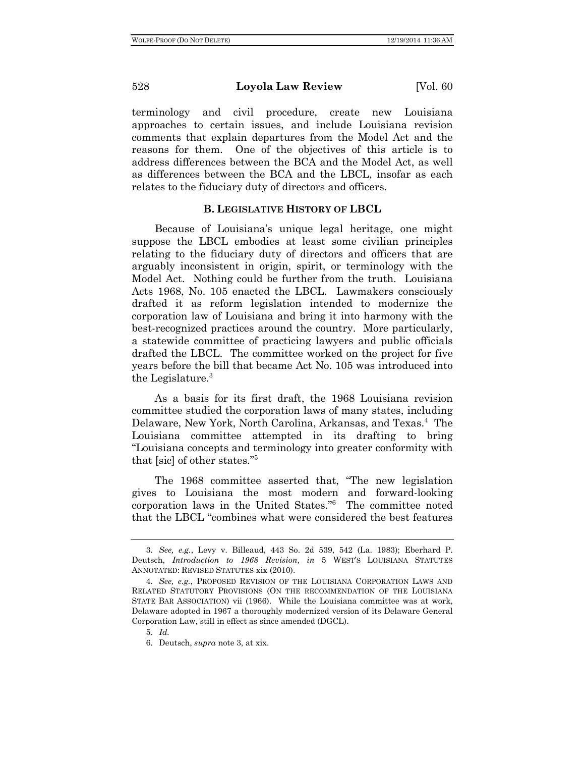terminology and civil procedure, create new Louisiana approaches to certain issues, and include Louisiana revision comments that explain departures from the Model Act and the reasons for them. One of the objectives of this article is to address differences between the BCA and the Model Act, as well as differences between the BCA and the LBCL, insofar as each relates to the fiduciary duty of directors and officers.

### B. Legislative History of LBCL

Because of Louisiana's unique legal heritage, one might suppose the LBCL embodies at least some civilian principles relating to the fiduciary duty of directors and officers that are arguably inconsistent in origin, spirit, or terminology with the Model Act. Nothing could be further from the truth. Louisiana Acts 1968, No. 105 enacted the LBCL. Lawmakers consciously drafted it as reform legislation intended to modernize the corporation law of Louisiana and bring it into harmony with the best-recognized practices around the country. More particularly, a statewide committee of practicing lawyers and public officials drafted the LBCL. The committee worked on the project for five years before the bill that became Act No. 105 was introduced into the Legislature.[3]

As a basis for its first draft, the 1968 Louisiana revision committee studied the corporation laws of many states, including Delaware, New York, North Carolina, Arkansas, and Texas.[4] The Louisiana committee attempted in its drafting to bring "Louisiana concepts and terminology into greater conformity with that [sic] of other states."[5]

The 1968 committee asserted that, "The new legislation gives to Louisiana the most modern and forward-looking corporation laws in the United States."[6] The committee noted that the LBCL "combines what were considered the best features

---

3. *See, e.g.*, Levy v. Billeaud, 443 So. 2d 539, 542 (La. 1983); Eberhard P. Deutsch, *Introduction to 1968 Revision*, *in* 5 WEST'S LOUISIANA STATUTES ANNOTATED: REVISED STATUTES xix (2010).

4. *See, e.g.*, PROPOSED REVISION OF THE LOUISIANA CORPORATION LAWS AND RELATED STATUTORY PROVISIONS (ON THE RECOMMENDATION OF THE LOUISIANA STATE BAR ASSOCIATION) vii (1966). While the Louisiana committee was at work, Delaware adopted in 1967 a thoroughly modernized version of its Delaware General Corporation Law, still in effect as since amended (DGCL).

5. *Id.*

6. Deutsch, *supra* note 3, at xix.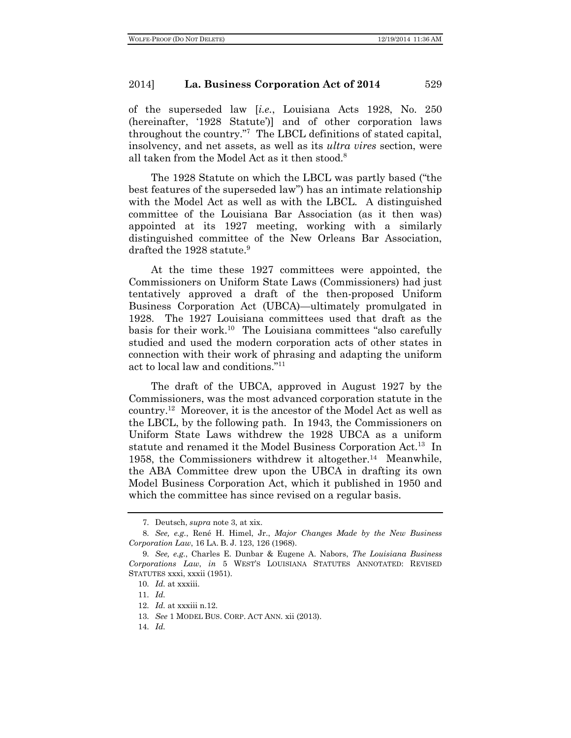of the superseded law [*i.e.*, Louisiana Acts 1928, No. 250 (hereinafter, '1928 Statute')] and of other corporation laws throughout the country."[7] The LBCL definitions of stated capital, insolvency, and net assets, as well as its *ultra vires* section, were all taken from the Model Act as it then stood.[8]

The 1928 Statute on which the LBCL was partly based ("the best features of the superseded law") has an intimate relationship with the Model Act as well as with the LBCL. A distinguished committee of the Louisiana Bar Association (as it then was) appointed at its 1927 meeting, working with a similarly distinguished committee of the New Orleans Bar Association, drafted the 1928 statute.[9]

At the time these 1927 committees were appointed, the Commissioners on Uniform State Laws (Commissioners) had just tentatively approved a draft of the then-proposed Uniform Business Corporation Act (UBCA)—ultimately promulgated in 1928. The 1927 Louisiana committees used that draft as the basis for their work.[10] The Louisiana committees "also carefully studied and used the modern corporation acts of other states in connection with their work of phrasing and adapting the uniform act to local law and conditions."[11]

The draft of the UBCA, approved in August 1927 by the Commissioners, was the most advanced corporation statute in the country.[12] Moreover, it is the ancestor of the Model Act as well as the LBCL, by the following path. In 1943, the Commissioners on Uniform State Laws withdrew the 1928 UBCA as a uniform statute and renamed it the Model Business Corporation Act.[13] In 1958, the Commissioners withdrew it altogether.[14] Meanwhile, the ABA Committee drew upon the UBCA in drafting its own Model Business Corporation Act, which it published in 1950 and which the committee has since revised on a regular basis.

---

7. Deutsch, *supra* note 3, at xix.

8. *See, e.g.*, René H. Himel, Jr., *Major Changes Made by the New Business Corporation Law*, 16 LA. B. J. 123, 126 (1968).

9. *See, e.g.*, Charles E. Dunbar & Eugene A. Nabors, *The Louisiana Business Corporations Law*, *in* 5 WEST'S LOUISIANA STATUTES ANNOTATED: REVISED STATUTES xxxi, xxxii (1951).

10. *Id.* at xxxiii.

11. *Id.*

12. *Id.* at xxxiii n.12.

13. *See* 1 MODEL BUS. CORP. ACT ANN. xii (2013).

14. *Id.*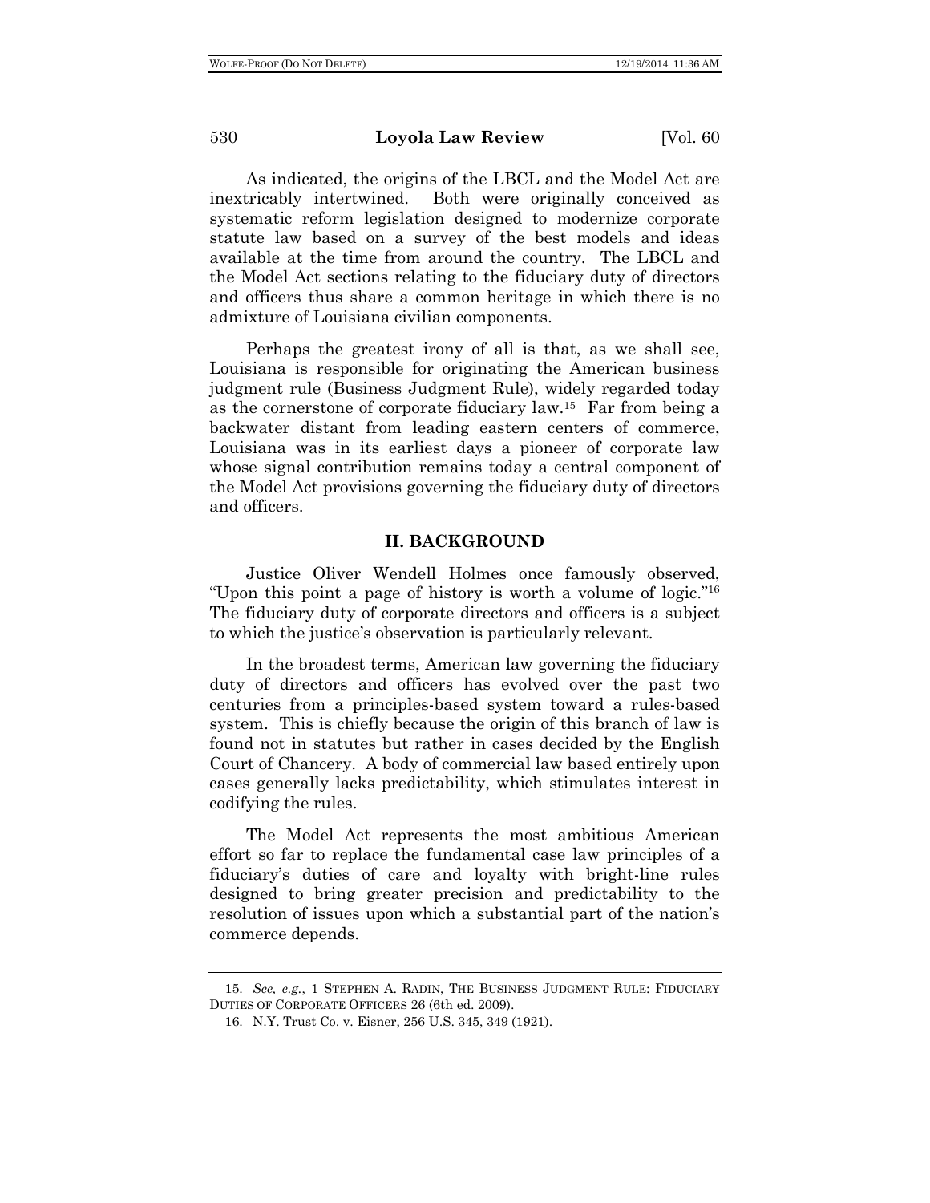As indicated, the origins of the LBCL and the Model Act are inextricably intertwined. Both were originally conceived as systematic reform legislation designed to modernize corporate statute law based on a survey of the best models and ideas available at the time from around the country. The LBCL and the Model Act sections relating to the fiduciary duty of directors and officers thus share a common heritage in which there is no admixture of Louisiana civilian components.

Perhaps the greatest irony of all is that, as we shall see, Louisiana is responsible for originating the American business judgment rule (Business Judgment Rule), widely regarded today as the cornerstone of corporate fiduciary law.[15] Far from being a backwater distant from leading eastern centers of commerce, Louisiana was in its earliest days a pioneer of corporate law whose signal contribution remains today a central component of the Model Act provisions governing the fiduciary duty of directors and officers.

## II. BACKGROUND

Justice Oliver Wendell Holmes once famously observed, "Upon this point a page of history is worth a volume of logic."[16] The fiduciary duty of corporate directors and officers is a subject to which the justice's observation is particularly relevant.

In the broadest terms, American law governing the fiduciary duty of directors and officers has evolved over the past two centuries from a principles-based system toward a rules-based system. This is chiefly because the origin of this branch of law is found not in statutes but rather in cases decided by the English Court of Chancery. A body of commercial law based entirely upon cases generally lacks predictability, which stimulates interest in codifying the rules.

The Model Act represents the most ambitious American effort so far to replace the fundamental case law principles of a fiduciary's duties of care and loyalty with bright-line rules designed to bring greater precision and predictability to the resolution of issues upon which a substantial part of the nation's commerce depends.

---

15. *See, e.g.*, 1 STEPHEN A. RADIN, THE BUSINESS JUDGMENT RULE: FIDUCIARY DUTIES OF CORPORATE OFFICERS 26 (6th ed. 2009).

16. N.Y. Trust Co. v. Eisner, 256 U.S. 345, 349 (1921).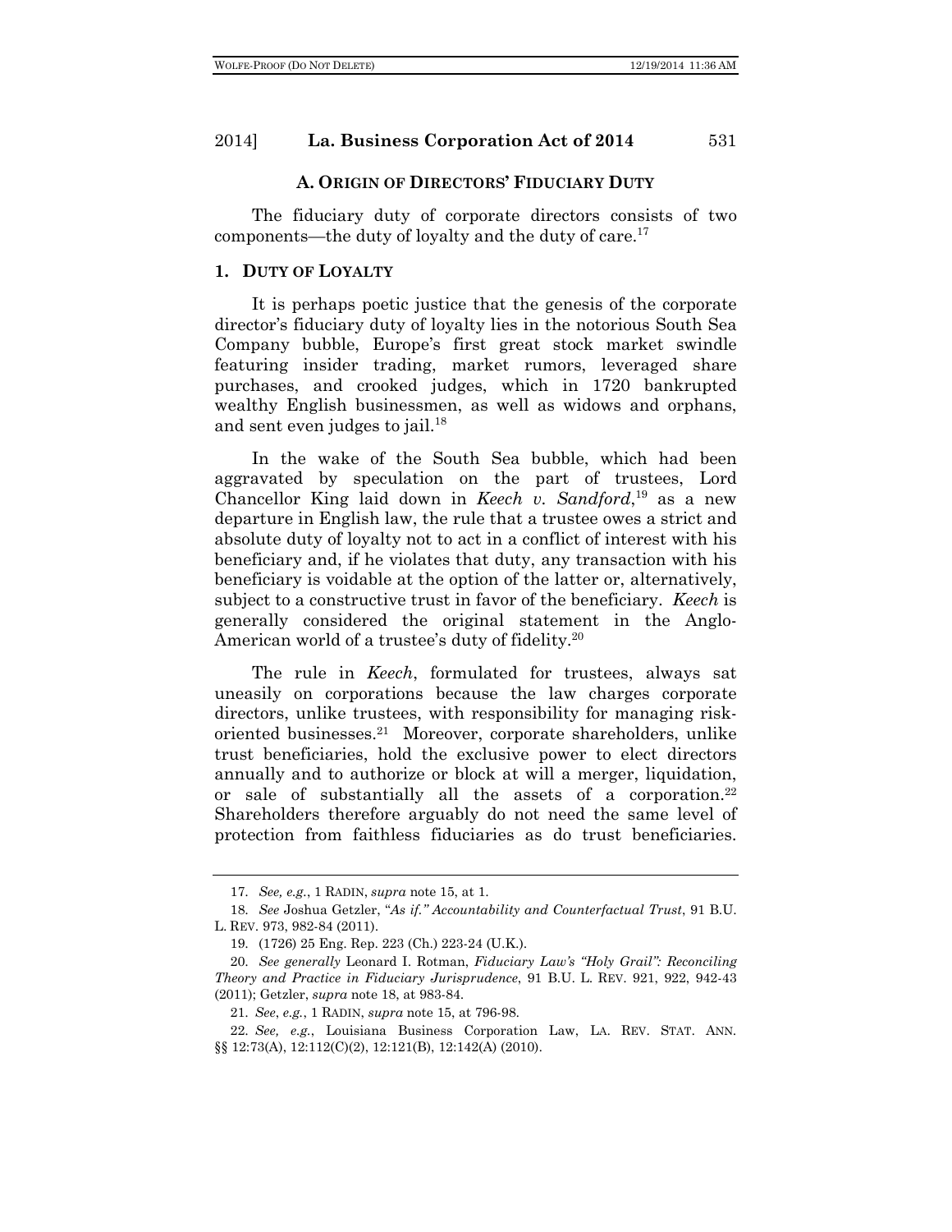### A. ORIGIN OF DIRECTORS' FIDUCIARY DUTY

The fiduciary duty of corporate directors consists of two components—the duty of loyalty and the duty of care.[17]

#### 1. DUTY OF LOYALTY

It is perhaps poetic justice that the genesis of the corporate director's fiduciary duty of loyalty lies in the notorious South Sea Company bubble, Europe's first great stock market swindle featuring insider trading, market rumors, leveraged share purchases, and crooked judges, which in 1720 bankrupted wealthy English businessmen, as well as widows and orphans, and sent even judges to jail.[18]

In the wake of the South Sea bubble, which had been aggravated by speculation on the part of trustees, Lord Chancellor King laid down in *Keech v. Sandford*,[19] as a new departure in English law, the rule that a trustee owes a strict and absolute duty of loyalty not to act in a conflict of interest with his beneficiary and, if he violates that duty, any transaction with his beneficiary is voidable at the option of the latter or, alternatively, subject to a constructive trust in favor of the beneficiary. *Keech* is generally considered the original statement in the Anglo-American world of a trustee's duty of fidelity.[20]

The rule in *Keech*, formulated for trustees, always sat uneasily on corporations because the law charges corporate directors, unlike trustees, with responsibility for managing risk-oriented businesses.[21] Moreover, corporate shareholders, unlike trust beneficiaries, hold the exclusive power to elect directors annually and to authorize or block at will a merger, liquidation, or sale of substantially all the assets of a corporation.[22] Shareholders therefore arguably do not need the same level of protection from faithless fiduciaries as do trust beneficiaries.

---

17. *See, e.g.*, 1 RADIN, *supra* note 15, at 1.

18. *See* Joshua Getzler, *"As if." Accountability and Counterfactual Trust*, 91 B.U. L. REV. 973, 982-84 (2011).

19. (1726) 25 Eng. Rep. 223 (Ch.) 223-24 (U.K.).

20. *See generally* Leonard I. Rotman, *Fiduciary Law's "Holy Grail": Reconciling Theory and Practice in Fiduciary Jurisprudence*, 91 B.U. L. REV. 921, 922, 942-43 (2011); Getzler, *supra* note 18, at 983-84.

21. *See*, *e.g.*, 1 RADIN, *supra* note 15, at 796-98.

22. *See, e.g.*, Louisiana Business Corporation Law, LA. REV. STAT. ANN. §§ 12:73(A), 12:112(C)(2), 12:121(B), 12:142(A) (2010).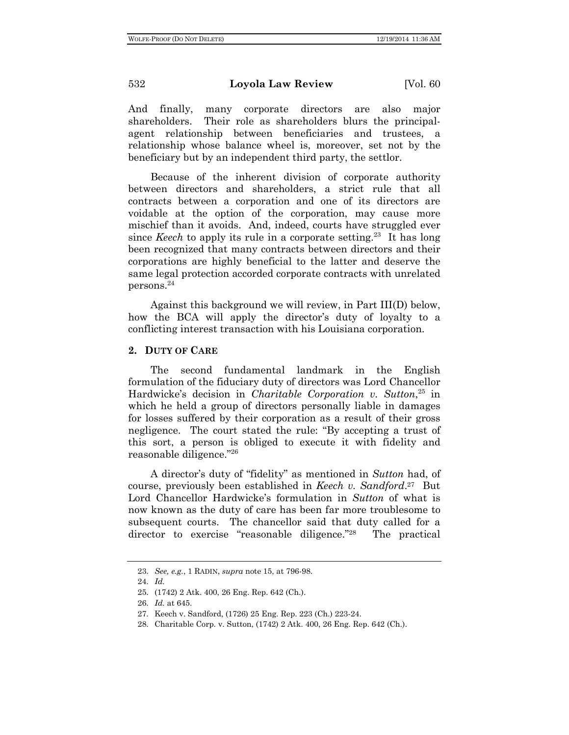And finally, many corporate directors are also major shareholders. Their role as shareholders blurs the principal-agent relationship between beneficiaries and trustees, a relationship whose balance wheel is, moreover, set not by the beneficiary but by an independent third party, the settlor.

Because of the inherent division of corporate authority between directors and shareholders, a strict rule that all contracts between a corporation and one of its directors are voidable at the option of the corporation, may cause more mischief than it avoids. And, indeed, courts have struggled ever since *Keech* to apply its rule in a corporate setting.[23] It has long been recognized that many contracts between directors and their corporations are highly beneficial to the latter and deserve the same legal protection accorded corporate contracts with unrelated persons.[24]

Against this background we will review, in Part III(D) below, how the BCA will apply the director's duty of loyalty to a conflicting interest transaction with his Louisiana corporation.

### 2. DUTY OF CARE

The second fundamental landmark in the English formulation of the fiduciary duty of directors was Lord Chancellor Hardwicke's decision in *Charitable Corporation v. Sutton*,[25] in which he held a group of directors personally liable in damages for losses suffered by their corporation as a result of their gross negligence. The court stated the rule: "By accepting a trust of this sort, a person is obliged to execute it with fidelity and reasonable diligence."[26]

A director's duty of "fidelity" as mentioned in *Sutton* had, of course, previously been established in *Keech v. Sandford*.[27] But Lord Chancellor Hardwicke's formulation in *Sutton* of what is now known as the duty of care has been far more troublesome to subsequent courts. The chancellor said that duty called for a director to exercise "reasonable diligence."[28] The practical

---

23. *See, e.g.*, 1 RADIN, *supra* note 15, at 796-98.

24. *Id.*

25. (1742) 2 Atk. 400, 26 Eng. Rep. 642 (Ch.).

26. *Id.* at 645.

27. Keech v. Sandford, (1726) 25 Eng. Rep. 223 (Ch.) 223-24.

28. Charitable Corp. v. Sutton, (1742) 2 Atk. 400, 26 Eng. Rep. 642 (Ch.).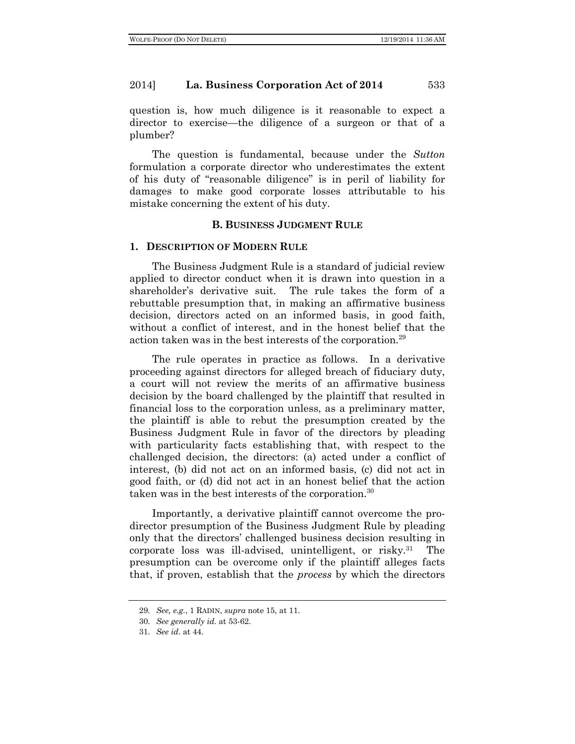question is, how much diligence is it reasonable to expect a director to exercise—the diligence of a surgeon or that of a plumber?

The question is fundamental, because under the *Sutton* formulation a corporate director who underestimates the extent of his duty of "reasonable diligence" is in peril of liability for damages to make good corporate losses attributable to his mistake concerning the extent of his duty.

### B. BUSINESS JUDGMENT RULE

#### 1. DESCRIPTION OF MODERN RULE

The Business Judgment Rule is a standard of judicial review applied to director conduct when it is drawn into question in a shareholder's derivative suit. The rule takes the form of a rebuttable presumption that, in making an affirmative business decision, directors acted on an informed basis, in good faith, without a conflict of interest, and in the honest belief that the action taken was in the best interests of the corporation.[29]

The rule operates in practice as follows. In a derivative proceeding against directors for alleged breach of fiduciary duty, a court will not review the merits of an affirmative business decision by the board challenged by the plaintiff that resulted in financial loss to the corporation unless, as a preliminary matter, the plaintiff is able to rebut the presumption created by the Business Judgment Rule in favor of the directors by pleading with particularity facts establishing that, with respect to the challenged decision, the directors: (a) acted under a conflict of interest, (b) did not act on an informed basis, (c) did not act in good faith, or (d) did not act in an honest belief that the action taken was in the best interests of the corporation.[30]

Importantly, a derivative plaintiff cannot overcome the pro-director presumption of the Business Judgment Rule by pleading only that the directors' challenged business decision resulting in corporate loss was ill-advised, unintelligent, or risky.[31] The presumption can be overcome only if the plaintiff alleges facts that, if proven, establish that the *process* by which the directors

---

29. *See, e.g.*, 1 RADIN, *supra* note 15, at 11.

30. *See generally id.* at 53-62.

31. *See id.* at 44.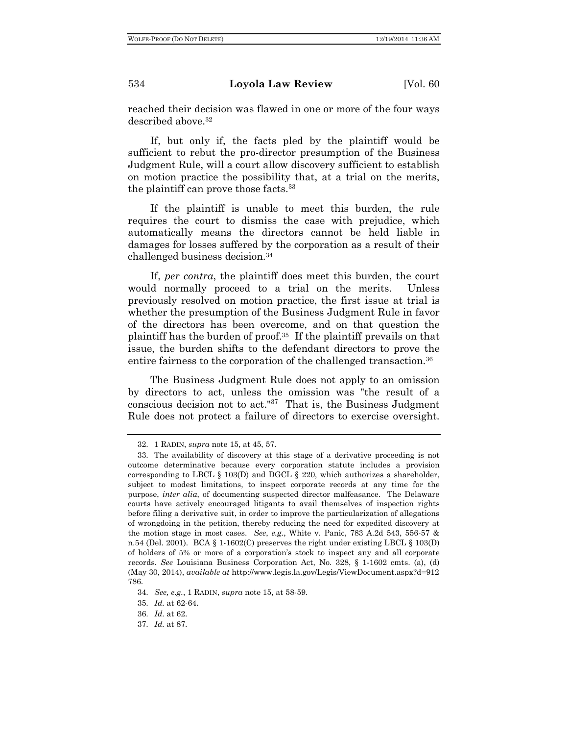reached their decision was flawed in one or more of the four ways described above.[32]

If, but only if, the facts pled by the plaintiff would be sufficient to rebut the pro-director presumption of the Business Judgment Rule, will a court allow discovery sufficient to establish on motion practice the possibility that, at a trial on the merits, the plaintiff can prove those facts.[33]

If the plaintiff is unable to meet this burden, the rule requires the court to dismiss the case with prejudice, which automatically means the directors cannot be held liable in damages for losses suffered by the corporation as a result of their challenged business decision.[34]

If, *per contra*, the plaintiff does meet this burden, the court would normally proceed to a trial on the merits. Unless previously resolved on motion practice, the first issue at trial is whether the presumption of the Business Judgment Rule in favor of the directors has been overcome, and on that question the plaintiff has the burden of proof.[35] If the plaintiff prevails on that issue, the burden shifts to the defendant directors to prove the entire fairness to the corporation of the challenged transaction.[36]

The Business Judgment Rule does not apply to an omission by directors to act, unless the omission was "the result of a conscious decision not to act."[37] That is, the Business Judgment Rule does not protect a failure of directors to exercise oversight.

---

32. 1 RADIN, *supra* note 15, at 45, 57.

33. The availability of discovery at this stage of a derivative proceeding is not outcome determinative because every corporation statute includes a provision corresponding to LBCL § 103(D) and DGCL § 220, which authorizes a shareholder, subject to modest limitations, to inspect corporate records at any time for the purpose, *inter alia*, of documenting suspected director malfeasance. The Delaware courts have actively encouraged litigants to avail themselves of inspection rights before filing a derivative suit, in order to improve the particularization of allegations of wrongdoing in the petition, thereby reducing the need for expedited discovery at the motion stage in most cases. *See*, *e.g.*, White v. Panic, 783 A.2d 543, 556-57 & n.54 (Del. 2001). BCA § 1-1602(C) preserves the right under existing LBCL § 103(D) of holders of 5% or more of a corporation's stock to inspect any and all corporate records. *See* Louisiana Business Corporation Act, No. 328, § 1-1602 cmts. (a), (d) (May 30, 2014), *available at* http://www.legis.la.gov/Legis/ViewDocument.aspx?d=912786.

34. *See, e.g.*, 1 RADIN, *supra* note 15, at 58-59.

35. *Id.* at 62-64.

36. *Id.* at 62.

37. *Id.* at 87.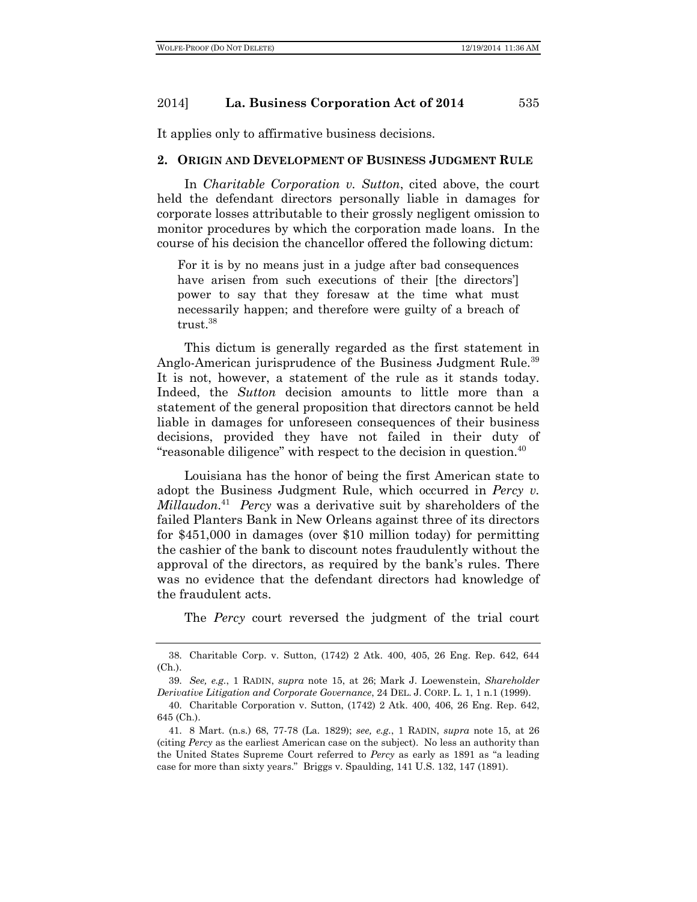It applies only to affirmative business decisions.

## 2. ORIGIN AND DEVELOPMENT OF BUSINESS JUDGMENT RULE

In *Charitable Corporation v. Sutton*, cited above, the court held the defendant directors personally liable in damages for corporate losses attributable to their grossly negligent omission to monitor procedures by which the corporation made loans. In the course of his decision the chancellor offered the following dictum:

> For it is by no means just in a judge after bad consequences have arisen from such executions of their [the directors'] power to say that they foresaw at the time what must necessarily happen; and therefore were guilty of a breach of trust.[38]

This dictum is generally regarded as the first statement in Anglo-American jurisprudence of the Business Judgment Rule.[39] It is not, however, a statement of the rule as it stands today. Indeed, the *Sutton* decision amounts to little more than a statement of the general proposition that directors cannot be held liable in damages for unforeseen consequences of their business decisions, provided they have not failed in their duty of "reasonable diligence" with respect to the decision in question.[40]

Louisiana has the honor of being the first American state to adopt the Business Judgment Rule, which occurred in *Percy v. Millaudon*.[41] *Percy* was a derivative suit by shareholders of the failed Planters Bank in New Orleans against three of its directors for $451,000 in damages (over $10 million today) for permitting the cashier of the bank to discount notes fraudulently without the approval of the directors, as required by the bank's rules. There was no evidence that the defendant directors had knowledge of the fraudulent acts.

The *Percy* court reversed the judgment of the trial court

---

38. Charitable Corp. v. Sutton, (1742) 2 Atk. 400, 405, 26 Eng. Rep. 642, 644 (Ch.).

39. *See, e.g.*, 1 RADIN, *supra* note 15, at 26; Mark J. Loewenstein, *Shareholder Derivative Litigation and Corporate Governance*, 24 DEL. J. CORP. L. 1, 1 n.1 (1999).

40. Charitable Corporation v. Sutton, (1742) 2 Atk. 400, 406, 26 Eng. Rep. 642, 645 (Ch.).

41. 8 Mart. (n.s.) 68, 77-78 (La. 1829); *see, e.g.*, 1 RADIN, *supra* note 15, at 26 (citing *Percy* as the earliest American case on the subject). No less an authority than the United States Supreme Court referred to *Percy* as early as 1891 as "a leading case for more than sixty years." Briggs v. Spaulding, 141 U.S. 132, 147 (1891).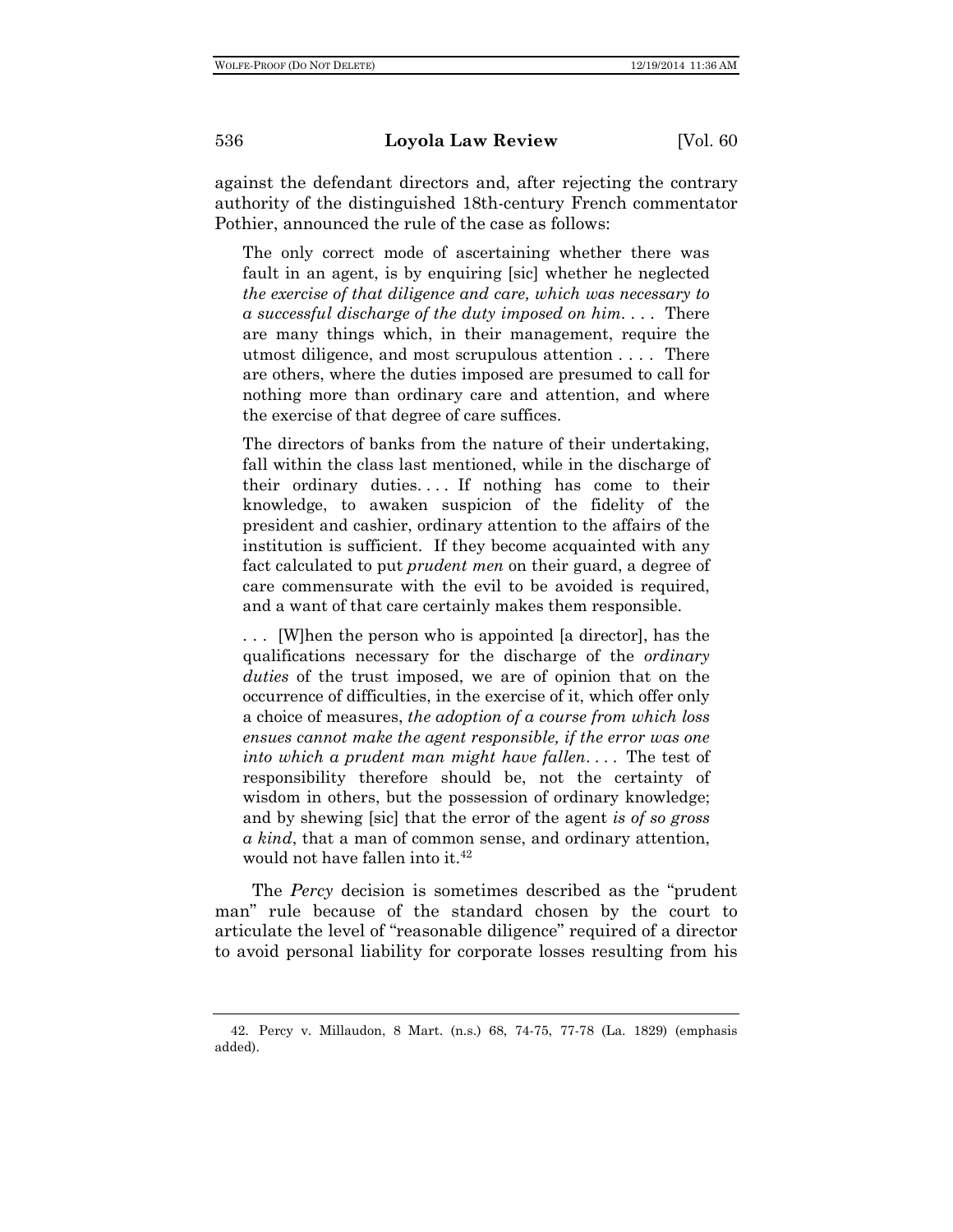against the defendant directors and, after rejecting the contrary authority of the distinguished 18th-century French commentator Pothier, announced the rule of the case as follows:

> The only correct mode of ascertaining whether there was fault in an agent, is by enquiring [sic] whether he neglected *the exercise of that diligence and care, which was necessary to a successful discharge of the duty imposed on him*. . . . There are many things which, in their management, require the utmost diligence, and most scrupulous attention . . . . There are others, where the duties imposed are presumed to call for nothing more than ordinary care and attention, and where the exercise of that degree of care suffices.
>
> The directors of banks from the nature of their undertaking, fall within the class last mentioned, while in the discharge of their ordinary duties. . . . If nothing has come to their knowledge, to awaken suspicion of the fidelity of the president and cashier, ordinary attention to the affairs of the institution is sufficient. If they become acquainted with any fact calculated to put *prudent men* on their guard, a degree of care commensurate with the evil to be avoided is required, and a want of that care certainly makes them responsible.
>
> . . . [W]hen the person who is appointed [a director], has the qualifications necessary for the discharge of the *ordinary duties* of the trust imposed, we are of opinion that on the occurrence of difficulties, in the exercise of it, which offer only a choice of measures, *the adoption of a course from which loss ensues cannot make the agent responsible, if the error was one into which a prudent man might have fallen*. . . . The test of responsibility therefore should be, not the certainty of wisdom in others, but the possession of ordinary knowledge; and by shewing [sic] that the error of the agent *is of so gross a kind*, that a man of common sense, and ordinary attention, would not have fallen into it.[42]

The *Percy* decision is sometimes described as the "prudent man" rule because of the standard chosen by the court to articulate the level of "reasonable diligence" required of a director to avoid personal liability for corporate losses resulting from his

---

42. Percy v. Millaudon, 8 Mart. (n.s.) 68, 74-75, 77-78 (La. 1829) (emphasis added).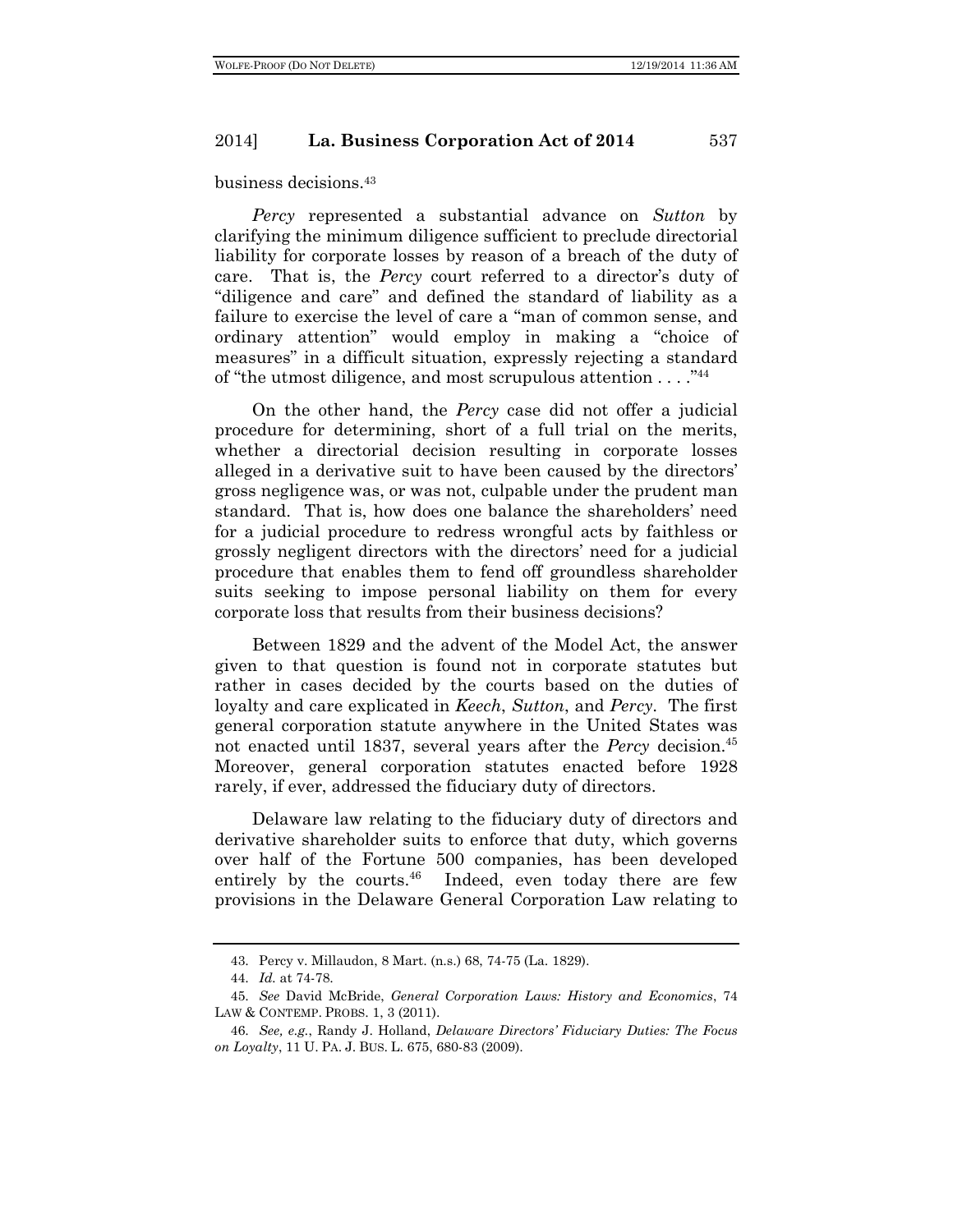business decisions.[43]

*Percy* represented a substantial advance on *Sutton* by clarifying the minimum diligence sufficient to preclude directorial liability for corporate losses by reason of a breach of the duty of care. That is, the *Percy* court referred to a director's duty of "diligence and care" and defined the standard of liability as a failure to exercise the level of care a "man of common sense, and ordinary attention" would employ in making a "choice of measures" in a difficult situation, expressly rejecting a standard of "the utmost diligence, and most scrupulous attention . . . ."[44]

On the other hand, the *Percy* case did not offer a judicial procedure for determining, short of a full trial on the merits, whether a directorial decision resulting in corporate losses alleged in a derivative suit to have been caused by the directors' gross negligence was, or was not, culpable under the prudent man standard. That is, how does one balance the shareholders' need for a judicial procedure to redress wrongful acts by faithless or grossly negligent directors with the directors' need for a judicial procedure that enables them to fend off groundless shareholder suits seeking to impose personal liability on them for every corporate loss that results from their business decisions?

Between 1829 and the advent of the Model Act, the answer given to that question is found not in corporate statutes but rather in cases decided by the courts based on the duties of loyalty and care explicated in *Keech*, *Sutton*, and *Percy*. The first general corporation statute anywhere in the United States was not enacted until 1837, several years after the *Percy* decision.[45] Moreover, general corporation statutes enacted before 1928 rarely, if ever, addressed the fiduciary duty of directors.

Delaware law relating to the fiduciary duty of directors and derivative shareholder suits to enforce that duty, which governs over half of the Fortune 500 companies, has been developed entirely by the courts.[46] Indeed, even today there are few provisions in the Delaware General Corporation Law relating to

---

43. Percy v. Millaudon, 8 Mart. (n.s.) 68, 74-75 (La. 1829).

44. *Id.* at 74-78.

45. *See* David McBride, *General Corporation Laws: History and Economics*, 74 LAW & CONTEMP. PROBS. 1, 3 (2011).

46. *See, e.g.*, Randy J. Holland, *Delaware Directors' Fiduciary Duties: The Focus on Loyalty*, 11 U. PA. J. BUS. L. 675, 680-83 (2009).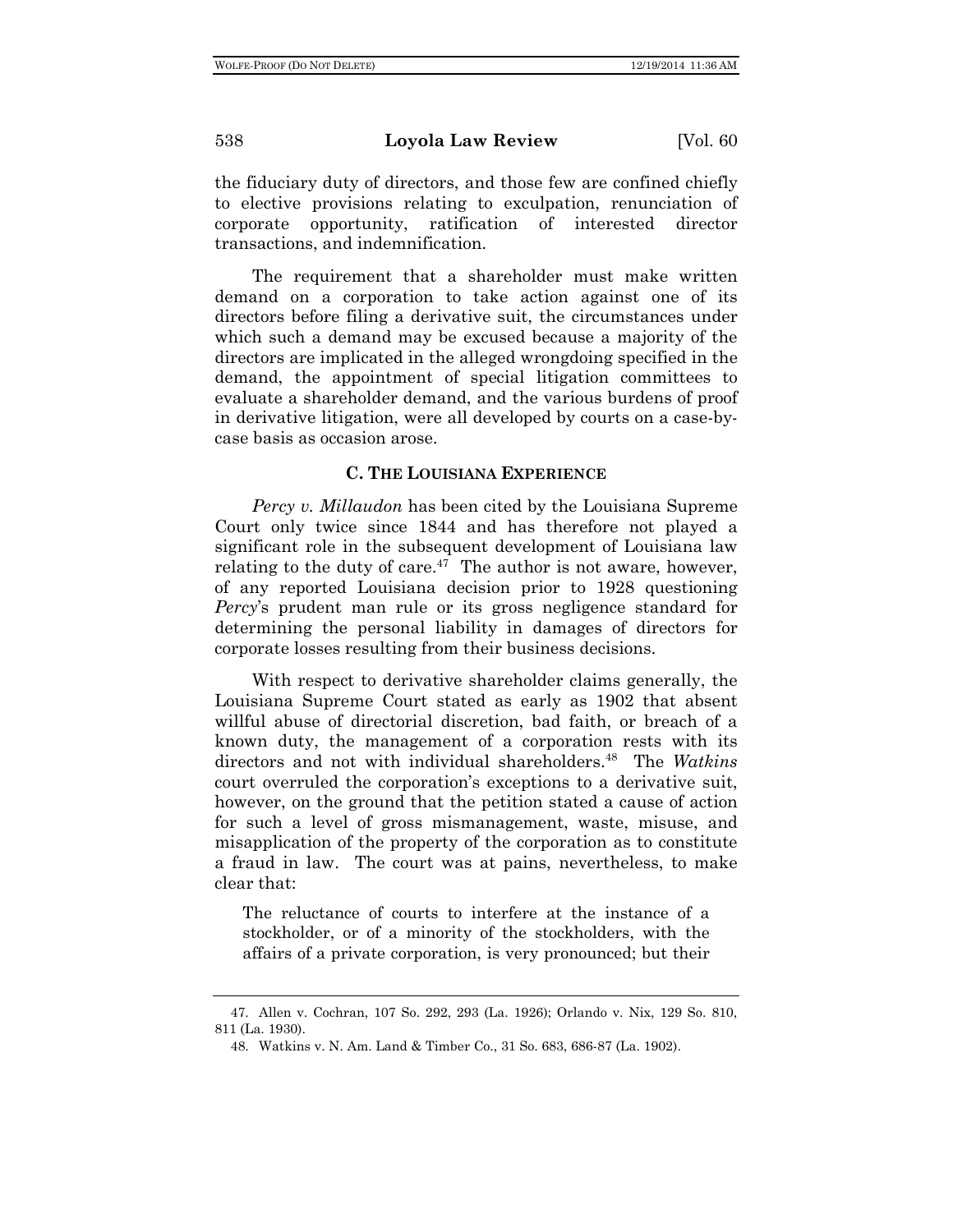the fiduciary duty of directors, and those few are confined chiefly to elective provisions relating to exculpation, renunciation of corporate opportunity, ratification of interested director transactions, and indemnification.

The requirement that a shareholder must make written demand on a corporation to take action against one of its directors before filing a derivative suit, the circumstances under which such a demand may be excused because a majority of the directors are implicated in the alleged wrongdoing specified in the demand, the appointment of special litigation committees to evaluate a shareholder demand, and the various burdens of proof in derivative litigation, were all developed by courts on a case-by-case basis as occasion arose.

### C. The Louisiana Experience

*Percy v. Millaudon* has been cited by the Louisiana Supreme Court only twice since 1844 and has therefore not played a significant role in the subsequent development of Louisiana law relating to the duty of care.[47] The author is not aware, however, of any reported Louisiana decision prior to 1928 questioning *Percy*'s prudent man rule or its gross negligence standard for determining the personal liability in damages of directors for corporate losses resulting from their business decisions.

With respect to derivative shareholder claims generally, the Louisiana Supreme Court stated as early as 1902 that absent willful abuse of directorial discretion, bad faith, or breach of a known duty, the management of a corporation rests with its directors and not with individual shareholders.[48] The *Watkins* court overruled the corporation's exceptions to a derivative suit, however, on the ground that the petition stated a cause of action for such a level of gross mismanagement, waste, misuse, and misapplication of the property of the corporation as to constitute a fraud in law. The court was at pains, nevertheless, to make clear that:

> The reluctance of courts to interfere at the instance of a stockholder, or of a minority of the stockholders, with the affairs of a private corporation, is very pronounced; but their

---

47. Allen v. Cochran, 107 So. 292, 293 (La. 1926); Orlando v. Nix, 129 So. 810, 811 (La. 1930).

48. Watkins v. N. Am. Land & Timber Co., 31 So. 683, 686-87 (La. 1902).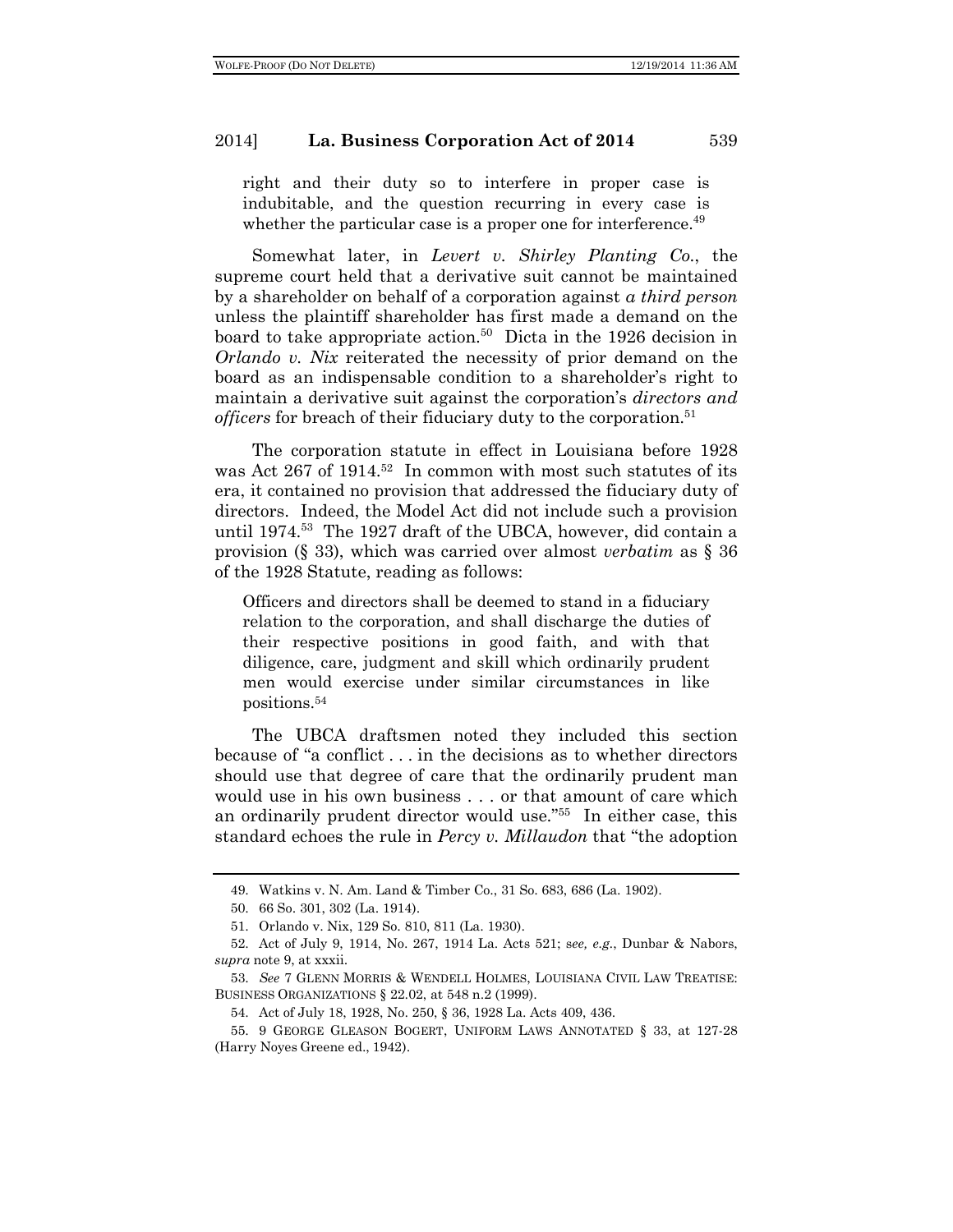> right and their duty so to interfere in proper case is indubitable, and the question recurring in every case is whether the particular case is a proper one for interference.[49]

Somewhat later, in *Levert v. Shirley Planting Co.*, the supreme court held that a derivative suit cannot be maintained by a shareholder on behalf of a corporation against *a third person* unless the plaintiff shareholder has first made a demand on the board to take appropriate action.[50] Dicta in the 1926 decision in *Orlando v. Nix* reiterated the necessity of prior demand on the board as an indispensable condition to a shareholder's right to maintain a derivative suit against the corporation's *directors and officers* for breach of their fiduciary duty to the corporation.[51]

The corporation statute in effect in Louisiana before 1928 was Act 267 of 1914.[52] In common with most such statutes of its era, it contained no provision that addressed the fiduciary duty of directors. Indeed, the Model Act did not include such a provision until 1974.[53] The 1927 draft of the UBCA, however, did contain a provision (§ 33), which was carried over almost *verbatim* as § 36 of the 1928 Statute, reading as follows:

> Officers and directors shall be deemed to stand in a fiduciary relation to the corporation, and shall discharge the duties of their respective positions in good faith, and with that diligence, care, judgment and skill which ordinarily prudent men would exercise under similar circumstances in like positions.[54]

The UBCA draftsmen noted they included this section because of "a conflict . . . in the decisions as to whether directors should use that degree of care that the ordinarily prudent man would use in his own business . . . or that amount of care which an ordinarily prudent director would use."[55] In either case, this standard echoes the rule in *Percy v. Millaudon* that "the adoption

---

49. Watkins v. N. Am. Land & Timber Co., 31 So. 683, 686 (La. 1902).

50. 66 So. 301, 302 (La. 1914).

51. Orlando v. Nix, 129 So. 810, 811 (La. 1930).

52. Act of July 9, 1914, No. 267, 1914 La. Acts 521; *see, e.g.*, Dunbar & Nabors, *supra* note 9, at xxxii.

53. *See* 7 GLENN MORRIS & WENDELL HOLMES, LOUISIANA CIVIL LAW TREATISE: BUSINESS ORGANIZATIONS § 22.02, at 548 n.2 (1999).

54. Act of July 18, 1928, No. 250, § 36, 1928 La. Acts 409, 436.

55. 9 GEORGE GLEASON BOGERT, UNIFORM LAWS ANNOTATED § 33, at 127-28 (Harry Noyes Greene ed., 1942).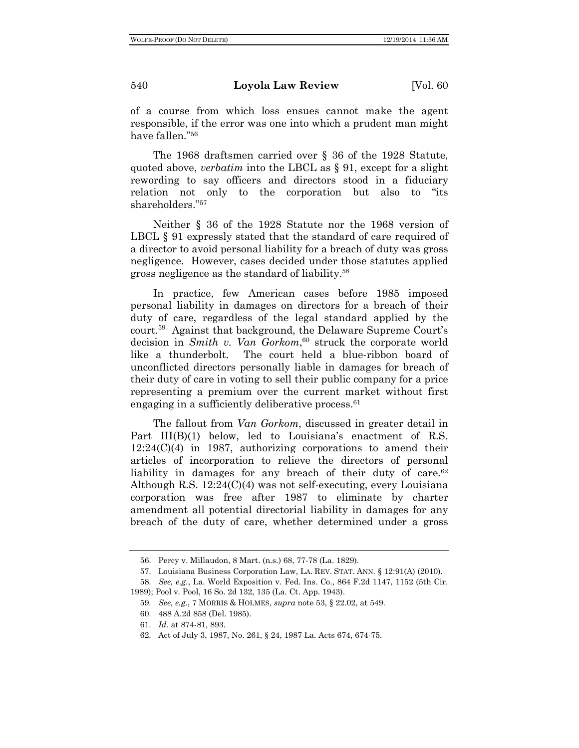of a course from which loss ensues cannot make the agent responsible, if the error was one into which a prudent man might have fallen."[56]

The 1968 draftsmen carried over § 36 of the 1928 Statute, quoted above, *verbatim* into the LBCL as § 91, except for a slight rewording to say officers and directors stood in a fiduciary relation not only to the corporation but also to "its shareholders."[57]

Neither § 36 of the 1928 Statute nor the 1968 version of LBCL § 91 expressly stated that the standard of care required of a director to avoid personal liability for a breach of duty was gross negligence. However, cases decided under those statutes applied gross negligence as the standard of liability.[58]

In practice, few American cases before 1985 imposed personal liability in damages on directors for a breach of their duty of care, regardless of the legal standard applied by the court.[59] Against that background, the Delaware Supreme Court's decision in *Smith v. Van Gorkom*,[60] struck the corporate world like a thunderbolt. The court held a blue-ribbon board of unconflicted directors personally liable in damages for breach of their duty of care in voting to sell their public company for a price representing a premium over the current market without first engaging in a sufficiently deliberative process.[61]

The fallout from *Van Gorkom*, discussed in greater detail in Part III(B)(1) below, led to Louisiana's enactment of R.S. 12:24(C)(4) in 1987, authorizing corporations to amend their articles of incorporation to relieve the directors of personal liability in damages for any breach of their duty of care.[62] Although R.S. 12:24(C)(4) was not self-executing, every Louisiana corporation was free after 1987 to eliminate by charter amendment all potential directorial liability in damages for any breach of the duty of care, whether determined under a gross

---

56. Percy v. Millaudon, 8 Mart. (n.s.) 68, 77-78 (La. 1829).

57. Louisiana Business Corporation Law, LA. REV. STAT. ANN. § 12:91(A) (2010).

58. *See, e.g.*, La. World Exposition v. Fed. Ins. Co., 864 F.2d 1147, 1152 (5th Cir. 1989); Pool v. Pool, 16 So. 2d 132, 135 (La. Ct. App. 1943).

59. *See, e.g.*, 7 MORRIS & HOLMES, *supra* note 53, § 22.02, at 549.

60. 488 A.2d 858 (Del. 1985).

61. *Id.* at 874-81, 893.

62. Act of July 3, 1987, No. 261, § 24, 1987 La. Acts 674, 674-75.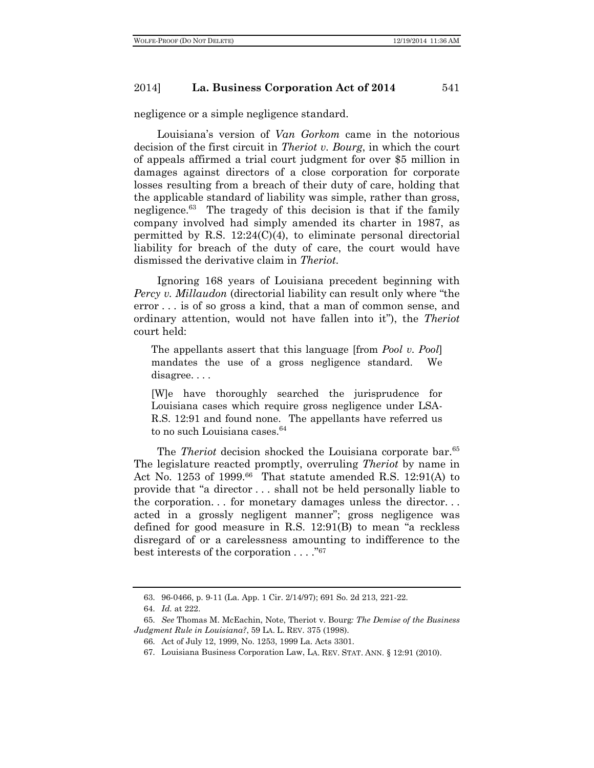negligence or a simple negligence standard.

Louisiana's version of *Van Gorkom* came in the notorious decision of the first circuit in *Theriot v. Bourg*, in which the court of appeals affirmed a trial court judgment for over $5 million in damages against directors of a close corporation for corporate losses resulting from a breach of their duty of care, holding that the applicable standard of liability was simple, rather than gross, negligence.[63] The tragedy of this decision is that if the family company involved had simply amended its charter in 1987, as permitted by R.S. 12:24(C)(4), to eliminate personal directorial liability for breach of the duty of care, the court would have dismissed the derivative claim in *Theriot*.

Ignoring 168 years of Louisiana precedent beginning with *Percy v. Millaudon* (directorial liability can result only where "the error . . . is of so gross a kind, that a man of common sense, and ordinary attention, would not have fallen into it"), the *Theriot* court held:

> The appellants assert that this language [from *Pool v. Pool*] mandates the use of a gross negligence standard. We disagree. . . .
>
> [W]e have thoroughly searched the jurisprudence for Louisiana cases which require gross negligence under LSA-R.S. 12:91 and found none. The appellants have referred us to no such Louisiana cases.[64]

The *Theriot* decision shocked the Louisiana corporate bar.[65] The legislature reacted promptly, overruling *Theriot* by name in Act No. 1253 of 1999.[66] That statute amended R.S. 12:91(A) to provide that "a director . . . shall not be held personally liable to the corporation. . . for monetary damages unless the director. . . acted in a grossly negligent manner"; gross negligence was defined for good measure in R.S. 12:91(B) to mean "a reckless disregard of or a carelessness amounting to indifference to the best interests of the corporation . . . ."[67]

---

63. 96-0466, p. 9-11 (La. App. 1 Cir. 2/14/97); 691 So. 2d 213, 221-22.

64. *Id.* at 222.

65. *See* Thomas M. McEachin, Note, Theriot v. Bourg*: The Demise of the Business Judgment Rule in Louisiana?*, 59 LA. L. REV. 375 (1998).

66. Act of July 12, 1999, No. 1253, 1999 La. Acts 3301.

67. Louisiana Business Corporation Law, LA. REV. STAT. ANN. § 12:91 (2010).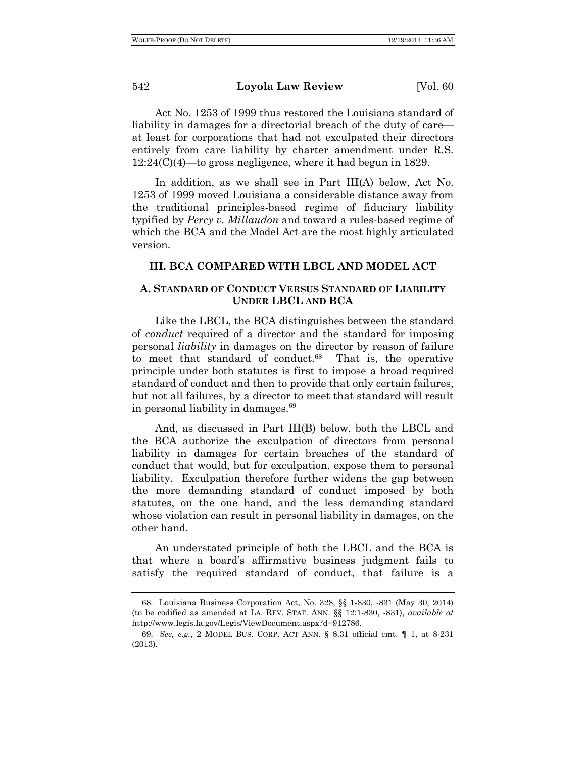Act No. 1253 of 1999 thus restored the Louisiana standard of liability in damages for a directorial breach of the duty of care—at least for corporations that had not exculpated their directors entirely from care liability by charter amendment under R.S. 12:24(C)(4)—to gross negligence, where it had begun in 1829.

In addition, as we shall see in Part III(A) below, Act No. 1253 of 1999 moved Louisiana a considerable distance away from the traditional principles-based regime of fiduciary liability typified by *Percy v. Millaudon* and toward a rules-based regime of which the BCA and the Model Act are the most highly articulated version.

## III. BCA COMPARED WITH LBCL AND MODEL ACT

### A. STANDARD OF CONDUCT VERSUS STANDARD OF LIABILITY UNDER LBCL AND BCA

Like the LBCL, the BCA distinguishes between the standard of *conduct* required of a director and the standard for imposing personal *liability* in damages on the director by reason of failure to meet that standard of conduct.[68] That is, the operative principle under both statutes is first to impose a broad required standard of conduct and then to provide that only certain failures, but not all failures, by a director to meet that standard will result in personal liability in damages.[69]

And, as discussed in Part III(B) below, both the LBCL and the BCA authorize the exculpation of directors from personal liability in damages for certain breaches of the standard of conduct that would, but for exculpation, expose them to personal liability. Exculpation therefore further widens the gap between the more demanding standard of conduct imposed by both statutes, on the one hand, and the less demanding standard whose violation can result in personal liability in damages, on the other hand.

An understated principle of both the LBCL and the BCA is that where a board's affirmative business judgment fails to satisfy the required standard of conduct, that failure is a

---

68. Louisiana Business Corporation Act, No. 328, §§ 1-830, -831 (May 30, 2014) (to be codified as amended at LA. REV. STAT. ANN. §§ 12:1-830, -831), *available at* http://www.legis.la.gov/Legis/ViewDocument.aspx?d=912786.

69. *See, e.g.*, 2 MODEL BUS. CORP. ACT ANN. § 8.31 official cmt. ¶ 1, at 8-231 (2013).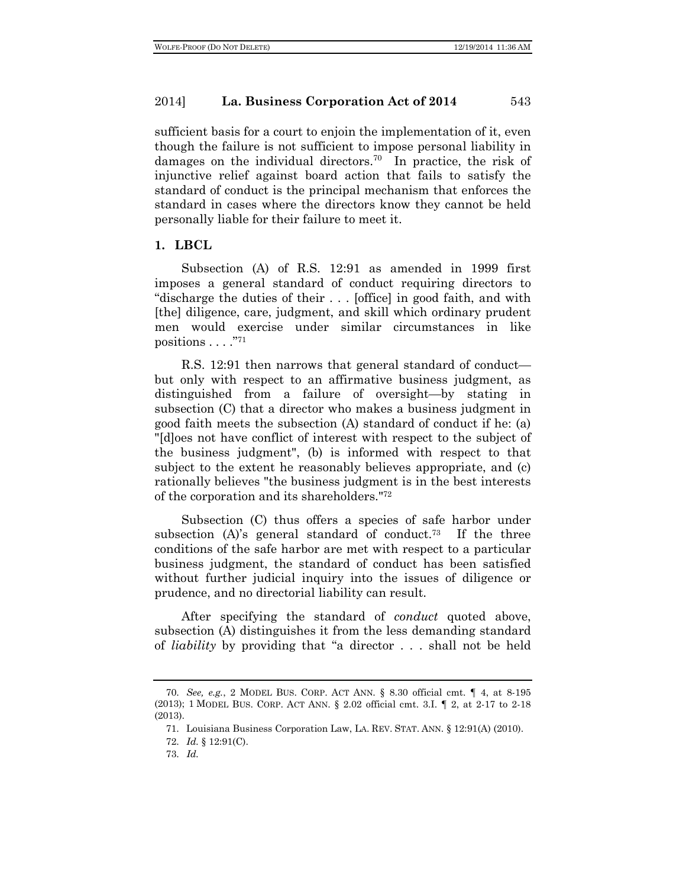sufficient basis for a court to enjoin the implementation of it, even though the failure is not sufficient to impose personal liability in damages on the individual directors.[70] In practice, the risk of injunctive relief against board action that fails to satisfy the standard of conduct is the principal mechanism that enforces the standard in cases where the directors know they cannot be held personally liable for their failure to meet it.

### 1. LBCL

Subsection (A) of R.S. 12:91 as amended in 1999 first imposes a general standard of conduct requiring directors to "discharge the duties of their . . . [office] in good faith, and with [the] diligence, care, judgment, and skill which ordinary prudent men would exercise under similar circumstances in like positions . . . ."[71]

R.S. 12:91 then narrows that general standard of conduct—but only with respect to an affirmative business judgment, as distinguished from a failure of oversight—by stating in subsection (C) that a director who makes a business judgment in good faith meets the subsection (A) standard of conduct if he: (a) "[d]oes not have conflict of interest with respect to the subject of the business judgment", (b) is informed with respect to that subject to the extent he reasonably believes appropriate, and (c) rationally believes "the business judgment is in the best interests of the corporation and its shareholders."[72]

Subsection (C) thus offers a species of safe harbor under subsection (A)'s general standard of conduct.[73] If the three conditions of the safe harbor are met with respect to a particular business judgment, the standard of conduct has been satisfied without further judicial inquiry into the issues of diligence or prudence, and no directorial liability can result.

After specifying the standard of *conduct* quoted above, subsection (A) distinguishes it from the less demanding standard of *liability* by providing that "a director . . . shall not be held

---

70. *See, e.g.*, 2 MODEL BUS. CORP. ACT ANN. § 8.30 official cmt. ¶ 4, at 8-195 (2013); 1 MODEL BUS. CORP. ACT ANN. § 2.02 official cmt. 3.I. ¶ 2, at 2-17 to 2-18 (2013).

71. Louisiana Business Corporation Law, LA. REV. STAT. ANN. § 12:91(A) (2010).

72. *Id.* § 12:91(C).

73. *Id.*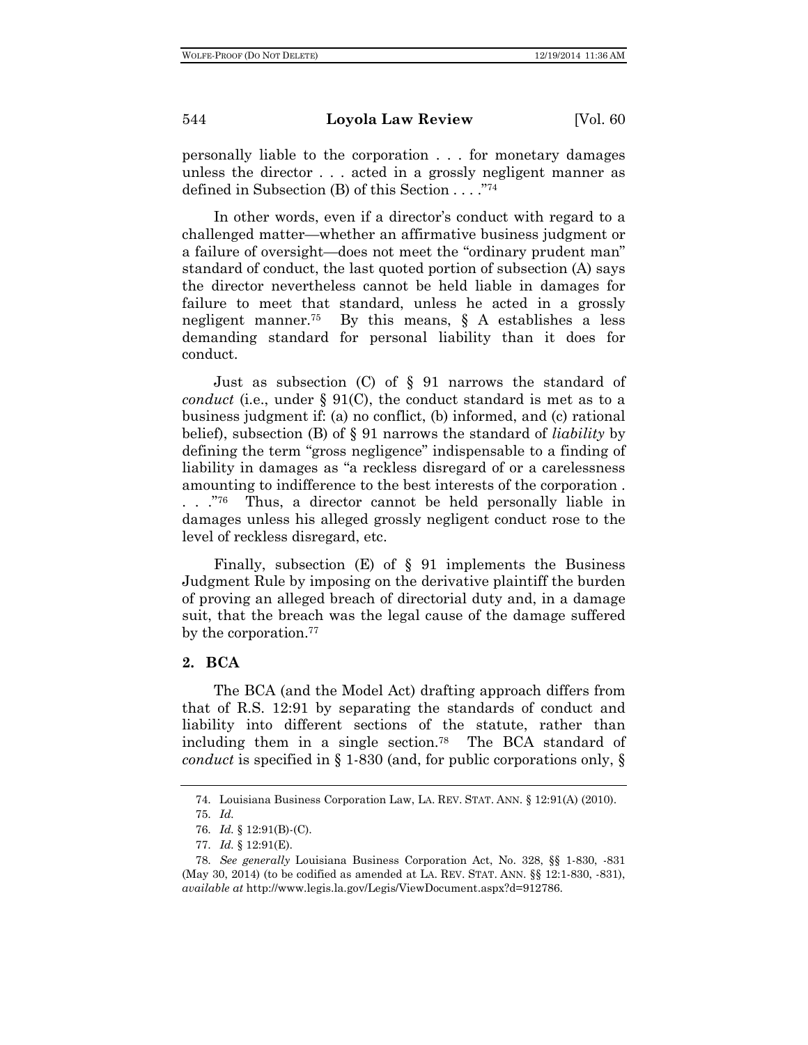personally liable to the corporation . . . for monetary damages unless the director . . . acted in a grossly negligent manner as defined in Subsection (B) of this Section . . . ."[74]

In other words, even if a director's conduct with regard to a challenged matter—whether an affirmative business judgment or a failure of oversight—does not meet the "ordinary prudent man" standard of conduct, the last quoted portion of subsection (A) says the director nevertheless cannot be held liable in damages for failure to meet that standard, unless he acted in a grossly negligent manner.[75] By this means, § A establishes a less demanding standard for personal liability than it does for conduct.

Just as subsection (C) of § 91 narrows the standard of *conduct* (i.e., under § 91(C), the conduct standard is met as to a business judgment if: (a) no conflict, (b) informed, and (c) rational belief), subsection (B) of § 91 narrows the standard of *liability* by defining the term "gross negligence" indispensable to a finding of liability in damages as "a reckless disregard of or a carelessness amounting to indifference to the best interests of the corporation . . . ."[76] Thus, a director cannot be held personally liable in damages unless his alleged grossly negligent conduct rose to the level of reckless disregard, etc.

Finally, subsection (E) of § 91 implements the Business Judgment Rule by imposing on the derivative plaintiff the burden of proving an alleged breach of directorial duty and, in a damage suit, that the breach was the legal cause of the damage suffered by the corporation.[77]

### 2. BCA

The BCA (and the Model Act) drafting approach differs from that of R.S. 12:91 by separating the standards of conduct and liability into different sections of the statute, rather than including them in a single section.[78] The BCA standard of *conduct* is specified in § 1-830 (and, for public corporations only, §

---

74. Louisiana Business Corporation Law, LA. REV. STAT. ANN. § 12:91(A) (2010).

75. *Id.*

76. *Id.* § 12:91(B)-(C).

77. *Id.* § 12:91(E).

78. *See generally* Louisiana Business Corporation Act, No. 328, §§ 1-830, -831 (May 30, 2014) (to be codified as amended at LA. REV. STAT. ANN. §§ 12:1-830, -831), *available at* http://www.legis.la.gov/Legis/ViewDocument.aspx?d=912786.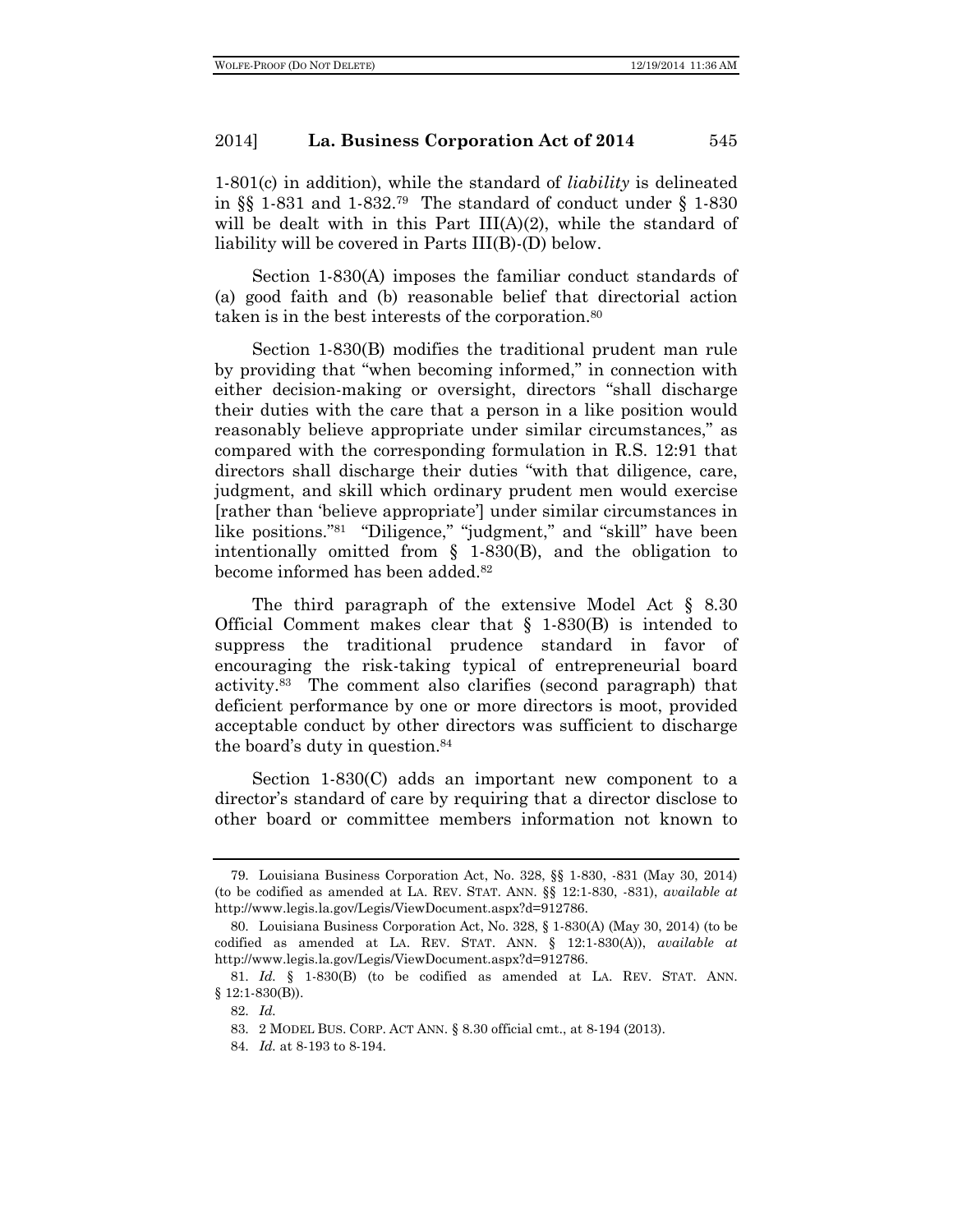1-801(c) in addition), while the standard of *liability* is delineated in §§ 1-831 and 1-832.[79] The standard of conduct under § 1-830 will be dealt with in this Part III(A)(2), while the standard of liability will be covered in Parts III(B)-(D) below.

Section 1-830(A) imposes the familiar conduct standards of (a) good faith and (b) reasonable belief that directorial action taken is in the best interests of the corporation.[80]

Section 1-830(B) modifies the traditional prudent man rule by providing that "when becoming informed," in connection with either decision-making or oversight, directors "shall discharge their duties with the care that a person in a like position would reasonably believe appropriate under similar circumstances," as compared with the corresponding formulation in R.S. 12:91 that directors shall discharge their duties "with that diligence, care, judgment, and skill which ordinary prudent men would exercise [rather than 'believe appropriate'] under similar circumstances in like positions."[81] "Diligence," "judgment," and "skill" have been intentionally omitted from § 1-830(B), and the obligation to become informed has been added.[82]

The third paragraph of the extensive Model Act § 8.30 Official Comment makes clear that § 1-830(B) is intended to suppress the traditional prudence standard in favor of encouraging the risk-taking typical of entrepreneurial board activity.[83] The comment also clarifies (second paragraph) that deficient performance by one or more directors is moot, provided acceptable conduct by other directors was sufficient to discharge the board's duty in question.[84]

Section 1-830(C) adds an important new component to a director's standard of care by requiring that a director disclose to other board or committee members information not known to

---

79. Louisiana Business Corporation Act, No. 328, §§ 1-830, -831 (May 30, 2014) (to be codified as amended at LA. REV. STAT. ANN. §§ 12:1-830, -831), *available at* http://www.legis.la.gov/Legis/ViewDocument.aspx?d=912786.

80. Louisiana Business Corporation Act, No. 328, § 1-830(A) (May 30, 2014) (to be codified as amended at LA. REV. STAT. ANN. § 12:1-830(A)), *available at* http://www.legis.la.gov/Legis/ViewDocument.aspx?d=912786.

81. *Id.* § 1-830(B) (to be codified as amended at LA. REV. STAT. ANN. § 12:1-830(B)).

82. *Id.*

83. 2 MODEL BUS. CORP. ACT ANN. § 8.30 official cmt., at 8-194 (2013).

84. *Id.* at 8-193 to 8-194.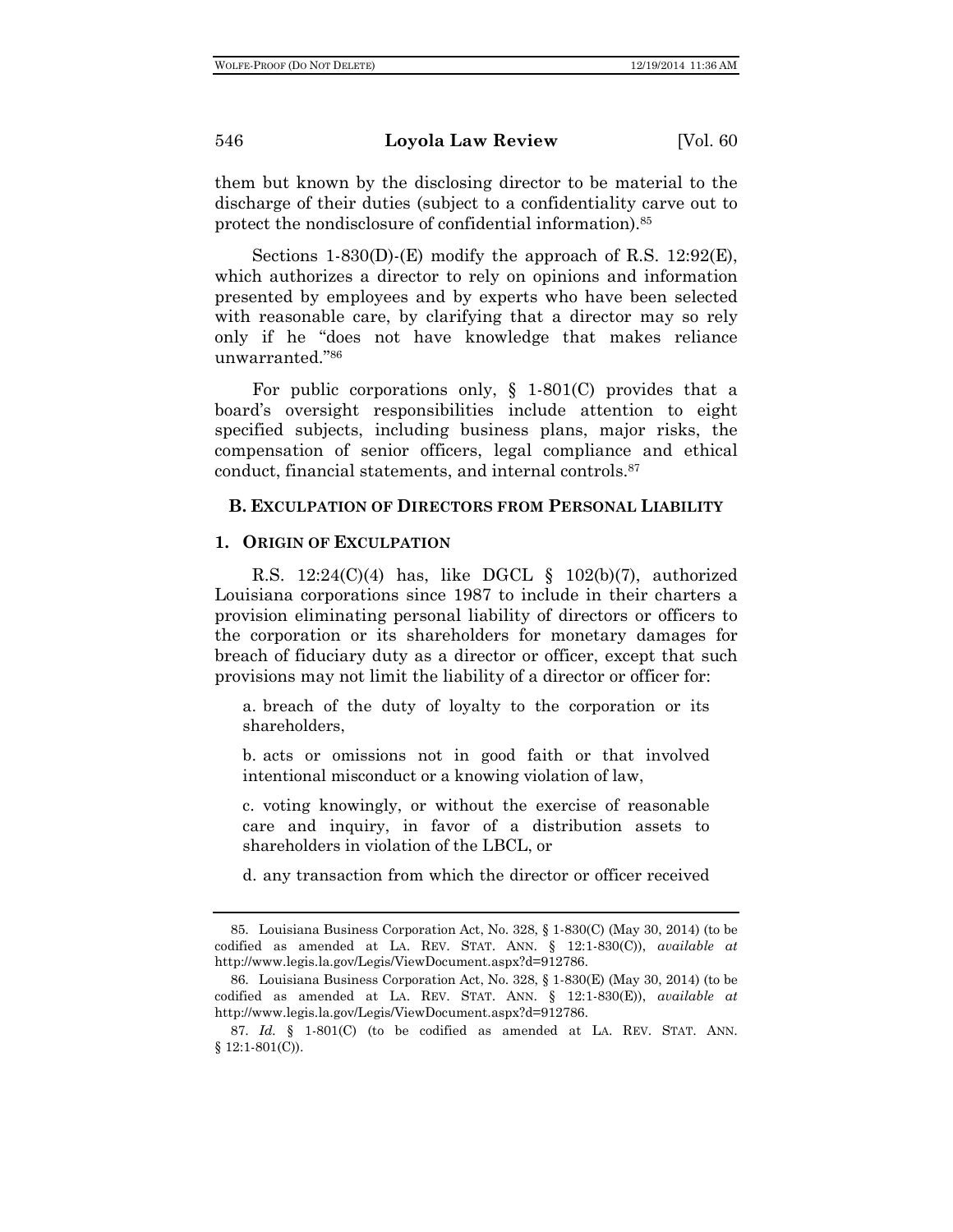them but known by the disclosing director to be material to the discharge of their duties (subject to a confidentiality carve out to protect the nondisclosure of confidential information).[85]

Sections 1-830(D)-(E) modify the approach of R.S. 12:92(E), which authorizes a director to rely on opinions and information presented by employees and by experts who have been selected with reasonable care, by clarifying that a director may so rely only if he "does not have knowledge that makes reliance unwarranted."[86]

For public corporations only, § 1-801(C) provides that a board's oversight responsibilities include attention to eight specified subjects, including business plans, major risks, the compensation of senior officers, legal compliance and ethical conduct, financial statements, and internal controls.[87]

### B. Exculpation of Directors from Personal Liability

#### 1. Origin of Exculpation

R.S. 12:24(C)(4) has, like DGCL § 102(b)(7), authorized Louisiana corporations since 1987 to include in their charters a provision eliminating personal liability of directors or officers to the corporation or its shareholders for monetary damages for breach of fiduciary duty as a director or officer, except that such provisions may not limit the liability of a director or officer for:

> a. breach of the duty of loyalty to the corporation or its shareholders,
>
> b. acts or omissions not in good faith or that involved intentional misconduct or a knowing violation of law,
>
> c. voting knowingly, or without the exercise of reasonable care and inquiry, in favor of a distribution assets to shareholders in violation of the LBCL, or
>
> d. any transaction from which the director or officer received

---

85. Louisiana Business Corporation Act, No. 328, § 1-830(C) (May 30, 2014) (to be codified as amended at LA. REV. STAT. ANN. § 12:1-830(C)), *available at* http://www.legis.la.gov/Legis/ViewDocument.aspx?d=912786.

86. Louisiana Business Corporation Act, No. 328, § 1-830(E) (May 30, 2014) (to be codified as amended at LA. REV. STAT. ANN. § 12:1-830(E)), *available at* http://www.legis.la.gov/Legis/ViewDocument.aspx?d=912786.

87. *Id.* § 1-801(C) (to be codified as amended at LA. REV. STAT. ANN. § 12:1-801(C)).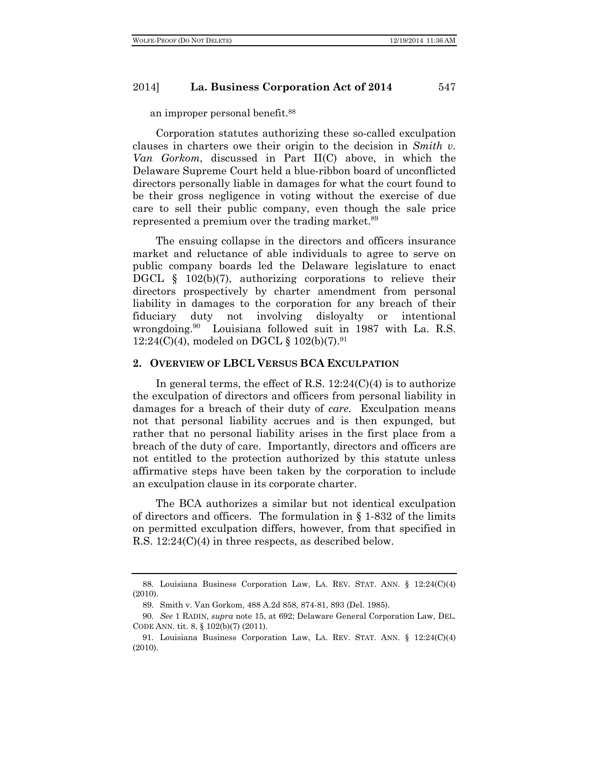an improper personal benefit.[88]

Corporation statutes authorizing these so-called exculpation clauses in charters owe their origin to the decision in *Smith v. Van Gorkom*, discussed in Part II(C) above, in which the Delaware Supreme Court held a blue-ribbon board of unconflicted directors personally liable in damages for what the court found to be their gross negligence in voting without the exercise of due care to sell their public company, even though the sale price represented a premium over the trading market.[89]

The ensuing collapse in the directors and officers insurance market and reluctance of able individuals to agree to serve on public company boards led the Delaware legislature to enact DGCL § 102(b)(7), authorizing corporations to relieve their directors prospectively by charter amendment from personal liability in damages to the corporation for any breach of their fiduciary duty not involving disloyalty or intentional wrongdoing.[90] Louisiana followed suit in 1987 with La. R.S. 12:24(C)(4), modeled on DGCL § 102(b)(7).[91]

## 2. Overview of LBCL Versus BCA Exculpation

In general terms, the effect of R.S. 12:24(C)(4) is to authorize the exculpation of directors and officers from personal liability in damages for a breach of their duty of *care*. Exculpation means not that personal liability accrues and is then expunged, but rather that no personal liability arises in the first place from a breach of the duty of care. Importantly, directors and officers are not entitled to the protection authorized by this statute unless affirmative steps have been taken by the corporation to include an exculpation clause in its corporate charter.

The BCA authorizes a similar but not identical exculpation of directors and officers. The formulation in § 1-832 of the limits on permitted exculpation differs, however, from that specified in R.S. 12:24(C)(4) in three respects, as described below.

---

88. Louisiana Business Corporation Law, LA. REV. STAT. ANN. § 12:24(C)(4) (2010).

89. Smith v. Van Gorkom, 488 A.2d 858, 874-81, 893 (Del. 1985).

90. *See* 1 RADIN, *supra* note 15, at 692; Delaware General Corporation Law, DEL. CODE ANN. tit. 8, § 102(b)(7) (2011).

91. Louisiana Business Corporation Law, LA. REV. STAT. ANN. § 12:24(C)(4) (2010).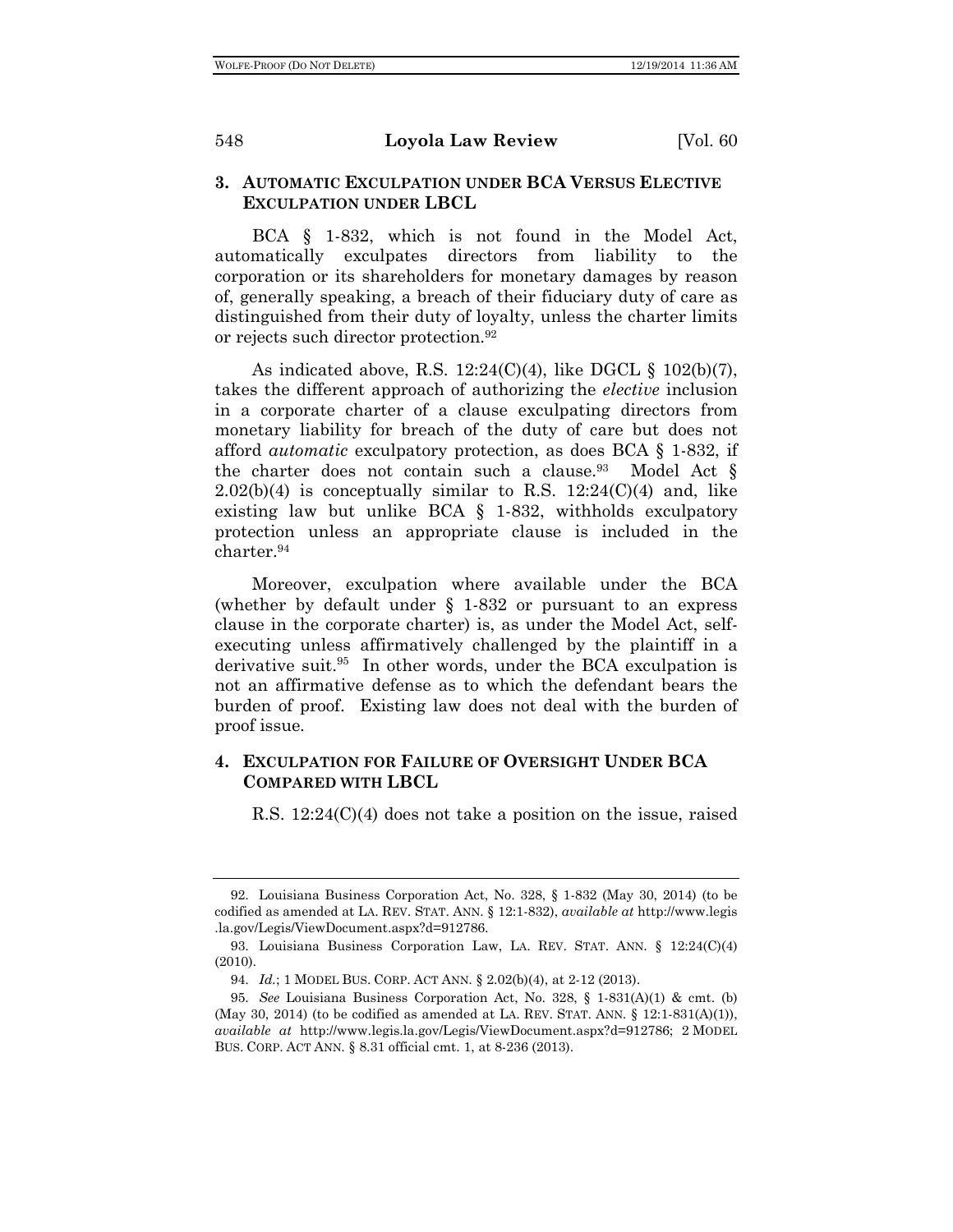### 3. AUTOMATIC EXCULPATION UNDER BCA VERSUS ELECTIVE EXCULPATION UNDER LBCL

BCA § 1-832, which is not found in the Model Act, automatically exculpates directors from liability to the corporation or its shareholders for monetary damages by reason of, generally speaking, a breach of their fiduciary duty of care as distinguished from their duty of loyalty, unless the charter limits or rejects such director protection.[92]

As indicated above, R.S. 12:24(C)(4), like DGCL § 102(b)(7), takes the different approach of authorizing the *elective* inclusion in a corporate charter of a clause exculpating directors from monetary liability for breach of the duty of care but does not afford *automatic* exculpatory protection, as does BCA § 1-832, if the charter does not contain such a clause.[93] Model Act § 2.02(b)(4) is conceptually similar to R.S. 12:24(C)(4) and, like existing law but unlike BCA § 1-832, withholds exculpatory protection unless an appropriate clause is included in the charter.[94]

Moreover, exculpation where available under the BCA (whether by default under § 1-832 or pursuant to an express clause in the corporate charter) is, as under the Model Act, self-executing unless affirmatively challenged by the plaintiff in a derivative suit.[95] In other words, under the BCA exculpation is not an affirmative defense as to which the defendant bears the burden of proof. Existing law does not deal with the burden of proof issue.

### 4. EXCULPATION FOR FAILURE OF OVERSIGHT UNDER BCA COMPARED WITH LBCL

R.S. 12:24(C)(4) does not take a position on the issue, raised

---

92. Louisiana Business Corporation Act, No. 328, § 1-832 (May 30, 2014) (to be codified as amended at LA. REV. STAT. ANN. § 12:1-832), *available at* http://www.legis.la.gov/Legis/ViewDocument.aspx?d=912786.

93. Louisiana Business Corporation Law, LA. REV. STAT. ANN. § 12:24(C)(4) (2010).

94. *Id.*; 1 MODEL BUS. CORP. ACT ANN. § 2.02(b)(4), at 2-12 (2013).

95. *See* Louisiana Business Corporation Act, No. 328, § 1-831(A)(1) & cmt. (b) (May 30, 2014) (to be codified as amended at LA. REV. STAT. ANN. § 12:1-831(A)(1)), *available at* http://www.legis.la.gov/Legis/ViewDocument.aspx?d=912786; 2 MODEL BUS. CORP. ACT ANN. § 8.31 official cmt. 1, at 8-236 (2013).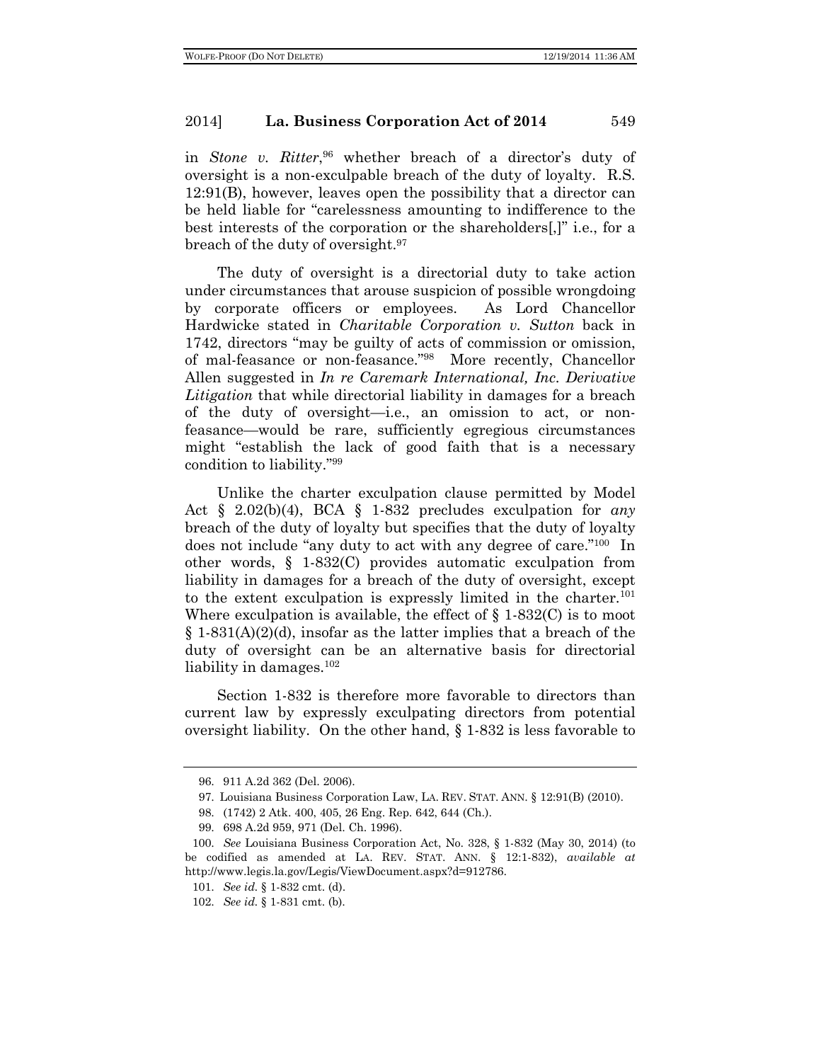in *Stone v. Ritter*,[96] whether breach of a director's duty of oversight is a non-exculpable breach of the duty of loyalty. R.S. 12:91(B), however, leaves open the possibility that a director can be held liable for "carelessness amounting to indifference to the best interests of the corporation or the shareholders[,]" i.e., for a breach of the duty of oversight.[97]

The duty of oversight is a directorial duty to take action under circumstances that arouse suspicion of possible wrongdoing by corporate officers or employees. As Lord Chancellor Hardwicke stated in *Charitable Corporation v. Sutton* back in 1742, directors "may be guilty of acts of commission or omission, of mal-feasance or non-feasance."[98] More recently, Chancellor Allen suggested in *In re Caremark International, Inc. Derivative Litigation* that while directorial liability in damages for a breach of the duty of oversight—i.e., an omission to act, or non-feasance—would be rare, sufficiently egregious circumstances might "establish the lack of good faith that is a necessary condition to liability."[99]

Unlike the charter exculpation clause permitted by Model Act § 2.02(b)(4), BCA § 1-832 precludes exculpation for *any* breach of the duty of loyalty but specifies that the duty of loyalty does not include "any duty to act with any degree of care."[100] In other words, § 1-832(C) provides automatic exculpation from liability in damages for a breach of the duty of oversight, except to the extent exculpation is expressly limited in the charter.[101] Where exculpation is available, the effect of § 1-832(C) is to moot § 1-831(A)(2)(d), insofar as the latter implies that a breach of the duty of oversight can be an alternative basis for directorial liability in damages.[102]

Section 1-832 is therefore more favorable to directors than current law by expressly exculpating directors from potential oversight liability. On the other hand, § 1-832 is less favorable to

---

96. 911 A.2d 362 (Del. 2006).

97. Louisiana Business Corporation Law, LA. REV. STAT. ANN. § 12:91(B) (2010).

98. (1742) 2 Atk. 400, 405, 26 Eng. Rep. 642, 644 (Ch.).

99. 698 A.2d 959, 971 (Del. Ch. 1996).

100. *See* Louisiana Business Corporation Act, No. 328, § 1-832 (May 30, 2014) (to be codified as amended at LA. REV. STAT. ANN. § 12:1-832), *available at* http://www.legis.la.gov/Legis/ViewDocument.aspx?d=912786.

101. *See id.* § 1-832 cmt. (d).

102. *See id.* § 1-831 cmt. (b).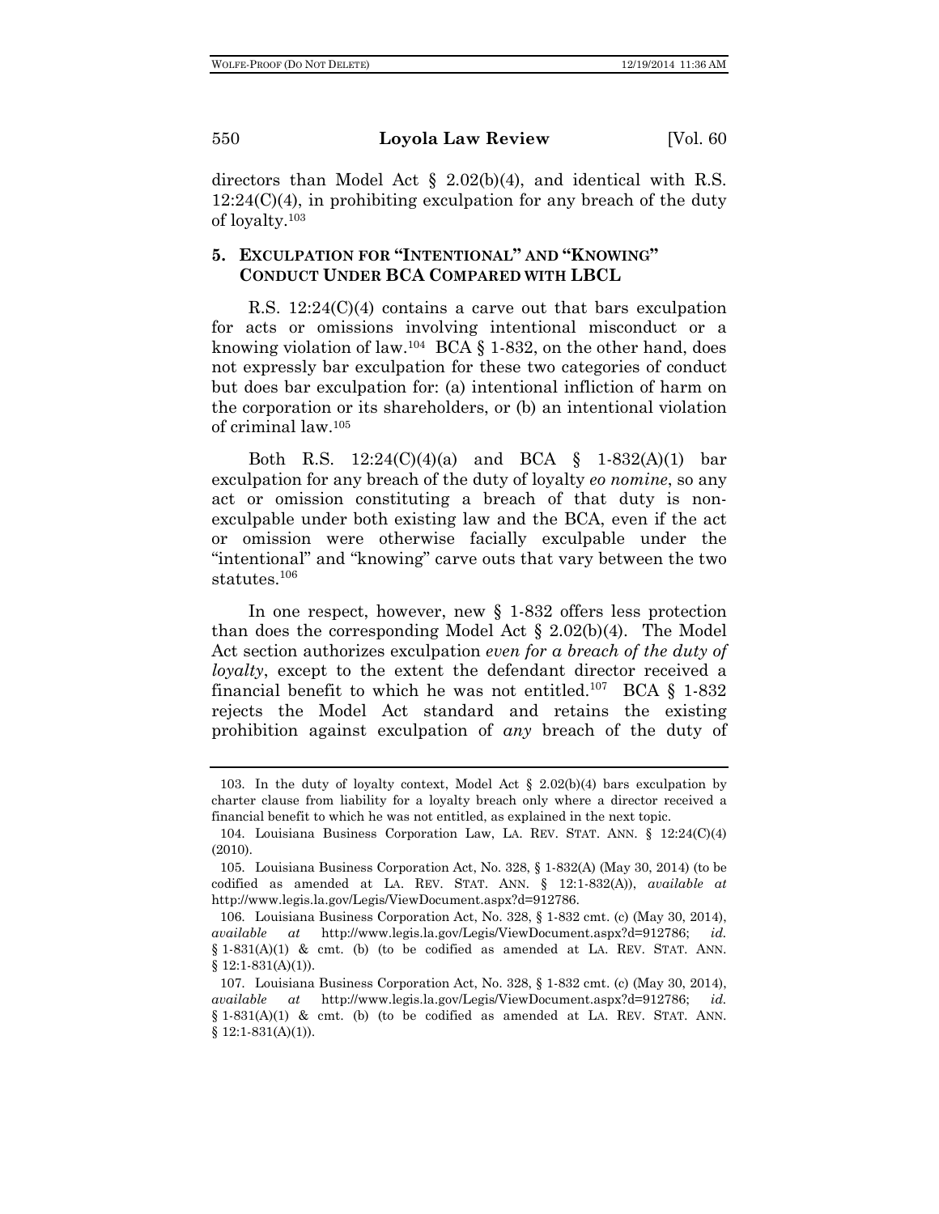directors than Model Act § 2.02(b)(4), and identical with R.S. 12:24(C)(4), in prohibiting exculpation for any breach of the duty of loyalty.[103]

### 5. EXCULPATION FOR "INTENTIONAL" AND "KNOWING" CONDUCT UNDER BCA COMPARED WITH LBCL

R.S. 12:24(C)(4) contains a carve out that bars exculpation for acts or omissions involving intentional misconduct or a knowing violation of law.[104] BCA § 1-832, on the other hand, does not expressly bar exculpation for these two categories of conduct but does bar exculpation for: (a) intentional infliction of harm on the corporation or its shareholders, or (b) an intentional violation of criminal law.[105]

Both R.S. 12:24(C)(4)(a) and BCA § 1-832(A)(1) bar exculpation for any breach of the duty of loyalty *eo nomine*, so any act or omission constituting a breach of that duty is non-exculpable under both existing law and the BCA, even if the act or omission were otherwise facially exculpable under the "intentional" and "knowing" carve outs that vary between the two statutes.[106]

In one respect, however, new § 1-832 offers less protection than does the corresponding Model Act § 2.02(b)(4). The Model Act section authorizes exculpation *even for a breach of the duty of loyalty*, except to the extent the defendant director received a financial benefit to which he was not entitled.[107] BCA § 1-832 rejects the Model Act standard and retains the existing prohibition against exculpation of *any* breach of the duty of

---

103. In the duty of loyalty context, Model Act § 2.02(b)(4) bars exculpation by charter clause from liability for a loyalty breach only where a director received a financial benefit to which he was not entitled, as explained in the next topic.

104. Louisiana Business Corporation Law, LA. REV. STAT. ANN. § 12:24(C)(4) (2010).

105. Louisiana Business Corporation Act, No. 328, § 1-832(A) (May 30, 2014) (to be codified as amended at LA. REV. STAT. ANN. § 12:1-832(A)), *available at* http://www.legis.la.gov/Legis/ViewDocument.aspx?d=912786.

106. Louisiana Business Corporation Act, No. 328, § 1-832 cmt. (c) (May 30, 2014), *available at* http://www.legis.la.gov/Legis/ViewDocument.aspx?d=912786; *id.* § 1-831(A)(1) & cmt. (b) (to be codified as amended at LA. REV. STAT. ANN. § 12:1-831(A)(1)).

107. Louisiana Business Corporation Act, No. 328, § 1-832 cmt. (c) (May 30, 2014), *available at* http://www.legis.la.gov/Legis/ViewDocument.aspx?d=912786; *id.* § 1-831(A)(1) & cmt. (b) (to be codified as amended at LA. REV. STAT. ANN. § 12:1-831(A)(1)).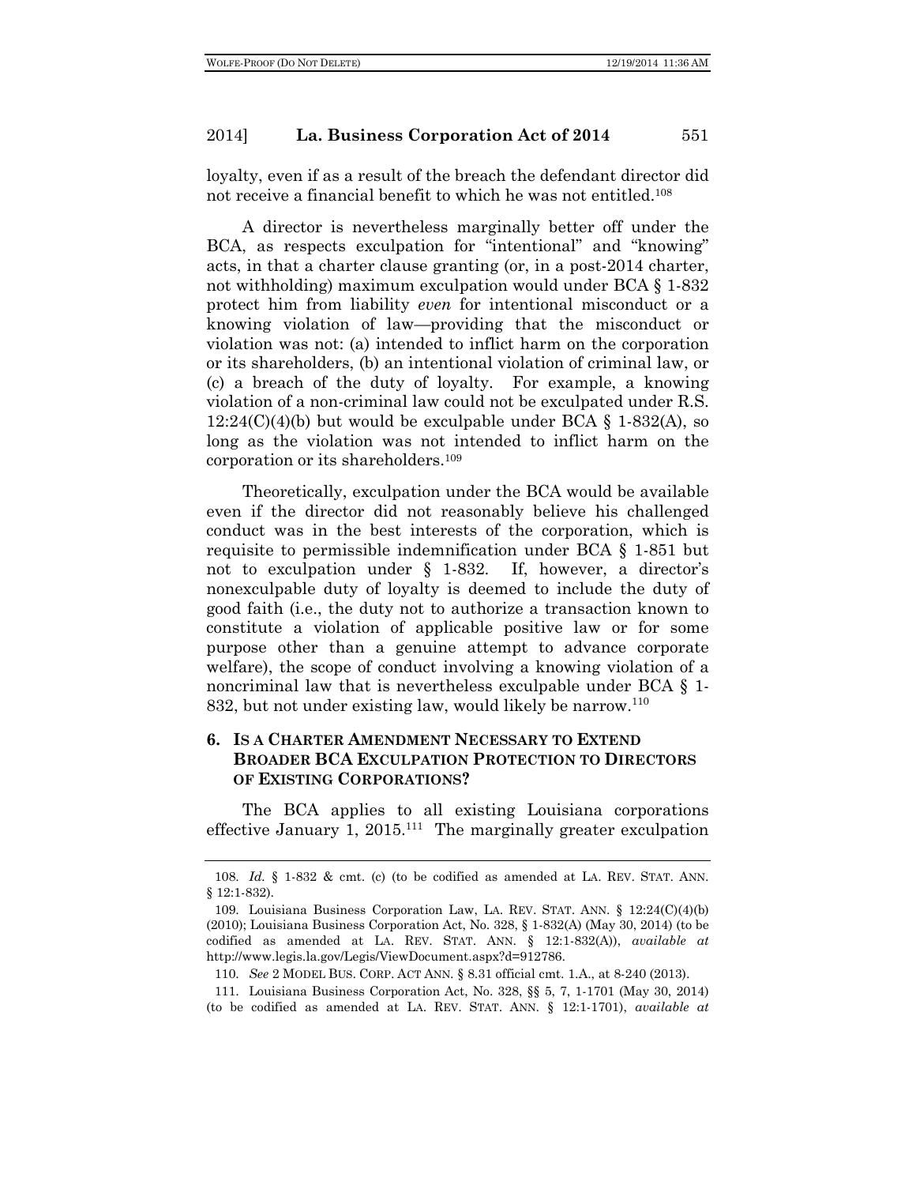loyalty, even if as a result of the breach the defendant director did not receive a financial benefit to which he was not entitled.[108]

A director is nevertheless marginally better off under the BCA, as respects exculpation for "intentional" and "knowing" acts, in that a charter clause granting (or, in a post-2014 charter, not withholding) maximum exculpation would under BCA § 1-832 protect him from liability *even* for intentional misconduct or a knowing violation of law—providing that the misconduct or violation was not: (a) intended to inflict harm on the corporation or its shareholders, (b) an intentional violation of criminal law, or (c) a breach of the duty of loyalty. For example, a knowing violation of a non-criminal law could not be exculpated under R.S. 12:24(C)(4)(b) but would be exculpable under BCA § 1-832(A), so long as the violation was not intended to inflict harm on the corporation or its shareholders.[109]

Theoretically, exculpation under the BCA would be available even if the director did not reasonably believe his challenged conduct was in the best interests of the corporation, which is requisite to permissible indemnification under BCA § 1-851 but not to exculpation under § 1-832. If, however, a director's nonexculpable duty of loyalty is deemed to include the duty of good faith (i.e., the duty not to authorize a transaction known to constitute a violation of applicable positive law or for some purpose other than a genuine attempt to advance corporate welfare), the scope of conduct involving a knowing violation of a noncriminal law that is nevertheless exculpable under BCA § 1-832, but not under existing law, would likely be narrow.[110]

## 6. IS A CHARTER AMENDMENT NECESSARY TO EXTEND BROADER BCA EXCULPATION PROTECTION TO DIRECTORS OF EXISTING CORPORATIONS?

The BCA applies to all existing Louisiana corporations effective January 1, 2015.[111] The marginally greater exculpation

---

108. *Id.* § 1-832 & cmt. (c) (to be codified as amended at LA. REV. STAT. ANN. § 12:1-832).

109. Louisiana Business Corporation Law, LA. REV. STAT. ANN. § 12:24(C)(4)(b) (2010); Louisiana Business Corporation Act, No. 328, § 1-832(A) (May 30, 2014) (to be codified as amended at LA. REV. STAT. ANN. § 12:1-832(A)), *available at* http://www.legis.la.gov/Legis/ViewDocument.aspx?d=912786.

110. *See* 2 MODEL BUS. CORP. ACT ANN. § 8.31 official cmt. 1.A., at 8-240 (2013).

111. Louisiana Business Corporation Act, No. 328, §§ 5, 7, 1-1701 (May 30, 2014) (to be codified as amended at LA. REV. STAT. ANN. § 12:1-1701), *available at*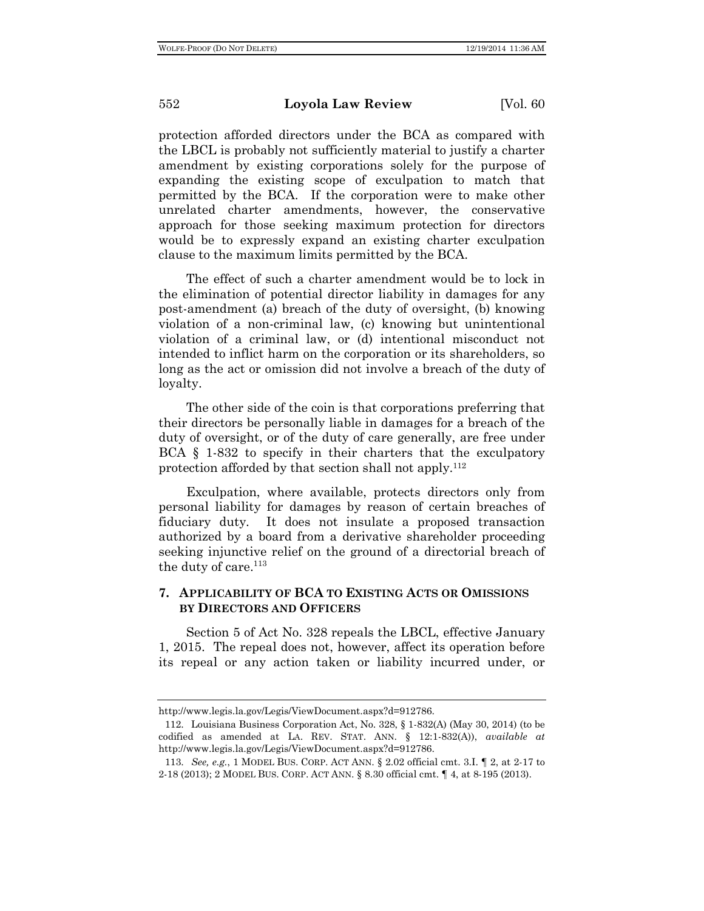protection afforded directors under the BCA as compared with the LBCL is probably not sufficiently material to justify a charter amendment by existing corporations solely for the purpose of expanding the existing scope of exculpation to match that permitted by the BCA. If the corporation were to make other unrelated charter amendments, however, the conservative approach for those seeking maximum protection for directors would be to expressly expand an existing charter exculpation clause to the maximum limits permitted by the BCA.

The effect of such a charter amendment would be to lock in the elimination of potential director liability in damages for any post-amendment (a) breach of the duty of oversight, (b) knowing violation of a non-criminal law, (c) knowing but unintentional violation of a criminal law, or (d) intentional misconduct not intended to inflict harm on the corporation or its shareholders, so long as the act or omission did not involve a breach of the duty of loyalty.

The other side of the coin is that corporations preferring that their directors be personally liable in damages for a breach of the duty of oversight, or of the duty of care generally, are free under BCA § 1-832 to specify in their charters that the exculpatory protection afforded by that section shall not apply.[112]

Exculpation, where available, protects directors only from personal liability for damages by reason of certain breaches of fiduciary duty. It does not insulate a proposed transaction authorized by a board from a derivative shareholder proceeding seeking injunctive relief on the ground of a directorial breach of the duty of care.[113]

## 7. APPLICABILITY OF BCA TO EXISTING ACTS OR OMISSIONS BY DIRECTORS AND OFFICERS

Section 5 of Act No. 328 repeals the LBCL, effective January 1, 2015. The repeal does not, however, affect its operation before its repeal or any action taken or liability incurred under, or

---

http://www.legis.la.gov/Legis/ViewDocument.aspx?d=912786.

112. Louisiana Business Corporation Act, No. 328, § 1-832(A) (May 30, 2014) (to be codified as amended at LA. REV. STAT. ANN. § 12:1-832(A)), *available at* http://www.legis.la.gov/Legis/ViewDocument.aspx?d=912786.

113. *See, e.g.*, 1 MODEL BUS. CORP. ACT ANN. § 2.02 official cmt. 3.I. ¶ 2, at 2-17 to 2-18 (2013); 2 MODEL BUS. CORP. ACT ANN. § 8.30 official cmt. ¶ 4, at 8-195 (2013).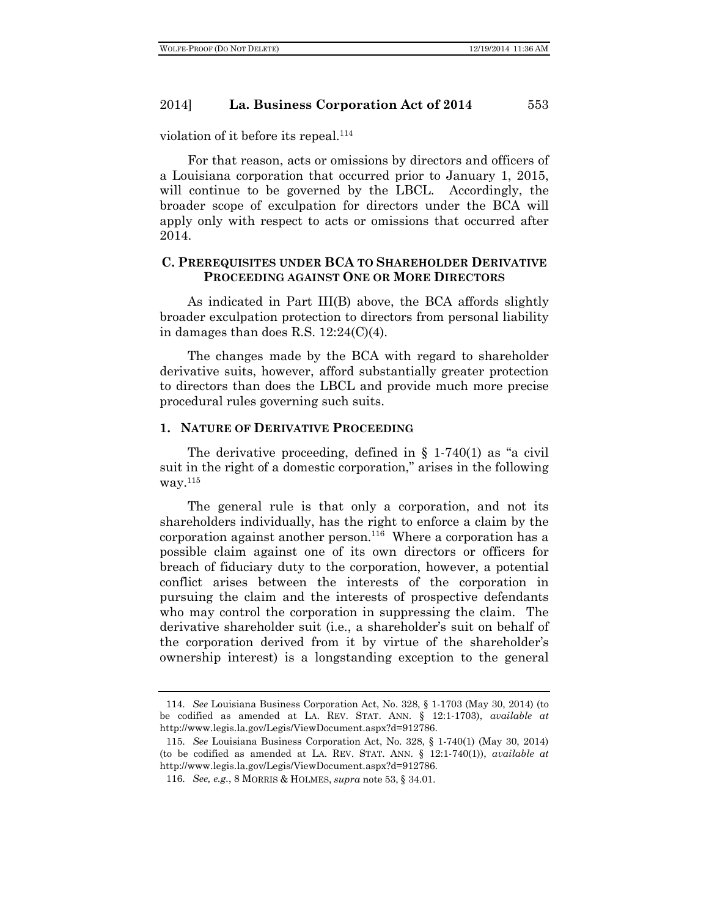violation of it before its repeal.[114]

For that reason, acts or omissions by directors and officers of a Louisiana corporation that occurred prior to January 1, 2015, will continue to be governed by the LBCL. Accordingly, the broader scope of exculpation for directors under the BCA will apply only with respect to acts or omissions that occurred after 2014.

### C. Prerequisites under BCA to Shareholder Derivative Proceeding against One or More Directors

As indicated in Part III(B) above, the BCA affords slightly broader exculpation protection to directors from personal liability in damages than does R.S. 12:24(C)(4).

The changes made by the BCA with regard to shareholder derivative suits, however, afford substantially greater protection to directors than does the LBCL and provide much more precise procedural rules governing such suits.

#### 1. Nature of Derivative Proceeding

The derivative proceeding, defined in § 1-740(1) as "a civil suit in the right of a domestic corporation," arises in the following way.[115]

The general rule is that only a corporation, and not its shareholders individually, has the right to enforce a claim by the corporation against another person.[116] Where a corporation has a possible claim against one of its own directors or officers for breach of fiduciary duty to the corporation, however, a potential conflict arises between the interests of the corporation in pursuing the claim and the interests of prospective defendants who may control the corporation in suppressing the claim. The derivative shareholder suit (i.e., a shareholder's suit on behalf of the corporation derived from it by virtue of the shareholder's ownership interest) is a longstanding exception to the general

---

114. *See* Louisiana Business Corporation Act, No. 328, § 1-1703 (May 30, 2014) (to be codified as amended at LA. REV. STAT. ANN. § 12:1-1703), *available at* http://www.legis.la.gov/Legis/ViewDocument.aspx?d=912786.

115. *See* Louisiana Business Corporation Act, No. 328, § 1-740(1) (May 30, 2014) (to be codified as amended at LA. REV. STAT. ANN. § 12:1-740(1)), *available at* http://www.legis.la.gov/Legis/ViewDocument.aspx?d=912786.

116. *See, e.g.*, 8 MORRIS & HOLMES, *supra* note 53, § 34.01.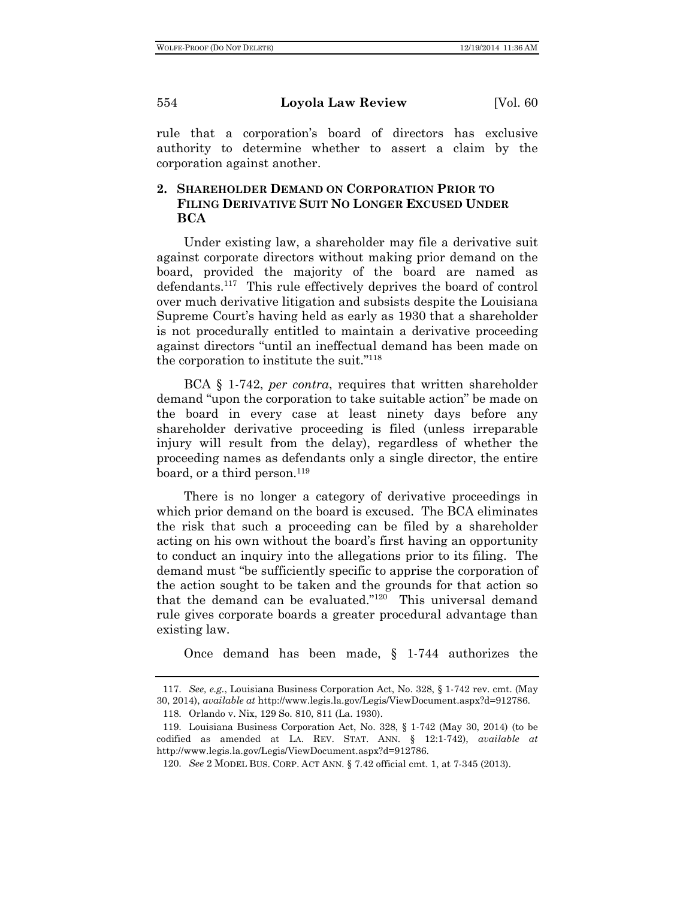rule that a corporation's board of directors has exclusive authority to determine whether to assert a claim by the corporation against another.

### 2. Shareholder Demand on Corporation Prior to Filing Derivative Suit No Longer Excused Under BCA

Under existing law, a shareholder may file a derivative suit against corporate directors without making prior demand on the board, provided the majority of the board are named as defendants.[117] This rule effectively deprives the board of control over much derivative litigation and subsists despite the Louisiana Supreme Court's having held as early as 1930 that a shareholder is not procedurally entitled to maintain a derivative proceeding against directors "until an ineffectual demand has been made on the corporation to institute the suit."[118]

BCA § 1-742, *per contra*, requires that written shareholder demand "upon the corporation to take suitable action" be made on the board in every case at least ninety days before any shareholder derivative proceeding is filed (unless irreparable injury will result from the delay), regardless of whether the proceeding names as defendants only a single director, the entire board, or a third person.[119]

There is no longer a category of derivative proceedings in which prior demand on the board is excused. The BCA eliminates the risk that such a proceeding can be filed by a shareholder acting on his own without the board's first having an opportunity to conduct an inquiry into the allegations prior to its filing. The demand must "be sufficiently specific to apprise the corporation of the action sought to be taken and the grounds for that action so that the demand can be evaluated."[120] This universal demand rule gives corporate boards a greater procedural advantage than existing law.

Once demand has been made, § 1-744 authorizes the

---

117. *See, e.g.*, Louisiana Business Corporation Act, No. 328, § 1-742 rev. cmt. (May 30, 2014), *available at* http://www.legis.la.gov/Legis/ViewDocument.aspx?d=912786.

118. Orlando v. Nix, 129 So. 810, 811 (La. 1930).

119. Louisiana Business Corporation Act, No. 328, § 1-742 (May 30, 2014) (to be codified as amended at LA. REV. STAT. ANN. § 12:1-742), *available at* http://www.legis.la.gov/Legis/ViewDocument.aspx?d=912786.

120. *See* 2 MODEL BUS. CORP. ACT ANN. § 7.42 official cmt. 1, at 7-345 (2013).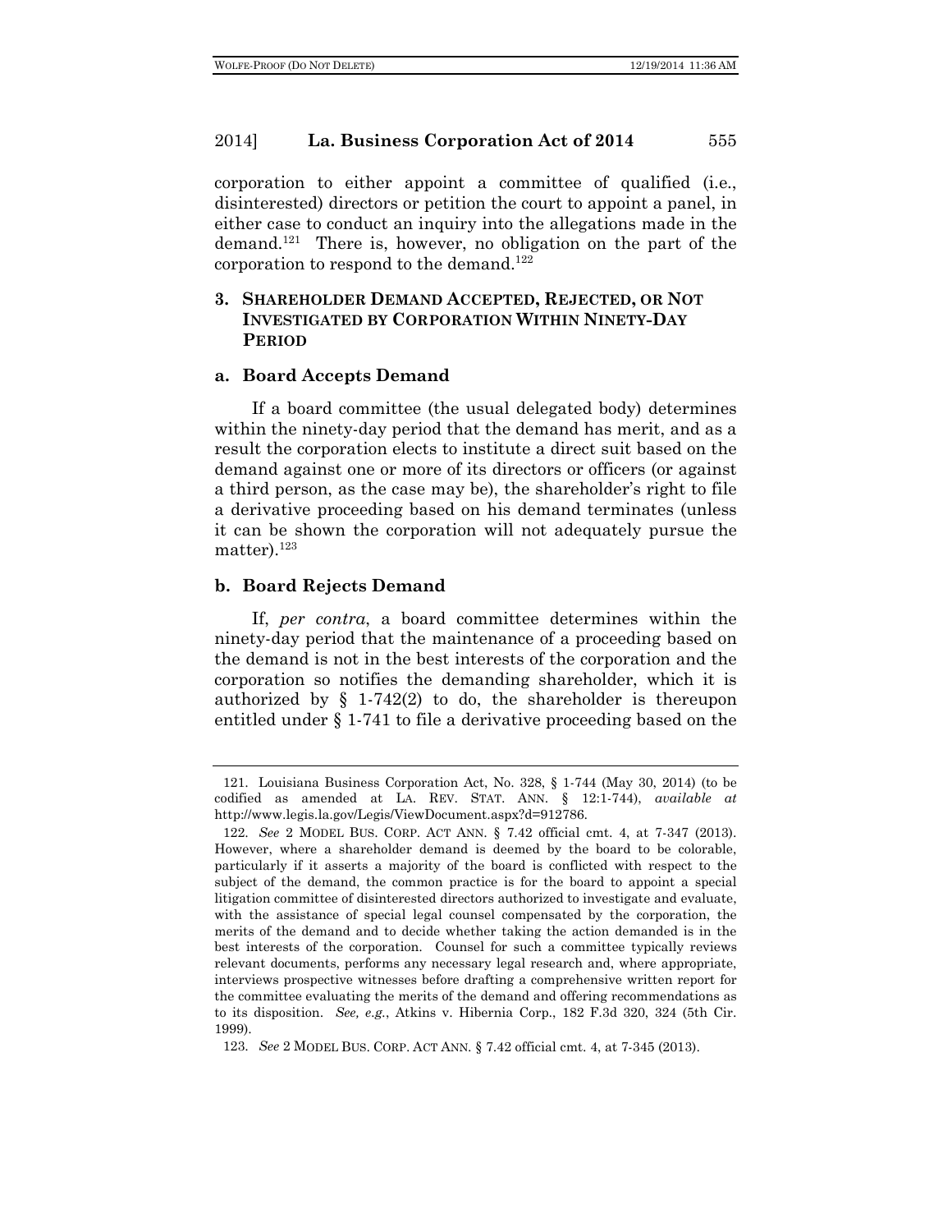corporation to either appoint a committee of qualified (i.e., disinterested) directors or petition the court to appoint a panel, in either case to conduct an inquiry into the allegations made in the demand.[121] There is, however, no obligation on the part of the corporation to respond to the demand.[122]

### 3. SHAREHOLDER DEMAND ACCEPTED, REJECTED, OR NOT INVESTIGATED BY CORPORATION WITHIN NINETY-DAY PERIOD

#### a. Board Accepts Demand

If a board committee (the usual delegated body) determines within the ninety-day period that the demand has merit, and as a result the corporation elects to institute a direct suit based on the demand against one or more of its directors or officers (or against a third person, as the case may be), the shareholder's right to file a derivative proceeding based on his demand terminates (unless it can be shown the corporation will not adequately pursue the matter).[123]

#### b. Board Rejects Demand

If, *per contra*, a board committee determines within the ninety-day period that the maintenance of a proceeding based on the demand is not in the best interests of the corporation and the corporation so notifies the demanding shareholder, which it is authorized by § 1-742(2) to do, the shareholder is thereupon entitled under § 1-741 to file a derivative proceeding based on the

---

121. Louisiana Business Corporation Act, No. 328, § 1-744 (May 30, 2014) (to be codified as amended at LA. REV. STAT. ANN. § 12:1-744), *available at* http://www.legis.la.gov/Legis/ViewDocument.aspx?d=912786.

122. *See* 2 MODEL BUS. CORP. ACT ANN. § 7.42 official cmt. 4, at 7-347 (2013). However, where a shareholder demand is deemed by the board to be colorable, particularly if it asserts a majority of the board is conflicted with respect to the subject of the demand, the common practice is for the board to appoint a special litigation committee of disinterested directors authorized to investigate and evaluate, with the assistance of special legal counsel compensated by the corporation, the merits of the demand and to decide whether taking the action demanded is in the best interests of the corporation. Counsel for such a committee typically reviews relevant documents, performs any necessary legal research and, where appropriate, interviews prospective witnesses before drafting a comprehensive written report for the committee evaluating the merits of the demand and offering recommendations as to its disposition. *See, e.g.*, Atkins v. Hibernia Corp., 182 F.3d 320, 324 (5th Cir. 1999).

123. *See* 2 MODEL BUS. CORP. ACT ANN. § 7.42 official cmt. 4, at 7-345 (2013).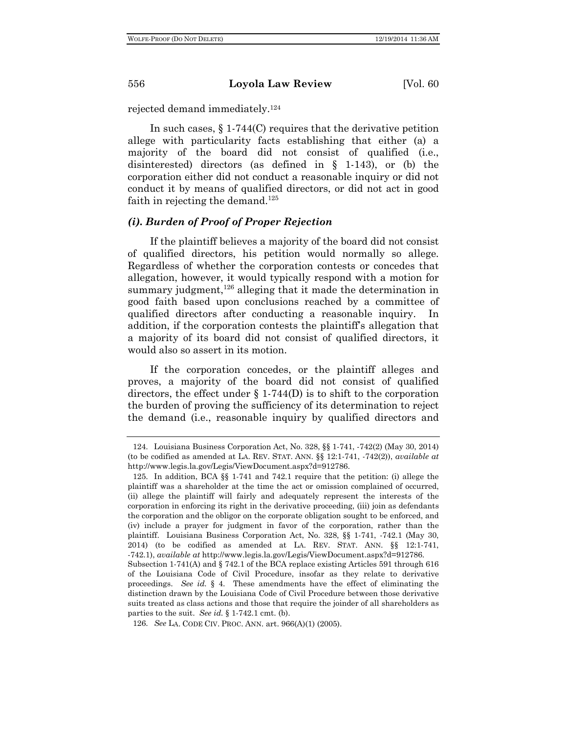rejected demand immediately.[124]

In such cases, § 1-744(C) requires that the derivative petition allege with particularity facts establishing that either (a) a majority of the board did not consist of qualified (i.e., disinterested) directors (as defined in § 1-143), or (b) the corporation either did not conduct a reasonable inquiry or did not conduct it by means of qualified directors, or did not act in good faith in rejecting the demand.[125]

### *(i). Burden of Proof of Proper Rejection*

If the plaintiff believes a majority of the board did not consist of qualified directors, his petition would normally so allege. Regardless of whether the corporation contests or concedes that allegation, however, it would typically respond with a motion for summary judgment,[126] alleging that it made the determination in good faith based upon conclusions reached by a committee of qualified directors after conducting a reasonable inquiry. In addition, if the corporation contests the plaintiff's allegation that a majority of its board did not consist of qualified directors, it would also so assert in its motion.

If the corporation concedes, or the plaintiff alleges and proves, a majority of the board did not consist of qualified directors, the effect under § 1-744(D) is to shift to the corporation the burden of proving the sufficiency of its determination to reject the demand (i.e., reasonable inquiry by qualified directors and

---

124. Louisiana Business Corporation Act, No. 328, §§ 1-741, -742(2) (May 30, 2014) (to be codified as amended at LA. REV. STAT. ANN. §§ 12:1-741, -742(2)), *available at* http://www.legis.la.gov/Legis/ViewDocument.aspx?d=912786.

125. In addition, BCA §§ 1-741 and 742.1 require that the petition: (i) allege the plaintiff was a shareholder at the time the act or omission complained of occurred, (ii) allege the plaintiff will fairly and adequately represent the interests of the corporation in enforcing its right in the derivative proceeding, (iii) join as defendants the corporation and the obligor on the corporate obligation sought to be enforced, and (iv) include a prayer for judgment in favor of the corporation, rather than the plaintiff. Louisiana Business Corporation Act, No. 328, §§ 1-741, -742.1 (May 30, 2014) (to be codified as amended at LA. REV. STAT. ANN. §§ 12:1-741, -742.1), *available at* http://www.legis.la.gov/Legis/ViewDocument.aspx?d=912786. Subsection 1-741(A) and § 742.1 of the BCA replace existing Articles 591 through 616 of the Louisiana Code of Civil Procedure, insofar as they relate to derivative proceedings. *See id.* § 4. These amendments have the effect of eliminating the distinction drawn by the Louisiana Code of Civil Procedure between those derivative suits treated as class actions and those that require the joinder of all shareholders as parties to the suit. *See id.* § 1-742.1 cmt. (b).

126. *See* LA. CODE CIV. PROC. ANN. art. 966(A)(1) (2005).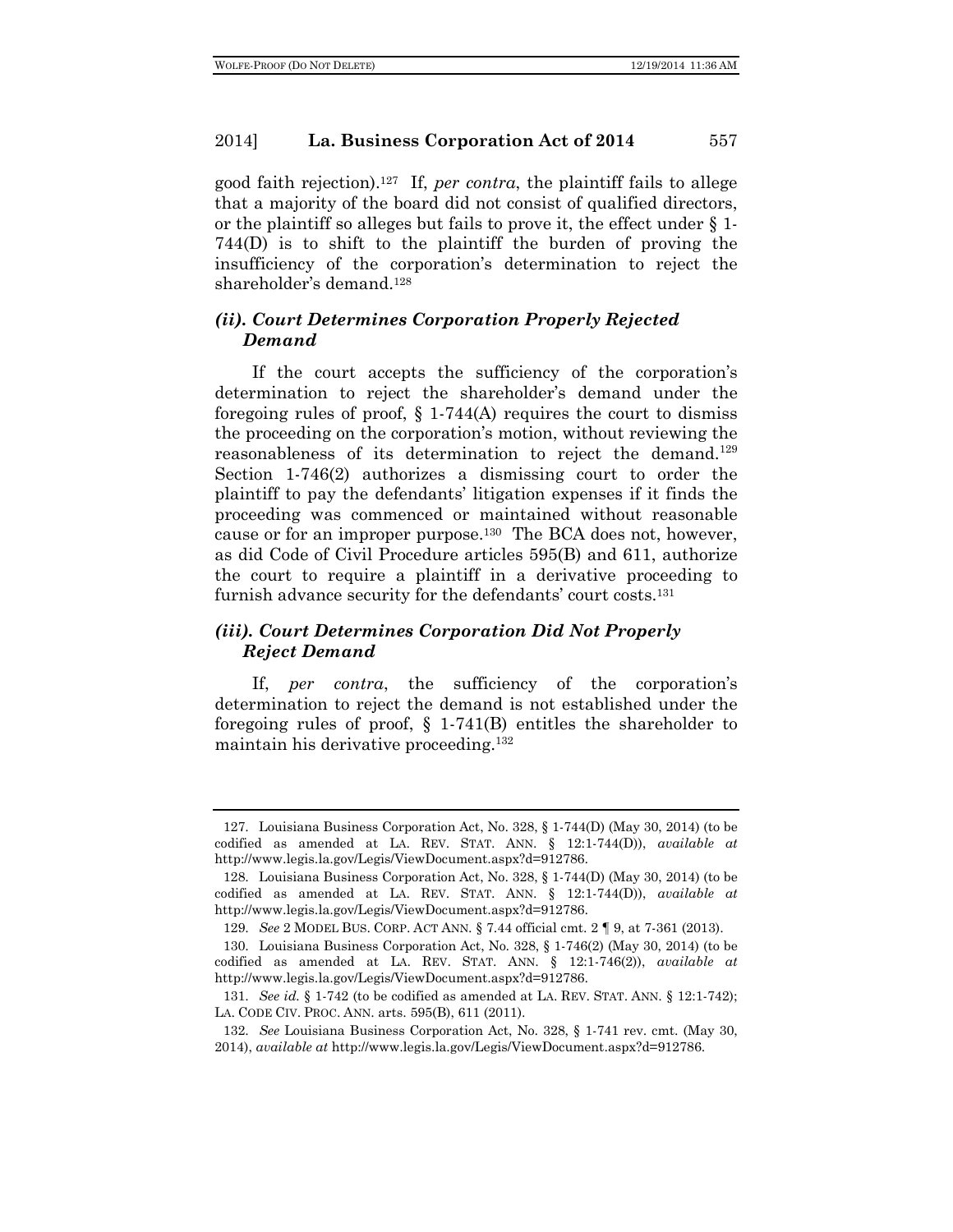good faith rejection).[127] If, *per contra*, the plaintiff fails to allege that a majority of the board did not consist of qualified directors, or the plaintiff so alleges but fails to prove it, the effect under § 1-744(D) is to shift to the plaintiff the burden of proving the insufficiency of the corporation's determination to reject the shareholder's demand.[128]

### *(ii). Court Determines Corporation Properly Rejected Demand*

If the court accepts the sufficiency of the corporation's determination to reject the shareholder's demand under the foregoing rules of proof, § 1-744(A) requires the court to dismiss the proceeding on the corporation's motion, without reviewing the reasonableness of its determination to reject the demand.[129] Section 1-746(2) authorizes a dismissing court to order the plaintiff to pay the defendants' litigation expenses if it finds the proceeding was commenced or maintained without reasonable cause or for an improper purpose.[130] The BCA does not, however, as did Code of Civil Procedure articles 595(B) and 611, authorize the court to require a plaintiff in a derivative proceeding to furnish advance security for the defendants' court costs.[131]

### *(iii). Court Determines Corporation Did Not Properly Reject Demand*

If, *per contra*, the sufficiency of the corporation's determination to reject the demand is not established under the foregoing rules of proof, § 1-741(B) entitles the shareholder to maintain his derivative proceeding.[132]

---

127. Louisiana Business Corporation Act, No. 328, § 1-744(D) (May 30, 2014) (to be codified as amended at LA. REV. STAT. ANN. § 12:1-744(D)), *available at* http://www.legis.la.gov/Legis/ViewDocument.aspx?d=912786.

128. Louisiana Business Corporation Act, No. 328, § 1-744(D) (May 30, 2014) (to be codified as amended at LA. REV. STAT. ANN. § 12:1-744(D)), *available at* http://www.legis.la.gov/Legis/ViewDocument.aspx?d=912786.

129. *See* 2 MODEL BUS. CORP. ACT ANN. § 7.44 official cmt. 2 ¶ 9, at 7-361 (2013).

130. Louisiana Business Corporation Act, No. 328, § 1-746(2) (May 30, 2014) (to be codified as amended at LA. REV. STAT. ANN. § 12:1-746(2)), *available at* http://www.legis.la.gov/Legis/ViewDocument.aspx?d=912786.

131. *See id.* § 1-742 (to be codified as amended at LA. REV. STAT. ANN. § 12:1-742); LA. CODE CIV. PROC. ANN. arts. 595(B), 611 (2011).

132. *See* Louisiana Business Corporation Act, No. 328, § 1-741 rev. cmt. (May 30, 2014), *available at* http://www.legis.la.gov/Legis/ViewDocument.aspx?d=912786.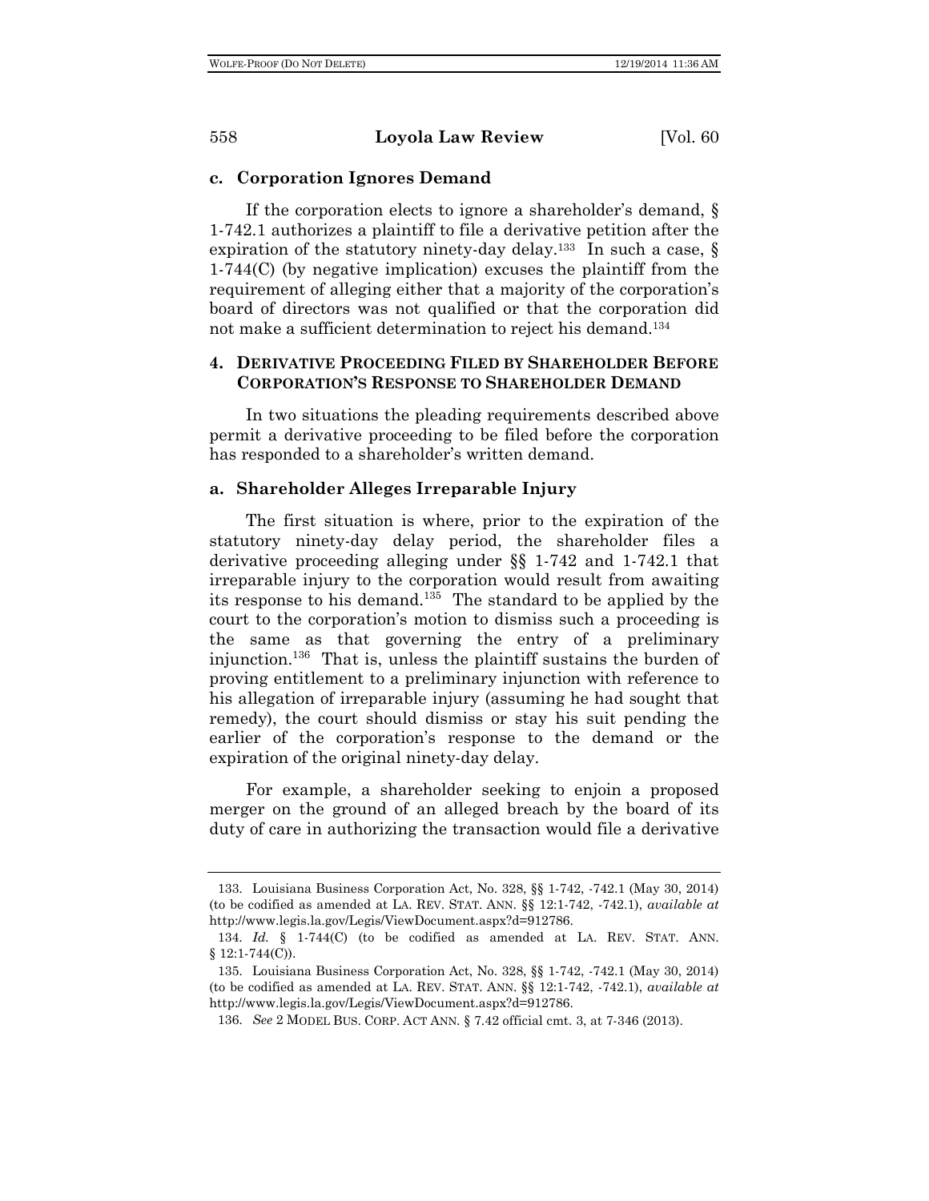### c. Corporation Ignores Demand

If the corporation elects to ignore a shareholder's demand, § 1-742.1 authorizes a plaintiff to file a derivative petition after the expiration of the statutory ninety-day delay.[133] In such a case, § 1-744(C) (by negative implication) excuses the plaintiff from the requirement of alleging either that a majority of the corporation's board of directors was not qualified or that the corporation did not make a sufficient determination to reject his demand.[134]

## 4. DERIVATIVE PROCEEDING FILED BY SHAREHOLDER BEFORE CORPORATION'S RESPONSE TO SHAREHOLDER DEMAND

In two situations the pleading requirements described above permit a derivative proceeding to be filed before the corporation has responded to a shareholder's written demand.

### a. Shareholder Alleges Irreparable Injury

The first situation is where, prior to the expiration of the statutory ninety-day delay period, the shareholder files a derivative proceeding alleging under §§ 1-742 and 1-742.1 that irreparable injury to the corporation would result from awaiting its response to his demand.[135] The standard to be applied by the court to the corporation's motion to dismiss such a proceeding is the same as that governing the entry of a preliminary injunction.[136] That is, unless the plaintiff sustains the burden of proving entitlement to a preliminary injunction with reference to his allegation of irreparable injury (assuming he had sought that remedy), the court should dismiss or stay his suit pending the earlier of the corporation's response to the demand or the expiration of the original ninety-day delay.

For example, a shareholder seeking to enjoin a proposed merger on the ground of an alleged breach by the board of its duty of care in authorizing the transaction would file a derivative

---

133. Louisiana Business Corporation Act, No. 328, §§ 1-742, -742.1 (May 30, 2014) (to be codified as amended at LA. REV. STAT. ANN. §§ 12:1-742, -742.1), *available at* http://www.legis.la.gov/Legis/ViewDocument.aspx?d=912786.

134. *Id.* § 1-744(C) (to be codified as amended at LA. REV. STAT. ANN. § 12:1-744(C)).

135. Louisiana Business Corporation Act, No. 328, §§ 1-742, -742.1 (May 30, 2014) (to be codified as amended at LA. REV. STAT. ANN. §§ 12:1-742, -742.1), *available at* http://www.legis.la.gov/Legis/ViewDocument.aspx?d=912786.

136. *See* 2 MODEL BUS. CORP. ACT ANN. § 7.42 official cmt. 3, at 7-346 (2013).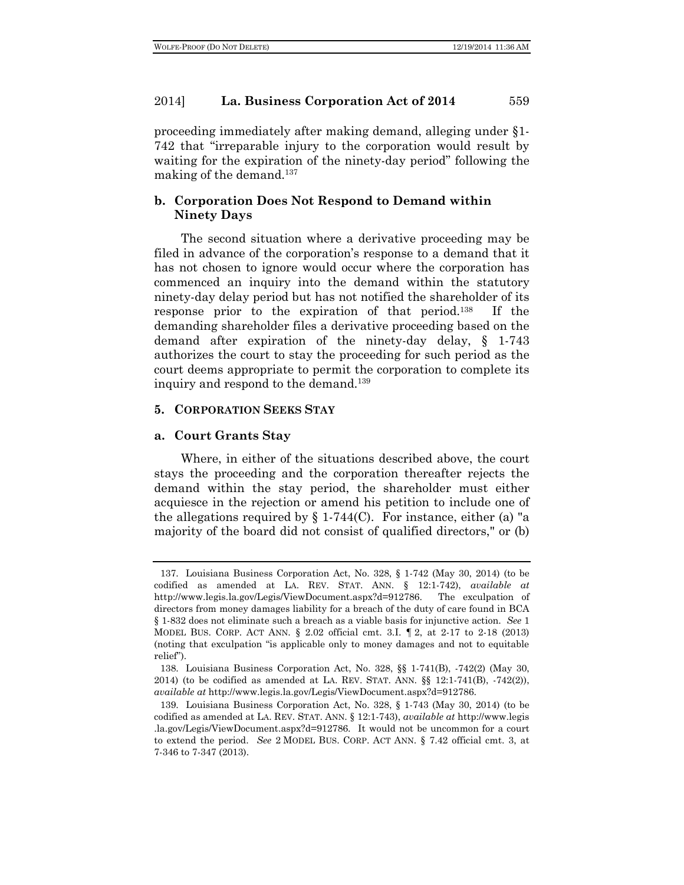proceeding immediately after making demand, alleging under §1-742 that "irreparable injury to the corporation would result by waiting for the expiration of the ninety-day period" following the making of the demand.[137]

### b. Corporation Does Not Respond to Demand within Ninety Days

The second situation where a derivative proceeding may be filed in advance of the corporation's response to a demand that it has not chosen to ignore would occur where the corporation has commenced an inquiry into the demand within the statutory ninety-day delay period but has not notified the shareholder of its response prior to the expiration of that period.[138] If the demanding shareholder files a derivative proceeding based on the demand after expiration of the ninety-day delay, § 1-743 authorizes the court to stay the proceeding for such period as the court deems appropriate to permit the corporation to complete its inquiry and respond to the demand.[139]

## 5. CORPORATION SEEKS STAY

### a. Court Grants Stay

Where, in either of the situations described above, the court stays the proceeding and the corporation thereafter rejects the demand within the stay period, the shareholder must either acquiesce in the rejection or amend his petition to include one of the allegations required by § 1-744(C). For instance, either (a) "a majority of the board did not consist of qualified directors," or (b)

---

137. Louisiana Business Corporation Act, No. 328, § 1-742 (May 30, 2014) (to be codified as amended at LA. REV. STAT. ANN. § 12:1-742), *available at* http://www.legis.la.gov/Legis/ViewDocument.aspx?d=912786. The exculpation of directors from money damages liability for a breach of the duty of care found in BCA § 1-832 does not eliminate such a breach as a viable basis for injunctive action. *See* 1 MODEL BUS. CORP. ACT ANN. § 2.02 official cmt. 3.I. ¶ 2, at 2-17 to 2-18 (2013) (noting that exculpation "is applicable only to money damages and not to equitable relief").

138. Louisiana Business Corporation Act, No. 328, §§ 1-741(B), -742(2) (May 30, 2014) (to be codified as amended at LA. REV. STAT. ANN. §§ 12:1-741(B), -742(2)), *available at* http://www.legis.la.gov/Legis/ViewDocument.aspx?d=912786.

139. Louisiana Business Corporation Act, No. 328, § 1-743 (May 30, 2014) (to be codified as amended at LA. REV. STAT. ANN. § 12:1-743), *available at* http://www.legis.la.gov/Legis/ViewDocument.aspx?d=912786. It would not be uncommon for a court to extend the period. *See* 2 MODEL BUS. CORP. ACT ANN. § 7.42 official cmt. 3, at 7-346 to 7-347 (2013).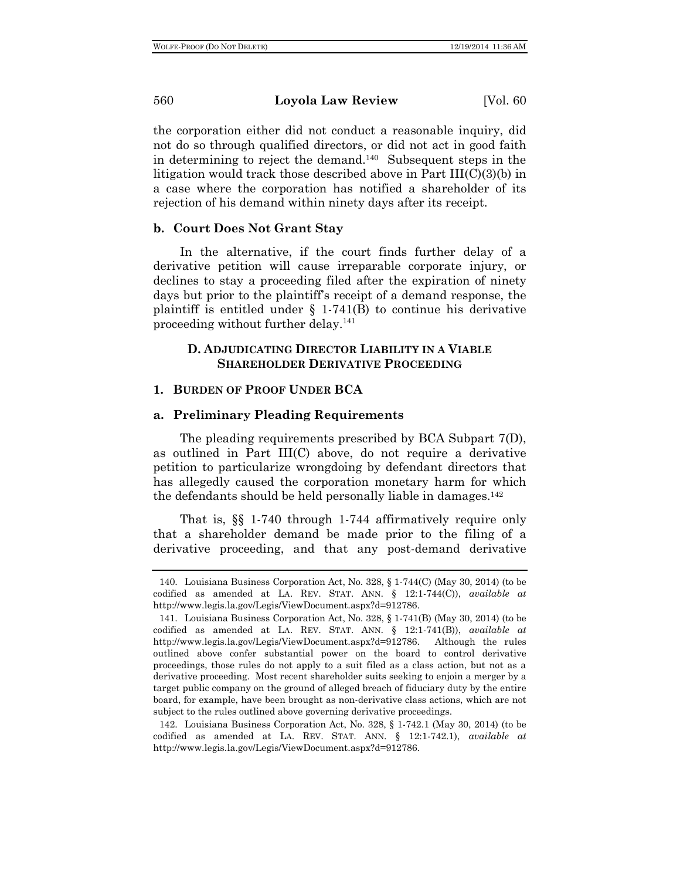the corporation either did not conduct a reasonable inquiry, did not do so through qualified directors, or did not act in good faith in determining to reject the demand.[140] Subsequent steps in the litigation would track those described above in Part III(C)(3)(b) in a case where the corporation has notified a shareholder of its rejection of his demand within ninety days after its receipt.

#### b. Court Does Not Grant Stay

In the alternative, if the court finds further delay of a derivative petition will cause irreparable corporate injury, or declines to stay a proceeding filed after the expiration of ninety days but prior to the plaintiff's receipt of a demand response, the plaintiff is entitled under § 1-741(B) to continue his derivative proceeding without further delay.[141]

## D. Adjudicating Director Liability in a Viable Shareholder Derivative Proceeding

### 1. Burden of Proof Under BCA

#### a. Preliminary Pleading Requirements

The pleading requirements prescribed by BCA Subpart 7(D), as outlined in Part III(C) above, do not require a derivative petition to particularize wrongdoing by defendant directors that has allegedly caused the corporation monetary harm for which the defendants should be held personally liable in damages.[142]

That is, §§ 1-740 through 1-744 affirmatively require only that a shareholder demand be made prior to the filing of a derivative proceeding, and that any post-demand derivative

---

140. Louisiana Business Corporation Act, No. 328, § 1-744(C) (May 30, 2014) (to be codified as amended at LA. REV. STAT. ANN. § 12:1-744(C)), *available at* http://www.legis.la.gov/Legis/ViewDocument.aspx?d=912786.

141. Louisiana Business Corporation Act, No. 328, § 1-741(B) (May 30, 2014) (to be codified as amended at LA. REV. STAT. ANN. § 12:1-741(B)), *available at* http://www.legis.la.gov/Legis/ViewDocument.aspx?d=912786. Although the rules outlined above confer substantial power on the board to control derivative proceedings, those rules do not apply to a suit filed as a class action, but not as a derivative proceeding. Most recent shareholder suits seeking to enjoin a merger by a target public company on the ground of alleged breach of fiduciary duty by the entire board, for example, have been brought as non-derivative class actions, which are not subject to the rules outlined above governing derivative proceedings.

142. Louisiana Business Corporation Act, No. 328, § 1-742.1 (May 30, 2014) (to be codified as amended at LA. REV. STAT. ANN. § 12:1-742.1), *available at* http://www.legis.la.gov/Legis/ViewDocument.aspx?d=912786.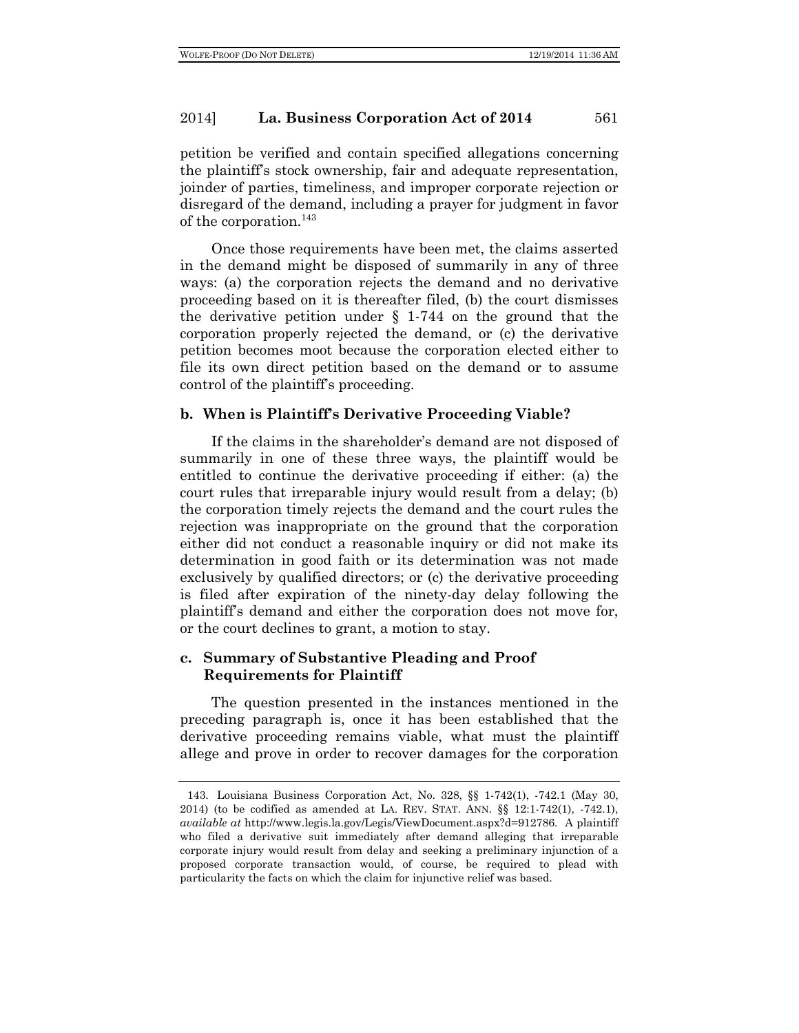petition be verified and contain specified allegations concerning the plaintiff's stock ownership, fair and adequate representation, joinder of parties, timeliness, and improper corporate rejection or disregard of the demand, including a prayer for judgment in favor of the corporation.[143]

Once those requirements have been met, the claims asserted in the demand might be disposed of summarily in any of three ways: (a) the corporation rejects the demand and no derivative proceeding based on it is thereafter filed, (b) the court dismisses the derivative petition under § 1-744 on the ground that the corporation properly rejected the demand, or (c) the derivative petition becomes moot because the corporation elected either to file its own direct petition based on the demand or to assume control of the plaintiff's proceeding.

### b. When is Plaintiff's Derivative Proceeding Viable?

If the claims in the shareholder's demand are not disposed of summarily in one of these three ways, the plaintiff would be entitled to continue the derivative proceeding if either: (a) the court rules that irreparable injury would result from a delay; (b) the corporation timely rejects the demand and the court rules the rejection was inappropriate on the ground that the corporation either did not conduct a reasonable inquiry or did not make its determination in good faith or its determination was not made exclusively by qualified directors; or (c) the derivative proceeding is filed after expiration of the ninety-day delay following the plaintiff's demand and either the corporation does not move for, or the court declines to grant, a motion to stay.

### c. Summary of Substantive Pleading and Proof Requirements for Plaintiff

The question presented in the instances mentioned in the preceding paragraph is, once it has been established that the derivative proceeding remains viable, what must the plaintiff allege and prove in order to recover damages for the corporation

143. Louisiana Business Corporation Act, No. 328, §§ 1-742(1), -742.1 (May 30, 2014) (to be codified as amended at LA. REV. STAT. ANN. §§ 12:1-742(1), -742.1), *available at* http://www.legis.la.gov/Legis/ViewDocument.aspx?d=912786. A plaintiff who filed a derivative suit immediately after demand alleging that irreparable corporate injury would result from delay and seeking a preliminary injunction of a proposed corporate transaction would, of course, be required to plead with particularity the facts on which the claim for injunctive relief was based.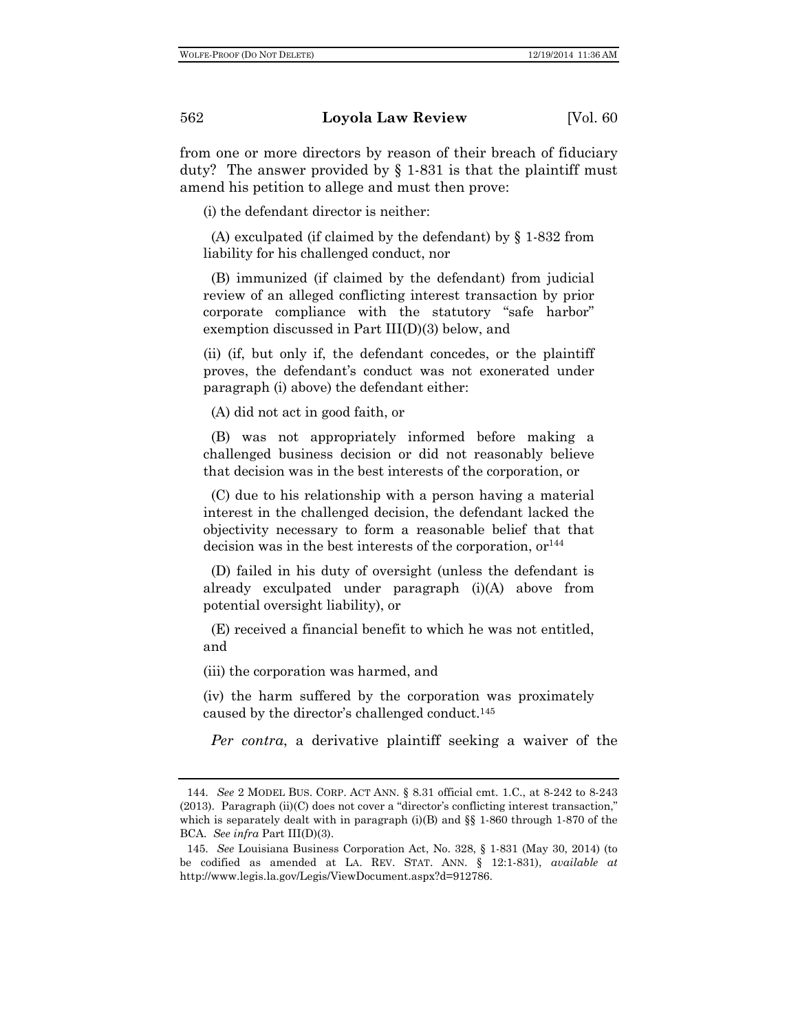from one or more directors by reason of their breach of fiduciary duty? The answer provided by § 1-831 is that the plaintiff must amend his petition to allege and must then prove:

(i) the defendant director is neither:

(A) exculpated (if claimed by the defendant) by § 1-832 from liability for his challenged conduct, nor

(B) immunized (if claimed by the defendant) from judicial review of an alleged conflicting interest transaction by prior corporate compliance with the statutory "safe harbor" exemption discussed in Part III(D)(3) below, and

(ii) (if, but only if, the defendant concedes, or the plaintiff proves, the defendant's conduct was not exonerated under paragraph (i) above) the defendant either:

(A) did not act in good faith, or

(B) was not appropriately informed before making a challenged business decision or did not reasonably believe that decision was in the best interests of the corporation, or

(C) due to his relationship with a person having a material interest in the challenged decision, the defendant lacked the objectivity necessary to form a reasonable belief that that decision was in the best interests of the corporation, or[144]

(D) failed in his duty of oversight (unless the defendant is already exculpated under paragraph (i)(A) above from potential oversight liability), or

(E) received a financial benefit to which he was not entitled, and

(iii) the corporation was harmed, and

(iv) the harm suffered by the corporation was proximately caused by the director's challenged conduct.[145]

*Per contra*, a derivative plaintiff seeking a waiver of the

---

144. *See* 2 MODEL BUS. CORP. ACT ANN. § 8.31 official cmt. 1.C., at 8-242 to 8-243 (2013). Paragraph (ii)(C) does not cover a "director's conflicting interest transaction," which is separately dealt with in paragraph (i)(B) and §§ 1-860 through 1-870 of the BCA. *See infra* Part III(D)(3).

145. *See* Louisiana Business Corporation Act, No. 328, § 1-831 (May 30, 2014) (to be codified as amended at LA. REV. STAT. ANN. § 12:1-831), *available at* http://www.legis.la.gov/Legis/ViewDocument.aspx?d=912786.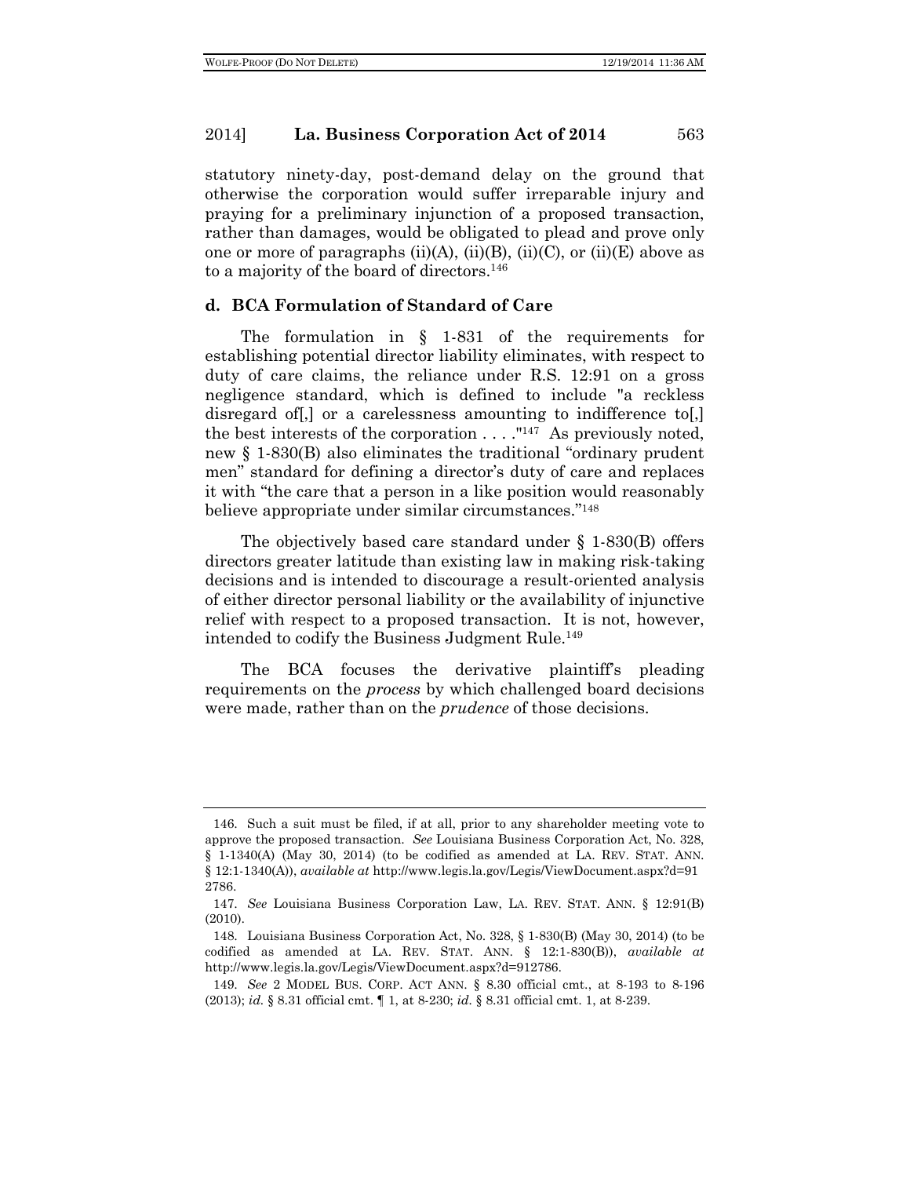statutory ninety-day, post-demand delay on the ground that otherwise the corporation would suffer irreparable injury and praying for a preliminary injunction of a proposed transaction, rather than damages, would be obligated to plead and prove only one or more of paragraphs (ii)(A), (ii)(B), (ii)(C), or (ii)(E) above as to a majority of the board of directors.[146]

### d. BCA Formulation of Standard of Care

The formulation in § 1-831 of the requirements for establishing potential director liability eliminates, with respect to duty of care claims, the reliance under R.S. 12:91 on a gross negligence standard, which is defined to include "a reckless disregard of[,] or a carelessness amounting to indifference to[,] the best interests of the corporation . . . ."[147] As previously noted, new § 1-830(B) also eliminates the traditional "ordinary prudent men" standard for defining a director's duty of care and replaces it with "the care that a person in a like position would reasonably believe appropriate under similar circumstances."[148]

The objectively based care standard under § 1-830(B) offers directors greater latitude than existing law in making risk-taking decisions and is intended to discourage a result-oriented analysis of either director personal liability or the availability of injunctive relief with respect to a proposed transaction. It is not, however, intended to codify the Business Judgment Rule.[149]

The BCA focuses the derivative plaintiff's pleading requirements on the *process* by which challenged board decisions were made, rather than on the *prudence* of those decisions.

---

146. Such a suit must be filed, if at all, prior to any shareholder meeting vote to approve the proposed transaction. *See* Louisiana Business Corporation Act, No. 328, § 1-1340(A) (May 30, 2014) (to be codified as amended at LA. REV. STAT. ANN. § 12:1-1340(A)), *available at* http://www.legis.la.gov/Legis/ViewDocument.aspx?d=912786.

147. *See* Louisiana Business Corporation Law, LA. REV. STAT. ANN. § 12:91(B) (2010).

148. Louisiana Business Corporation Act, No. 328, § 1-830(B) (May 30, 2014) (to be codified as amended at LA. REV. STAT. ANN. § 12:1-830(B)), *available at* http://www.legis.la.gov/Legis/ViewDocument.aspx?d=912786.

149. *See* 2 MODEL BUS. CORP. ACT ANN. § 8.30 official cmt., at 8-193 to 8-196 (2013); *id.* § 8.31 official cmt. ¶ 1, at 8-230; *id.* § 8.31 official cmt. 1, at 8-239.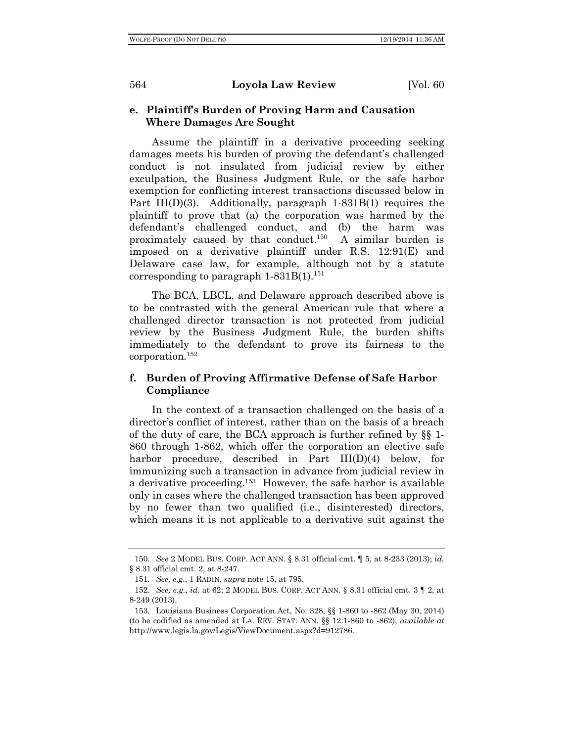### e. Plaintiff's Burden of Proving Harm and Causation Where Damages Are Sought

Assume the plaintiff in a derivative proceeding seeking damages meets his burden of proving the defendant's challenged conduct is not insulated from judicial review by either exculpation, the Business Judgment Rule, or the safe harbor exemption for conflicting interest transactions discussed below in Part III(D)(3). Additionally, paragraph 1-831B(1) requires the plaintiff to prove that (a) the corporation was harmed by the defendant's challenged conduct, and (b) the harm was proximately caused by that conduct.[150] A similar burden is imposed on a derivative plaintiff under R.S. 12:91(E) and Delaware case law, for example, although not by a statute corresponding to paragraph 1-831B(1).[151]

The BCA, LBCL, and Delaware approach described above is to be contrasted with the general American rule that where a challenged director transaction is not protected from judicial review by the Business Judgment Rule, the burden shifts immediately to the defendant to prove its fairness to the corporation.[152]

### f. Burden of Proving Affirmative Defense of Safe Harbor Compliance

In the context of a transaction challenged on the basis of a director's conflict of interest, rather than on the basis of a breach of the duty of care, the BCA approach is further refined by §§ 1-860 through 1-862, which offer the corporation an elective safe harbor procedure, described in Part III(D)(4) below, for immunizing such a transaction in advance from judicial review in a derivative proceeding.[153] However, the safe harbor is available only in cases where the challenged transaction has been approved by no fewer than two qualified (i.e., disinterested) directors, which means it is not applicable to a derivative suit against the

---

150. *See* 2 MODEL BUS. CORP. ACT ANN. § 8.31 official cmt. ¶ 5, at 8-233 (2013); *id.* § 8.31 official cmt. 2, at 8-247.

151. *See, e.g.*, 1 RADIN, *supra* note 15, at 795.

152. *See, e.g.*, *id.* at 62; 2 MODEL BUS. CORP. ACT ANN. § 8.31 official cmt. 3 ¶ 2, at 8-249 (2013).

153. Louisiana Business Corporation Act, No. 328, §§ 1-860 to -862 (May 30, 2014) (to be codified as amended at LA. REV. STAT. ANN. §§ 12:1-860 to -862), *available at* http://www.legis.la.gov/Legis/ViewDocument.aspx?d=912786.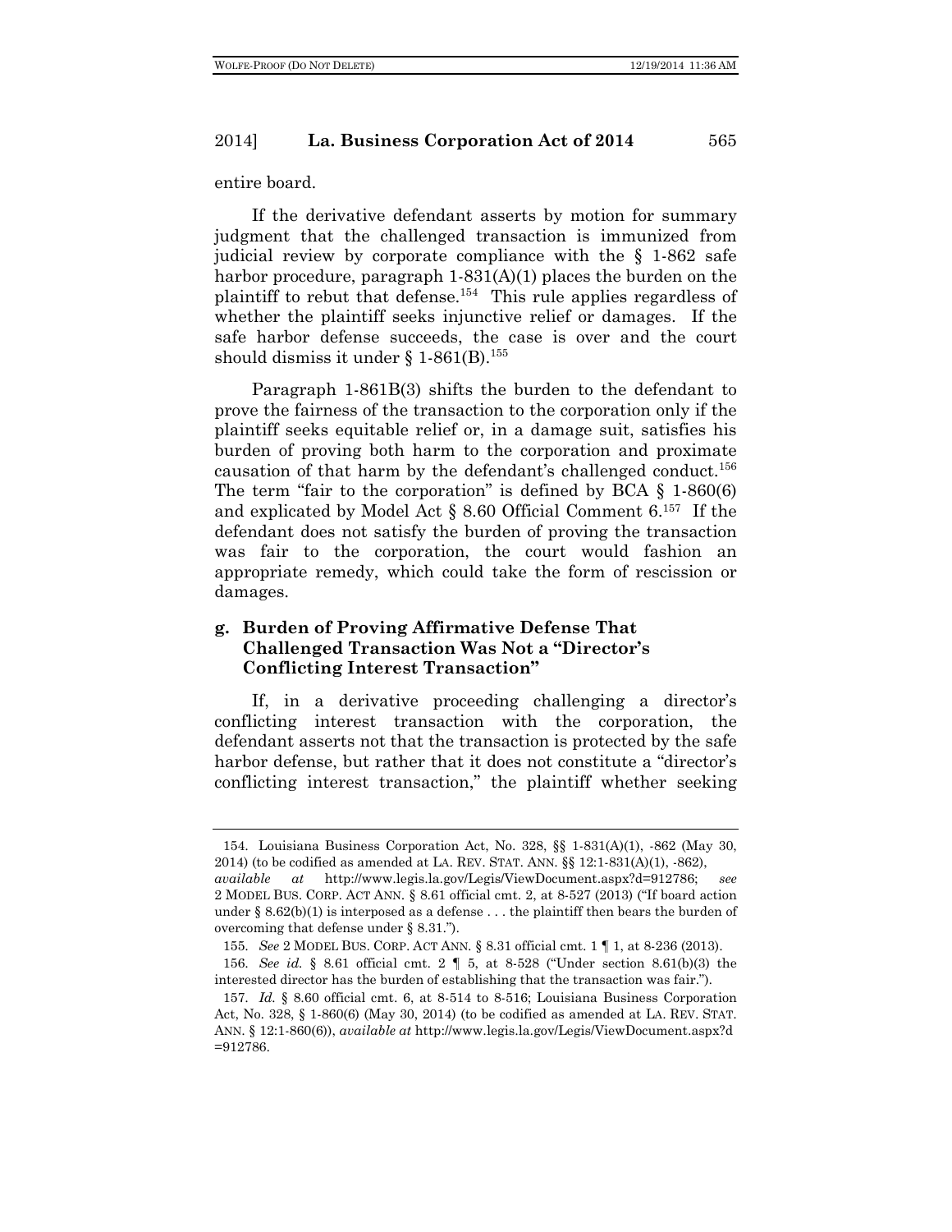entire board.

If the derivative defendant asserts by motion for summary judgment that the challenged transaction is immunized from judicial review by corporate compliance with the § 1-862 safe harbor procedure, paragraph 1-831(A)(1) places the burden on the plaintiff to rebut that defense.[154] This rule applies regardless of whether the plaintiff seeks injunctive relief or damages. If the safe harbor defense succeeds, the case is over and the court should dismiss it under § 1-861(B).[155]

Paragraph 1-861B(3) shifts the burden to the defendant to prove the fairness of the transaction to the corporation only if the plaintiff seeks equitable relief or, in a damage suit, satisfies his burden of proving both harm to the corporation and proximate causation of that harm by the defendant's challenged conduct.[156] The term "fair to the corporation" is defined by BCA § 1-860(6) and explicated by Model Act § 8.60 Official Comment 6.[157] If the defendant does not satisfy the burden of proving the transaction was fair to the corporation, the court would fashion an appropriate remedy, which could take the form of rescission or damages.

### g. Burden of Proving Affirmative Defense That Challenged Transaction Was Not a "Director's Conflicting Interest Transaction"

If, in a derivative proceeding challenging a director's conflicting interest transaction with the corporation, the defendant asserts not that the transaction is protected by the safe harbor defense, but rather that it does not constitute a "director's conflicting interest transaction," the plaintiff whether seeking

---

154. Louisiana Business Corporation Act, No. 328, §§ 1-831(A)(1), -862 (May 30, 2014) (to be codified as amended at LA. REV. STAT. ANN. §§ 12:1-831(A)(1), -862), *available at* http://www.legis.la.gov/Legis/ViewDocument.aspx?d=912786; *see* 2 MODEL BUS. CORP. ACT ANN. § 8.61 official cmt. 2, at 8-527 (2013) ("If board action under § 8.62(b)(1) is interposed as a defense . . . the plaintiff then bears the burden of overcoming that defense under § 8.31.").

155. *See* 2 MODEL BUS. CORP. ACT ANN. § 8.31 official cmt. 1 ¶ 1, at 8-236 (2013).

156. *See id.* § 8.61 official cmt. 2 ¶ 5, at 8-528 ("Under section 8.61(b)(3) the interested director has the burden of establishing that the transaction was fair.").

157. *Id.* § 8.60 official cmt. 6, at 8-514 to 8-516; Louisiana Business Corporation Act, No. 328, § 1-860(6) (May 30, 2014) (to be codified as amended at LA. REV. STAT. ANN. § 12:1-860(6)), *available at* http://www.legis.la.gov/Legis/ViewDocument.aspx?d=912786.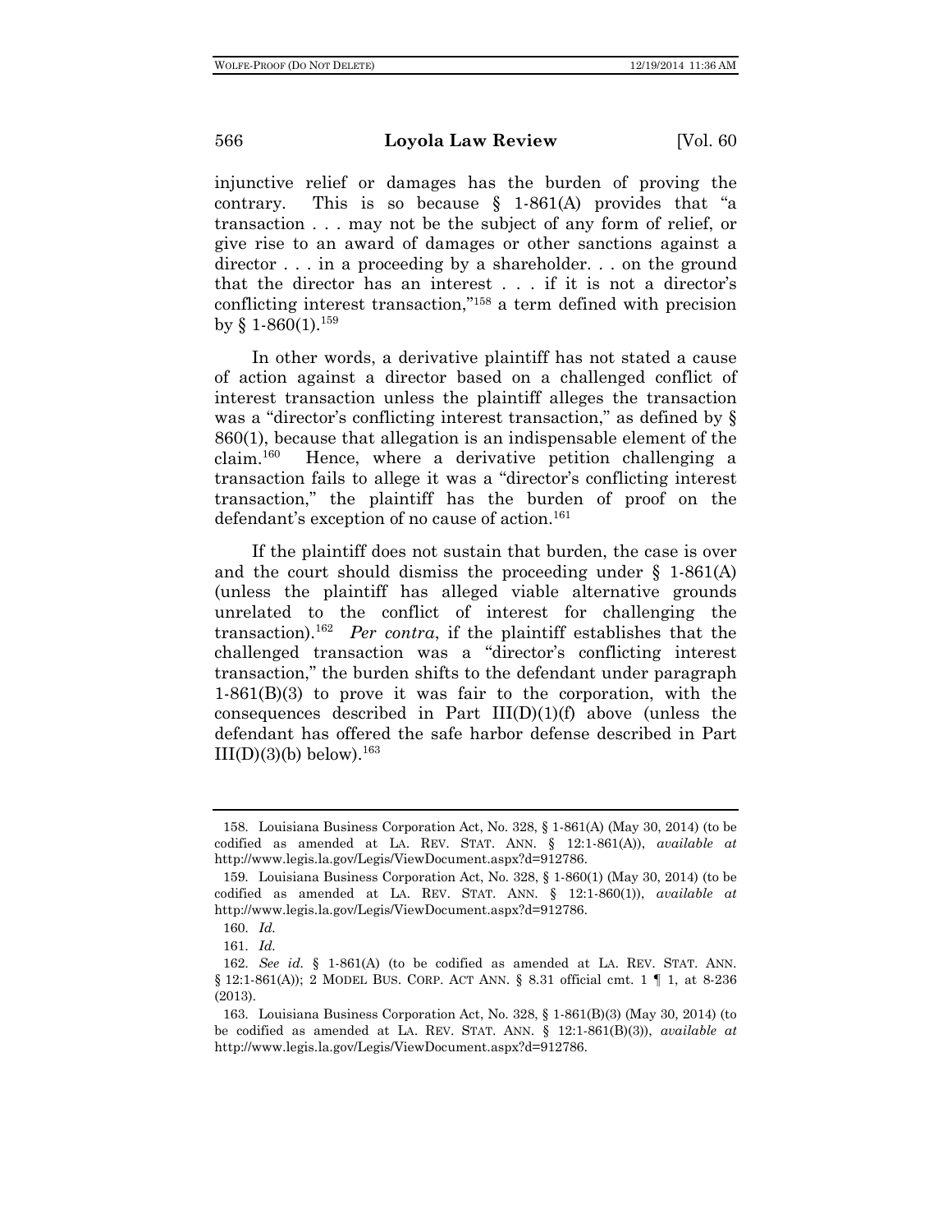injunctive relief or damages has the burden of proving the contrary. This is so because § 1-861(A) provides that "a transaction . . . may not be the subject of any form of relief, or give rise to an award of damages or other sanctions against a director . . . in a proceeding by a shareholder. . . on the ground that the director has an interest . . . if it is not a director's conflicting interest transaction,"[158] a term defined with precision by § 1-860(1).[159]

In other words, a derivative plaintiff has not stated a cause of action against a director based on a challenged conflict of interest transaction unless the plaintiff alleges the transaction was a "director's conflicting interest transaction," as defined by § 860(1), because that allegation is an indispensable element of the claim.[160] Hence, where a derivative petition challenging a transaction fails to allege it was a "director's conflicting interest transaction," the plaintiff has the burden of proof on the defendant's exception of no cause of action.[161]

If the plaintiff does not sustain that burden, the case is over and the court should dismiss the proceeding under § 1-861(A) (unless the plaintiff has alleged viable alternative grounds unrelated to the conflict of interest for challenging the transaction).[162] *Per contra*, if the plaintiff establishes that the challenged transaction was a "director's conflicting interest transaction," the burden shifts to the defendant under paragraph 1-861(B)(3) to prove it was fair to the corporation, with the consequences described in Part III(D)(1)(f) above (unless the defendant has offered the safe harbor defense described in Part III(D)(3)(b) below).[163]

---

158. Louisiana Business Corporation Act, No. 328, § 1-861(A) (May 30, 2014) (to be codified as amended at LA. REV. STAT. ANN. § 12:1-861(A)), *available at* http://www.legis.la.gov/Legis/ViewDocument.aspx?d=912786.

159. Louisiana Business Corporation Act, No. 328, § 1-860(1) (May 30, 2014) (to be codified as amended at LA. REV. STAT. ANN. § 12:1-860(1)), *available at* http://www.legis.la.gov/Legis/ViewDocument.aspx?d=912786.

160. *Id.*

161. *Id.*

162. *See id.* § 1-861(A) (to be codified as amended at LA. REV. STAT. ANN. § 12:1-861(A)); 2 MODEL BUS. CORP. ACT ANN. § 8.31 official cmt. 1 ¶ 1, at 8-236 (2013).

163. Louisiana Business Corporation Act, No. 328, § 1-861(B)(3) (May 30, 2014) (to be codified as amended at LA. REV. STAT. ANN. § 12:1-861(B)(3)), *available at* http://www.legis.la.gov/Legis/ViewDocument.aspx?d=912786.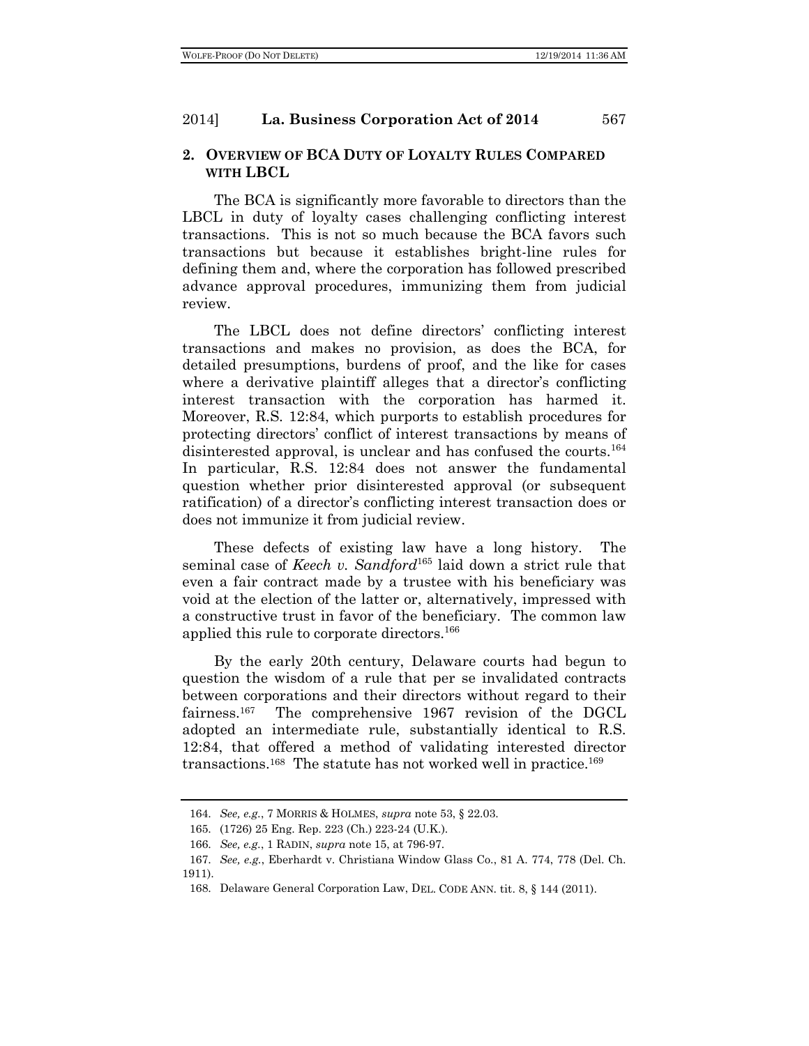## 2. OVERVIEW OF BCA DUTY OF LOYALTY RULES COMPARED WITH LBCL

The BCA is significantly more favorable to directors than the LBCL in duty of loyalty cases challenging conflicting interest transactions. This is not so much because the BCA favors such transactions but because it establishes bright-line rules for defining them and, where the corporation has followed prescribed advance approval procedures, immunizing them from judicial review.

The LBCL does not define directors' conflicting interest transactions and makes no provision, as does the BCA, for detailed presumptions, burdens of proof, and the like for cases where a derivative plaintiff alleges that a director's conflicting interest transaction with the corporation has harmed it. Moreover, R.S. 12:84, which purports to establish procedures for protecting directors' conflict of interest transactions by means of disinterested approval, is unclear and has confused the courts.[164] In particular, R.S. 12:84 does not answer the fundamental question whether prior disinterested approval (or subsequent ratification) of a director's conflicting interest transaction does or does not immunize it from judicial review.

These defects of existing law have a long history. The seminal case of *Keech v. Sandford*[165] laid down a strict rule that even a fair contract made by a trustee with his beneficiary was void at the election of the latter or, alternatively, impressed with a constructive trust in favor of the beneficiary. The common law applied this rule to corporate directors.[166]

By the early 20th century, Delaware courts had begun to question the wisdom of a rule that per se invalidated contracts between corporations and their directors without regard to their fairness.[167] The comprehensive 1967 revision of the DGCL adopted an intermediate rule, substantially identical to R.S. 12:84, that offered a method of validating interested director transactions.[168] The statute has not worked well in practice.[169]

---

164. *See, e.g.*, 7 MORRIS & HOLMES, *supra* note 53, § 22.03.

165. (1726) 25 Eng. Rep. 223 (Ch.) 223-24 (U.K.).

166. *See, e.g.*, 1 RADIN, *supra* note 15, at 796-97.

167. *See, e.g.*, Eberhardt v. Christiana Window Glass Co., 81 A. 774, 778 (Del. Ch. 1911).

168. Delaware General Corporation Law, DEL. CODE ANN. tit. 8, § 144 (2011).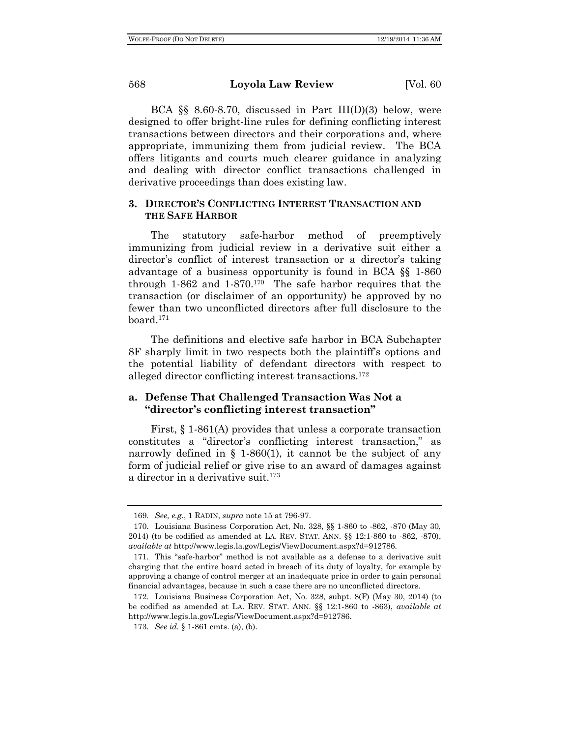BCA §§ 8.60-8.70, discussed in Part III(D)(3) below, were designed to offer bright-line rules for defining conflicting interest transactions between directors and their corporations and, where appropriate, immunizing them from judicial review. The BCA offers litigants and courts much clearer guidance in analyzing and dealing with director conflict transactions challenged in derivative proceedings than does existing law.

### 3. DIRECTOR'S CONFLICTING INTEREST TRANSACTION AND THE SAFE HARBOR

The statutory safe-harbor method of preemptively immunizing from judicial review in a derivative suit either a director's conflict of interest transaction or a director's taking advantage of a business opportunity is found in BCA §§ 1-860 through 1-862 and 1-870.[170] The safe harbor requires that the transaction (or disclaimer of an opportunity) be approved by no fewer than two unconflicted directors after full disclosure to the board.[171]

The definitions and elective safe harbor in BCA Subchapter 8F sharply limit in two respects both the plaintiff's options and the potential liability of defendant directors with respect to alleged director conflicting interest transactions.[172]

#### a. Defense That Challenged Transaction Was Not a "director's conflicting interest transaction"

First, § 1-861(A) provides that unless a corporate transaction constitutes a "director's conflicting interest transaction," as narrowly defined in § 1-860(1), it cannot be the subject of any form of judicial relief or give rise to an award of damages against a director in a derivative suit.[173]

---

169. *See, e.g.*, 1 RADIN, *supra* note 15 at 796-97.

170. Louisiana Business Corporation Act, No. 328, §§ 1-860 to -862, -870 (May 30, 2014) (to be codified as amended at LA. REV. STAT. ANN. §§ 12:1-860 to -862, -870), *available at* http://www.legis.la.gov/Legis/ViewDocument.aspx?d=912786.

171. This "safe-harbor" method is not available as a defense to a derivative suit charging that the entire board acted in breach of its duty of loyalty, for example by approving a change of control merger at an inadequate price in order to gain personal financial advantages, because in such a case there are no unconflicted directors.

172. Louisiana Business Corporation Act, No. 328, subpt. 8(F) (May 30, 2014) (to be codified as amended at LA. REV. STAT. ANN. §§ 12:1-860 to -863), *available at* http://www.legis.la.gov/Legis/ViewDocument.aspx?d=912786.

173. *See id.* § 1-861 cmts. (a), (b).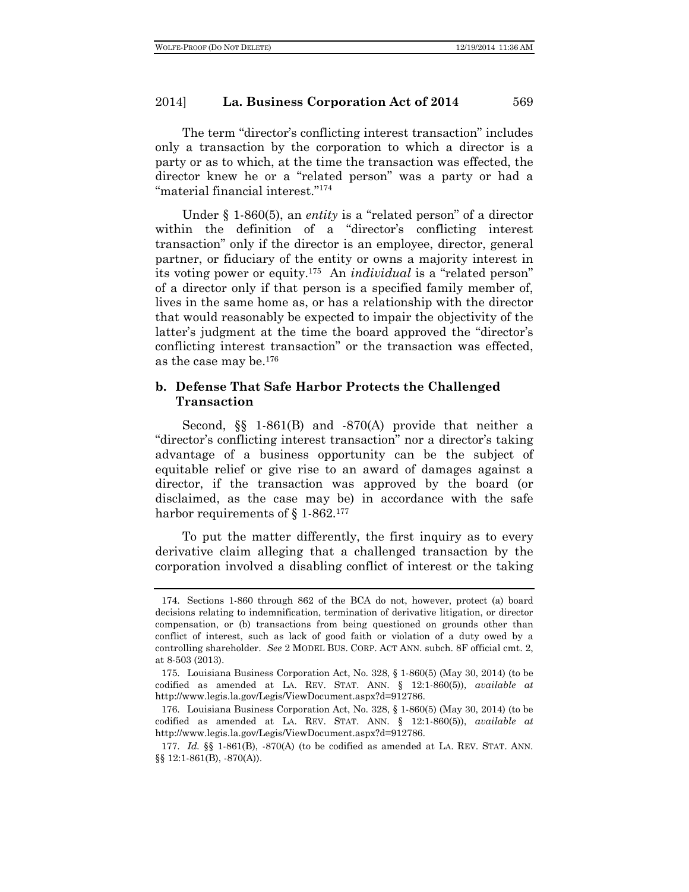The term "director's conflicting interest transaction" includes only a transaction by the corporation to which a director is a party or as to which, at the time the transaction was effected, the director knew he or a "related person" was a party or had a "material financial interest."[174]

Under § 1-860(5), an *entity* is a "related person" of a director within the definition of a "director's conflicting interest transaction" only if the director is an employee, director, general partner, or fiduciary of the entity or owns a majority interest in its voting power or equity.[175] An *individual* is a "related person" of a director only if that person is a specified family member of, lives in the same home as, or has a relationship with the director that would reasonably be expected to impair the objectivity of the latter's judgment at the time the board approved the "director's conflicting interest transaction" or the transaction was effected, as the case may be.[176]

### b. Defense That Safe Harbor Protects the Challenged Transaction

Second, §§ 1-861(B) and -870(A) provide that neither a "director's conflicting interest transaction" nor a director's taking advantage of a business opportunity can be the subject of equitable relief or give rise to an award of damages against a director, if the transaction was approved by the board (or disclaimed, as the case may be) in accordance with the safe harbor requirements of § 1-862.[177]

To put the matter differently, the first inquiry as to every derivative claim alleging that a challenged transaction by the corporation involved a disabling conflict of interest or the taking

---

174. Sections 1-860 through 862 of the BCA do not, however, protect (a) board decisions relating to indemnification, termination of derivative litigation, or director compensation, or (b) transactions from being questioned on grounds other than conflict of interest, such as lack of good faith or violation of a duty owed by a controlling shareholder. *See* 2 MODEL BUS. CORP. ACT ANN. subch. 8F official cmt. 2, at 8-503 (2013).

175. Louisiana Business Corporation Act, No. 328, § 1-860(5) (May 30, 2014) (to be codified as amended at LA. REV. STAT. ANN. § 12:1-860(5)), *available at* http://www.legis.la.gov/Legis/ViewDocument.aspx?d=912786.

176. Louisiana Business Corporation Act, No. 328, § 1-860(5) (May 30, 2014) (to be codified as amended at LA. REV. STAT. ANN. § 12:1-860(5)), *available at* http://www.legis.la.gov/Legis/ViewDocument.aspx?d=912786.

177. *Id.* §§ 1-861(B), -870(A) (to be codified as amended at LA. REV. STAT. ANN. §§ 12:1-861(B), -870(A)).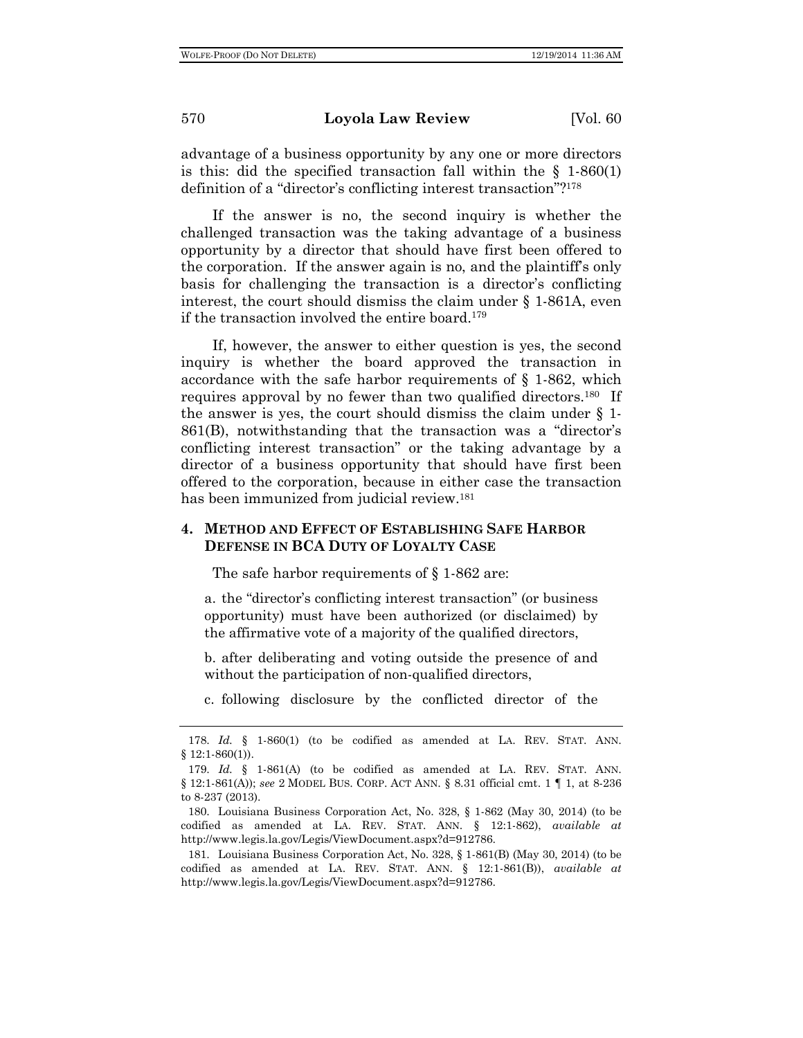advantage of a business opportunity by any one or more directors is this: did the specified transaction fall within the § 1-860(1) definition of a "director's conflicting interest transaction"?[178]

If the answer is no, the second inquiry is whether the challenged transaction was the taking advantage of a business opportunity by a director that should have first been offered to the corporation. If the answer again is no, and the plaintiff's only basis for challenging the transaction is a director's conflicting interest, the court should dismiss the claim under § 1-861A, even if the transaction involved the entire board.[179]

If, however, the answer to either question is yes, the second inquiry is whether the board approved the transaction in accordance with the safe harbor requirements of § 1-862, which requires approval by no fewer than two qualified directors.[180] If the answer is yes, the court should dismiss the claim under § 1-861(B), notwithstanding that the transaction was a "director's conflicting interest transaction" or the taking advantage by a director of a business opportunity that should have first been offered to the corporation, because in either case the transaction has been immunized from judicial review.[181]

### 4. METHOD AND EFFECT OF ESTABLISHING SAFE HARBOR DEFENSE IN BCA DUTY OF LOYALTY CASE

The safe harbor requirements of § 1-862 are:

a. the "director's conflicting interest transaction" (or business opportunity) must have been authorized (or disclaimed) by the affirmative vote of a majority of the qualified directors,

b. after deliberating and voting outside the presence of and without the participation of non-qualified directors,

c. following disclosure by the conflicted director of the

---

178. *Id.* § 1-860(1) (to be codified as amended at LA. REV. STAT. ANN. § 12:1-860(1)).

179. *Id.* § 1-861(A) (to be codified as amended at LA. REV. STAT. ANN. § 12:1-861(A)); *see* 2 MODEL BUS. CORP. ACT ANN. § 8.31 official cmt. 1 ¶ 1, at 8-236 to 8-237 (2013).

180. Louisiana Business Corporation Act, No. 328, § 1-862 (May 30, 2014) (to be codified as amended at LA. REV. STAT. ANN. § 12:1-862), *available at* http://www.legis.la.gov/Legis/ViewDocument.aspx?d=912786.

181. Louisiana Business Corporation Act, No. 328, § 1-861(B) (May 30, 2014) (to be codified as amended at LA. REV. STAT. ANN. § 12:1-861(B)), *available at* http://www.legis.la.gov/Legis/ViewDocument.aspx?d=912786.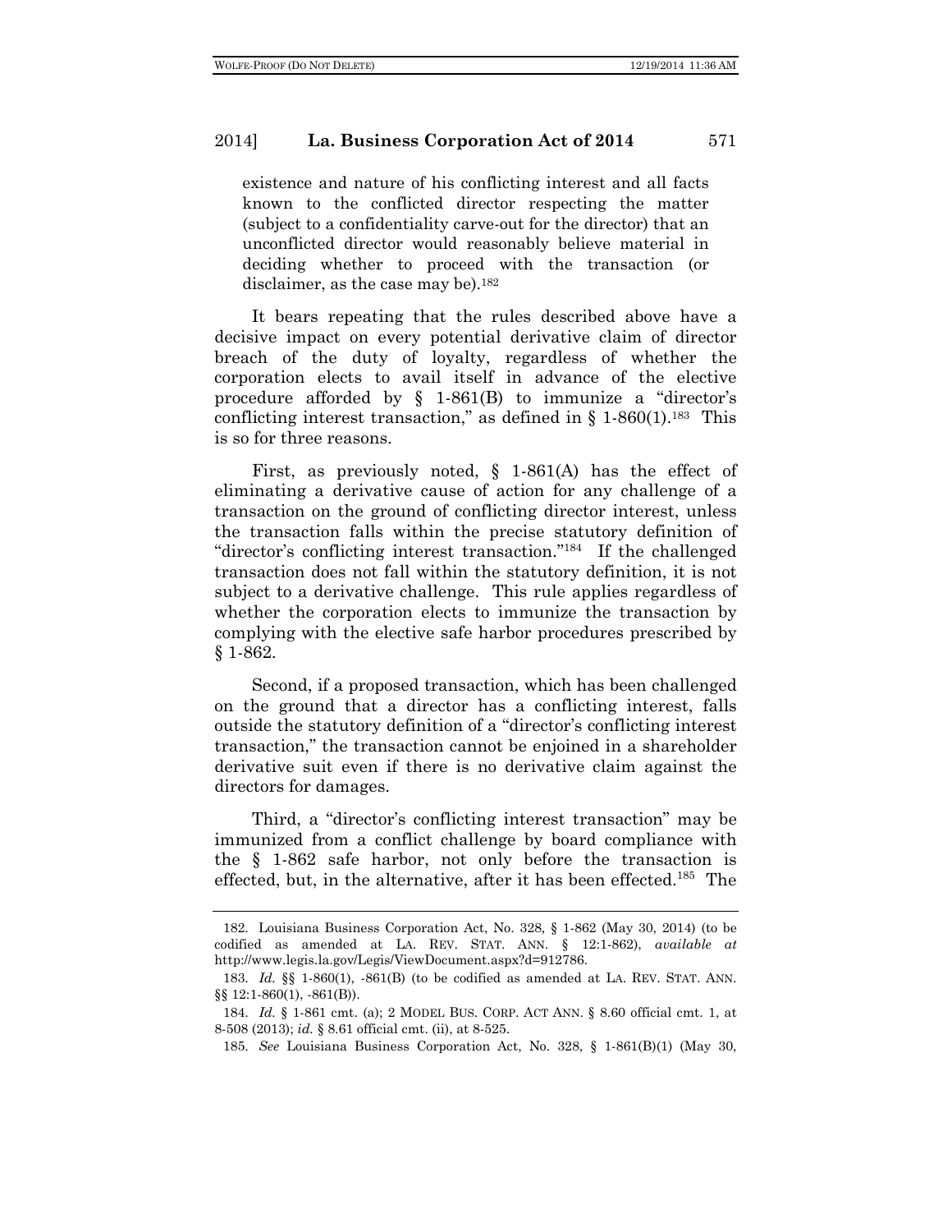existence and nature of his conflicting interest and all facts known to the conflicted director respecting the matter (subject to a confidentiality carve-out for the director) that an unconflicted director would reasonably believe material in deciding whether to proceed with the transaction (or disclaimer, as the case may be).[182]

It bears repeating that the rules described above have a decisive impact on every potential derivative claim of director breach of the duty of loyalty, regardless of whether the corporation elects to avail itself in advance of the elective procedure afforded by § 1-861(B) to immunize a "director's conflicting interest transaction," as defined in § 1-860(1).[183] This is so for three reasons.

First, as previously noted, § 1-861(A) has the effect of eliminating a derivative cause of action for any challenge of a transaction on the ground of conflicting director interest, unless the transaction falls within the precise statutory definition of "director's conflicting interest transaction."[184] If the challenged transaction does not fall within the statutory definition, it is not subject to a derivative challenge. This rule applies regardless of whether the corporation elects to immunize the transaction by complying with the elective safe harbor procedures prescribed by § 1-862.

Second, if a proposed transaction, which has been challenged on the ground that a director has a conflicting interest, falls outside the statutory definition of a "director's conflicting interest transaction," the transaction cannot be enjoined in a shareholder derivative suit even if there is no derivative claim against the directors for damages.

Third, a "director's conflicting interest transaction" may be immunized from a conflict challenge by board compliance with the § 1-862 safe harbor, not only before the transaction is effected, but, in the alternative, after it has been effected.[185] The

---

182. Louisiana Business Corporation Act, No. 328, § 1-862 (May 30, 2014) (to be codified as amended at LA. REV. STAT. ANN. § 12:1-862), *available at* http://www.legis.la.gov/Legis/ViewDocument.aspx?d=912786.

183. *Id.* §§ 1-860(1), -861(B) (to be codified as amended at LA. REV. STAT. ANN. §§ 12:1-860(1), -861(B)).

184. *Id.* § 1-861 cmt. (a); 2 MODEL BUS. CORP. ACT ANN. § 8.60 official cmt. 1, at 8-508 (2013); *id.* § 8.61 official cmt. (ii), at 8-525.

185. *See* Louisiana Business Corporation Act, No. 328, § 1-861(B)(1) (May 30,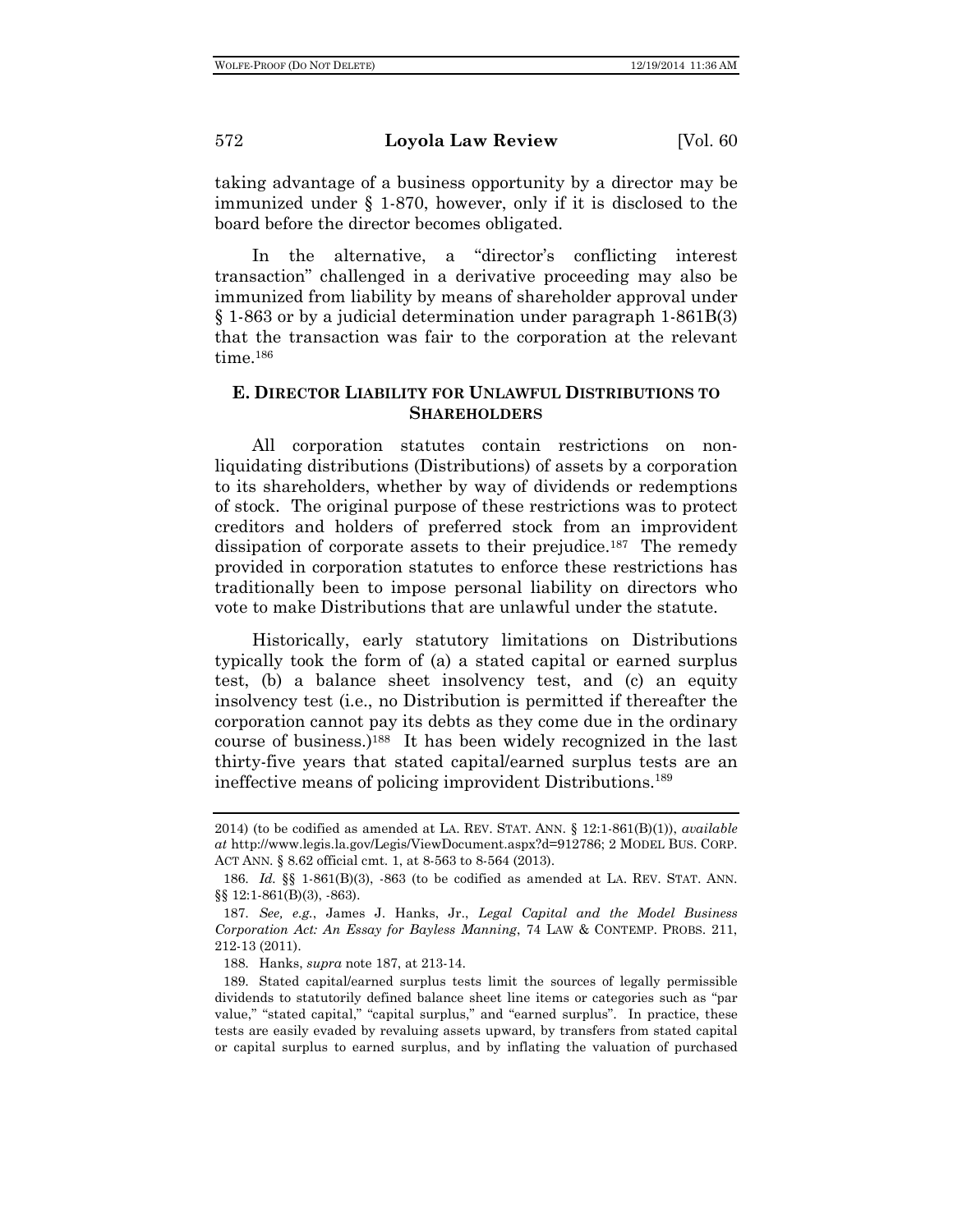taking advantage of a business opportunity by a director may be immunized under § 1-870, however, only if it is disclosed to the board before the director becomes obligated.

In the alternative, a "director's conflicting interest transaction" challenged in a derivative proceeding may also be immunized from liability by means of shareholder approval under § 1-863 or by a judicial determination under paragraph 1-861B(3) that the transaction was fair to the corporation at the relevant time.[186]

### E. DIRECTOR LIABILITY FOR UNLAWFUL DISTRIBUTIONS TO SHAREHOLDERS

All corporation statutes contain restrictions on non-liquidating distributions (Distributions) of assets by a corporation to its shareholders, whether by way of dividends or redemptions of stock. The original purpose of these restrictions was to protect creditors and holders of preferred stock from an improvident dissipation of corporate assets to their prejudice.[187] The remedy provided in corporation statutes to enforce these restrictions has traditionally been to impose personal liability on directors who vote to make Distributions that are unlawful under the statute.

Historically, early statutory limitations on Distributions typically took the form of (a) a stated capital or earned surplus test, (b) a balance sheet insolvency test, and (c) an equity insolvency test (i.e., no Distribution is permitted if thereafter the corporation cannot pay its debts as they come due in the ordinary course of business.)[188] It has been widely recognized in the last thirty-five years that stated capital/earned surplus tests are an ineffective means of policing improvident Distributions.[189]

---

2014) (to be codified as amended at LA. REV. STAT. ANN. § 12:1-861(B)(1)), *available at* http://www.legis.la.gov/Legis/ViewDocument.aspx?d=912786; 2 MODEL BUS. CORP. ACT ANN. § 8.62 official cmt. 1, at 8-563 to 8-564 (2013).

186. *Id.* §§ 1-861(B)(3), -863 (to be codified as amended at LA. REV. STAT. ANN. §§ 12:1-861(B)(3), -863).

187. *See, e.g.*, James J. Hanks, Jr., *Legal Capital and the Model Business Corporation Act: An Essay for Bayless Manning*, 74 LAW & CONTEMP. PROBS. 211, 212-13 (2011).

188. Hanks, *supra* note 187, at 213-14.

189. Stated capital/earned surplus tests limit the sources of legally permissible dividends to statutorily defined balance sheet line items or categories such as "par value," "stated capital," "capital surplus," and "earned surplus". In practice, these tests are easily evaded by revaluing assets upward, by transfers from stated capital or capital surplus to earned surplus, and by inflating the valuation of purchased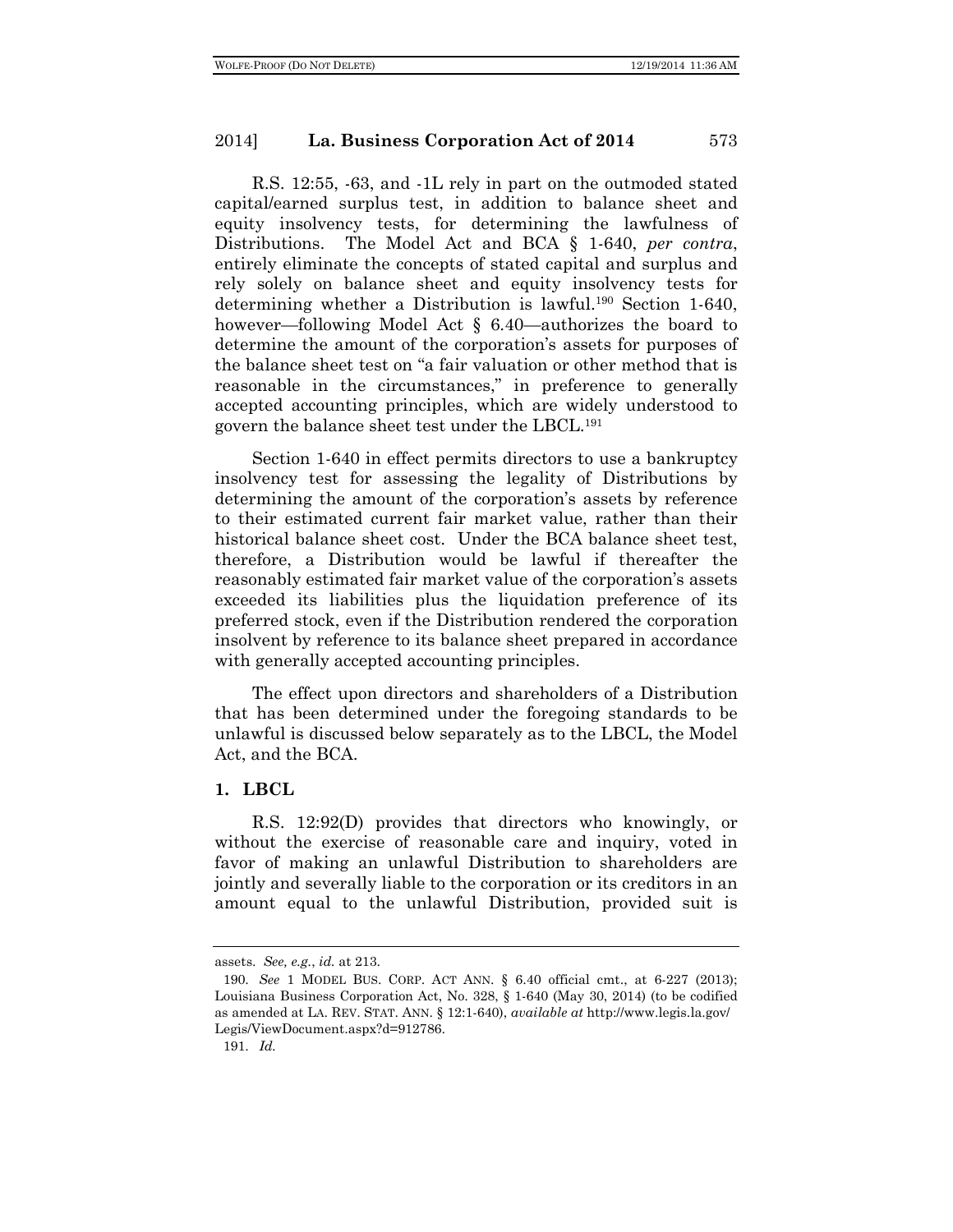R.S. 12:55, -63, and -1L rely in part on the outmoded stated capital/earned surplus test, in addition to balance sheet and equity insolvency tests, for determining the lawfulness of Distributions. The Model Act and BCA § 1-640, *per contra*, entirely eliminate the concepts of stated capital and surplus and rely solely on balance sheet and equity insolvency tests for determining whether a Distribution is lawful.[190] Section 1-640, however—following Model Act § 6.40—authorizes the board to determine the amount of the corporation's assets for purposes of the balance sheet test on "a fair valuation or other method that is reasonable in the circumstances," in preference to generally accepted accounting principles, which are widely understood to govern the balance sheet test under the LBCL.[191]

Section 1-640 in effect permits directors to use a bankruptcy insolvency test for assessing the legality of Distributions by determining the amount of the corporation's assets by reference to their estimated current fair market value, rather than their historical balance sheet cost. Under the BCA balance sheet test, therefore, a Distribution would be lawful if thereafter the reasonably estimated fair market value of the corporation's assets exceeded its liabilities plus the liquidation preference of its preferred stock, even if the Distribution rendered the corporation insolvent by reference to its balance sheet prepared in accordance with generally accepted accounting principles.

The effect upon directors and shareholders of a Distribution that has been determined under the foregoing standards to be unlawful is discussed below separately as to the LBCL, the Model Act, and the BCA.

### 1. LBCL

R.S. 12:92(D) provides that directors who knowingly, or without the exercise of reasonable care and inquiry, voted in favor of making an unlawful Distribution to shareholders are jointly and severally liable to the corporation or its creditors in an amount equal to the unlawful Distribution, provided suit is

---

assets. *See, e.g.*, *id.* at 213.

190. *See* 1 MODEL BUS. CORP. ACT ANN. § 6.40 official cmt., at 6-227 (2013); Louisiana Business Corporation Act, No. 328, § 1-640 (May 30, 2014) (to be codified as amended at LA. REV. STAT. ANN. § 12:1-640), *available at* http://www.legis.la.gov/Legis/ViewDocument.aspx?d=912786.

191. *Id.*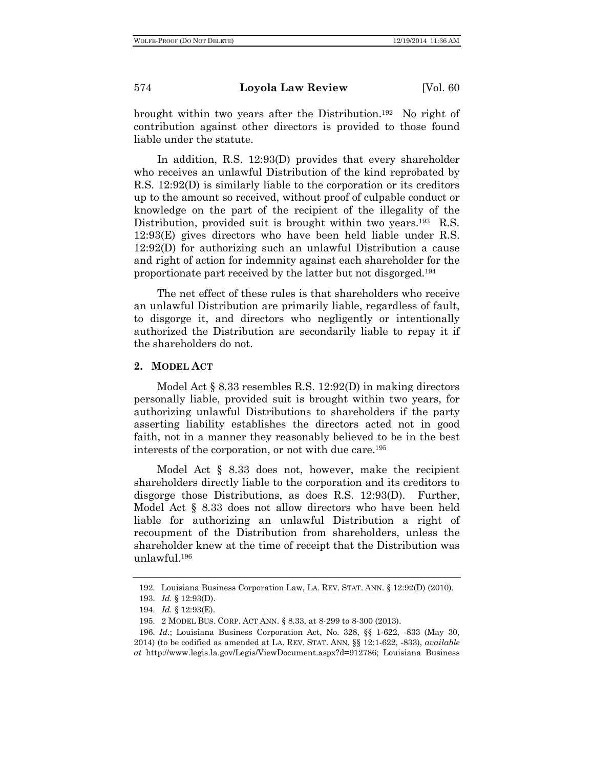brought within two years after the Distribution.[192] No right of contribution against other directors is provided to those found liable under the statute.

In addition, R.S. 12:93(D) provides that every shareholder who receives an unlawful Distribution of the kind reprobated by R.S. 12:92(D) is similarly liable to the corporation or its creditors up to the amount so received, without proof of culpable conduct or knowledge on the part of the recipient of the illegality of the Distribution, provided suit is brought within two years.[193] R.S. 12:93(E) gives directors who have been held liable under R.S. 12:92(D) for authorizing such an unlawful Distribution a cause and right of action for indemnity against each shareholder for the proportionate part received by the latter but not disgorged.[194]

The net effect of these rules is that shareholders who receive an unlawful Distribution are primarily liable, regardless of fault, to disgorge it, and directors who negligently or intentionally authorized the Distribution are secondarily liable to repay it if the shareholders do not.

### 2. MODEL ACT

Model Act § 8.33 resembles R.S. 12:92(D) in making directors personally liable, provided suit is brought within two years, for authorizing unlawful Distributions to shareholders if the party asserting liability establishes the directors acted not in good faith, not in a manner they reasonably believed to be in the best interests of the corporation, or not with due care.[195]

Model Act § 8.33 does not, however, make the recipient shareholders directly liable to the corporation and its creditors to disgorge those Distributions, as does R.S. 12:93(D). Further, Model Act § 8.33 does not allow directors who have been held liable for authorizing an unlawful Distribution a right of recoupment of the Distribution from shareholders, unless the shareholder knew at the time of receipt that the Distribution was unlawful.[196]

---

192. Louisiana Business Corporation Law, LA. REV. STAT. ANN. § 12:92(D) (2010).

193. *Id.* § 12:93(D).

194. *Id.* § 12:93(E).

195. 2 MODEL BUS. CORP. ACT ANN. § 8.33, at 8-299 to 8-300 (2013).

196. *Id.*; Louisiana Business Corporation Act, No. 328, §§ 1-622, -833 (May 30, 2014) (to be codified as amended at LA. REV. STAT. ANN. §§ 12:1-622, -833), *available at* http://www.legis.la.gov/Legis/ViewDocument.aspx?d=912786; Louisiana Business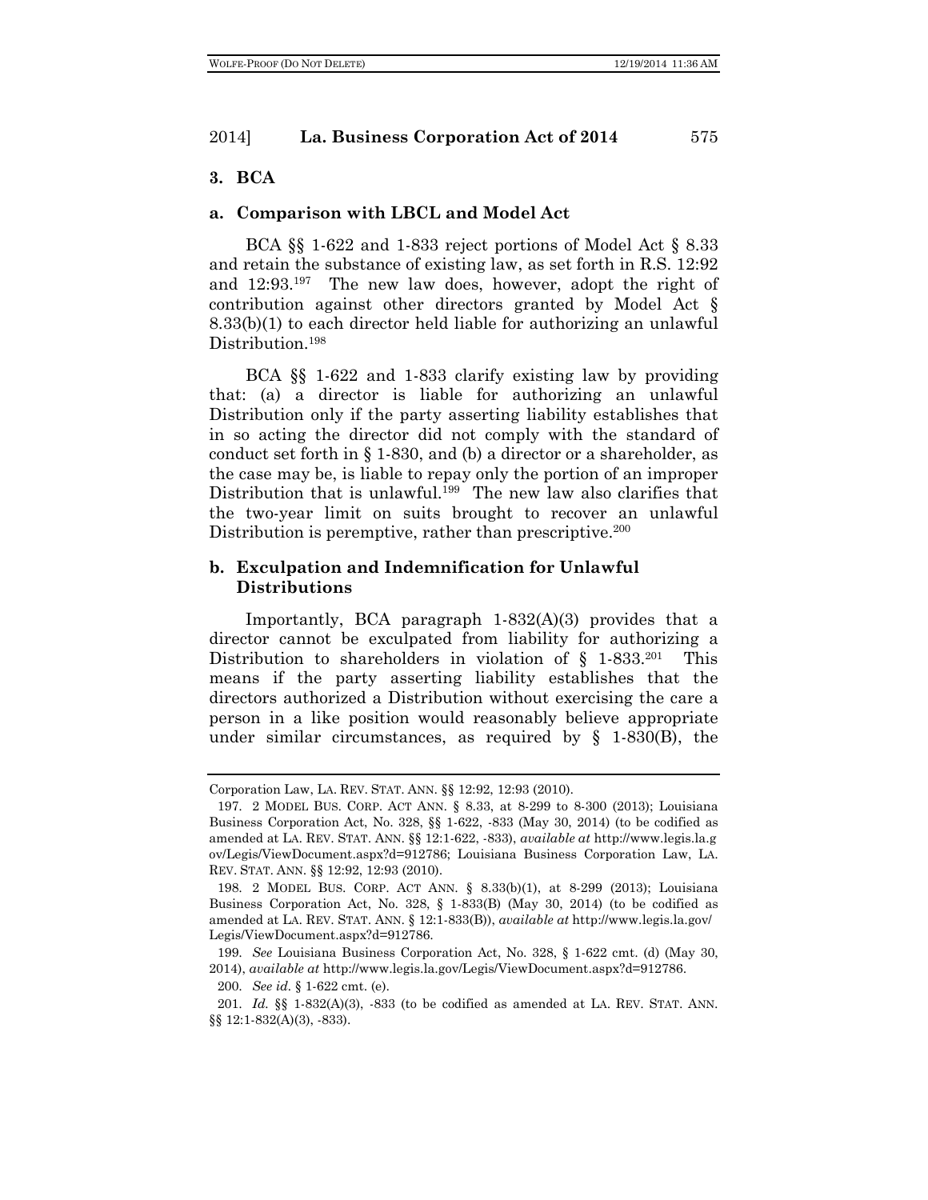### 3. BCA

#### a. Comparison with LBCL and Model Act

BCA §§ 1-622 and 1-833 reject portions of Model Act § 8.33 and retain the substance of existing law, as set forth in R.S. 12:92 and 12:93.[197] The new law does, however, adopt the right of contribution against other directors granted by Model Act § 8.33(b)(1) to each director held liable for authorizing an unlawful Distribution.[198]

BCA §§ 1-622 and 1-833 clarify existing law by providing that: (a) a director is liable for authorizing an unlawful Distribution only if the party asserting liability establishes that in so acting the director did not comply with the standard of conduct set forth in § 1-830, and (b) a director or a shareholder, as the case may be, is liable to repay only the portion of an improper Distribution that is unlawful.[199] The new law also clarifies that the two-year limit on suits brought to recover an unlawful Distribution is peremptive, rather than prescriptive.[200]

#### b. Exculpation and Indemnification for Unlawful Distributions

Importantly, BCA paragraph 1-832(A)(3) provides that a director cannot be exculpated from liability for authorizing a Distribution to shareholders in violation of § 1-833.[201] This means if the party asserting liability establishes that the directors authorized a Distribution without exercising the care a person in a like position would reasonably believe appropriate under similar circumstances, as required by § 1-830(B), the

---

Corporation Law, LA. REV. STAT. ANN. §§ 12:92, 12:93 (2010).

197. 2 MODEL BUS. CORP. ACT ANN. § 8.33, at 8-299 to 8-300 (2013); Louisiana Business Corporation Act, No. 328, §§ 1-622, -833 (May 30, 2014) (to be codified as amended at LA. REV. STAT. ANN. §§ 12:1-622, -833), *available at* http://www.legis.la.gov/Legis/ViewDocument.aspx?d=912786; Louisiana Business Corporation Law, LA. REV. STAT. ANN. §§ 12:92, 12:93 (2010).

198. 2 MODEL BUS. CORP. ACT ANN. § 8.33(b)(1), at 8-299 (2013); Louisiana Business Corporation Act, No. 328, § 1-833(B) (May 30, 2014) (to be codified as amended at LA. REV. STAT. ANN. § 12:1-833(B)), *available at* http://www.legis.la.gov/Legis/ViewDocument.aspx?d=912786.

199. *See* Louisiana Business Corporation Act, No. 328, § 1-622 cmt. (d) (May 30, 2014), *available at* http://www.legis.la.gov/Legis/ViewDocument.aspx?d=912786.

200. *See id.* § 1-622 cmt. (e).

201. *Id.* §§ 1-832(A)(3), -833 (to be codified as amended at LA. REV. STAT. ANN. §§ 12:1-832(A)(3), -833).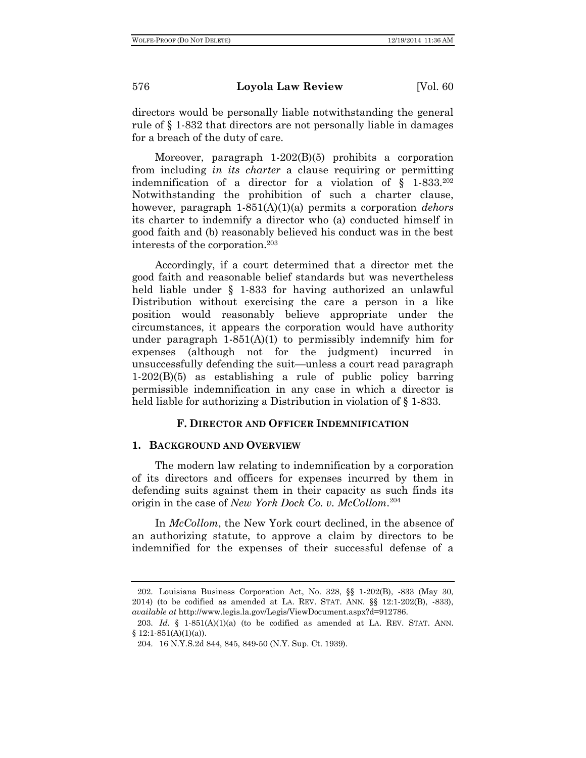directors would be personally liable notwithstanding the general rule of § 1-832 that directors are not personally liable in damages for a breach of the duty of care.

Moreover, paragraph 1-202(B)(5) prohibits a corporation from including *in its charter* a clause requiring or permitting indemnification of a director for a violation of § 1-833.[202] Notwithstanding the prohibition of such a charter clause, however, paragraph 1-851(A)(1)(a) permits a corporation *dehors* its charter to indemnify a director who (a) conducted himself in good faith and (b) reasonably believed his conduct was in the best interests of the corporation.[203]

Accordingly, if a court determined that a director met the good faith and reasonable belief standards but was nevertheless held liable under § 1-833 for having authorized an unlawful Distribution without exercising the care a person in a like position would reasonably believe appropriate under the circumstances, it appears the corporation would have authority under paragraph 1-851(A)(1) to permissibly indemnify him for expenses (although not for the judgment) incurred in unsuccessfully defending the suit—unless a court read paragraph 1-202(B)(5) as establishing a rule of public policy barring permissible indemnification in any case in which a director is held liable for authorizing a Distribution in violation of § 1-833.

### F. DIRECTOR AND OFFICER INDEMNIFICATION

#### 1. BACKGROUND AND OVERVIEW

The modern law relating to indemnification by a corporation of its directors and officers for expenses incurred by them in defending suits against them in their capacity as such finds its origin in the case of *New York Dock Co. v. McCollom*.[204]

In *McCollom*, the New York court declined, in the absence of an authorizing statute, to approve a claim by directors to be indemnified for the expenses of their successful defense of a

---

202. Louisiana Business Corporation Act, No. 328, §§ 1-202(B), -833 (May 30, 2014) (to be codified as amended at LA. REV. STAT. ANN. §§ 12:1-202(B), -833), *available at* http://www.legis.la.gov/Legis/ViewDocument.aspx?d=912786.

203. *Id.* § 1-851(A)(1)(a) (to be codified as amended at LA. REV. STAT. ANN. § 12:1-851(A)(1)(a)).

204. 16 N.Y.S.2d 844, 845, 849-50 (N.Y. Sup. Ct. 1939).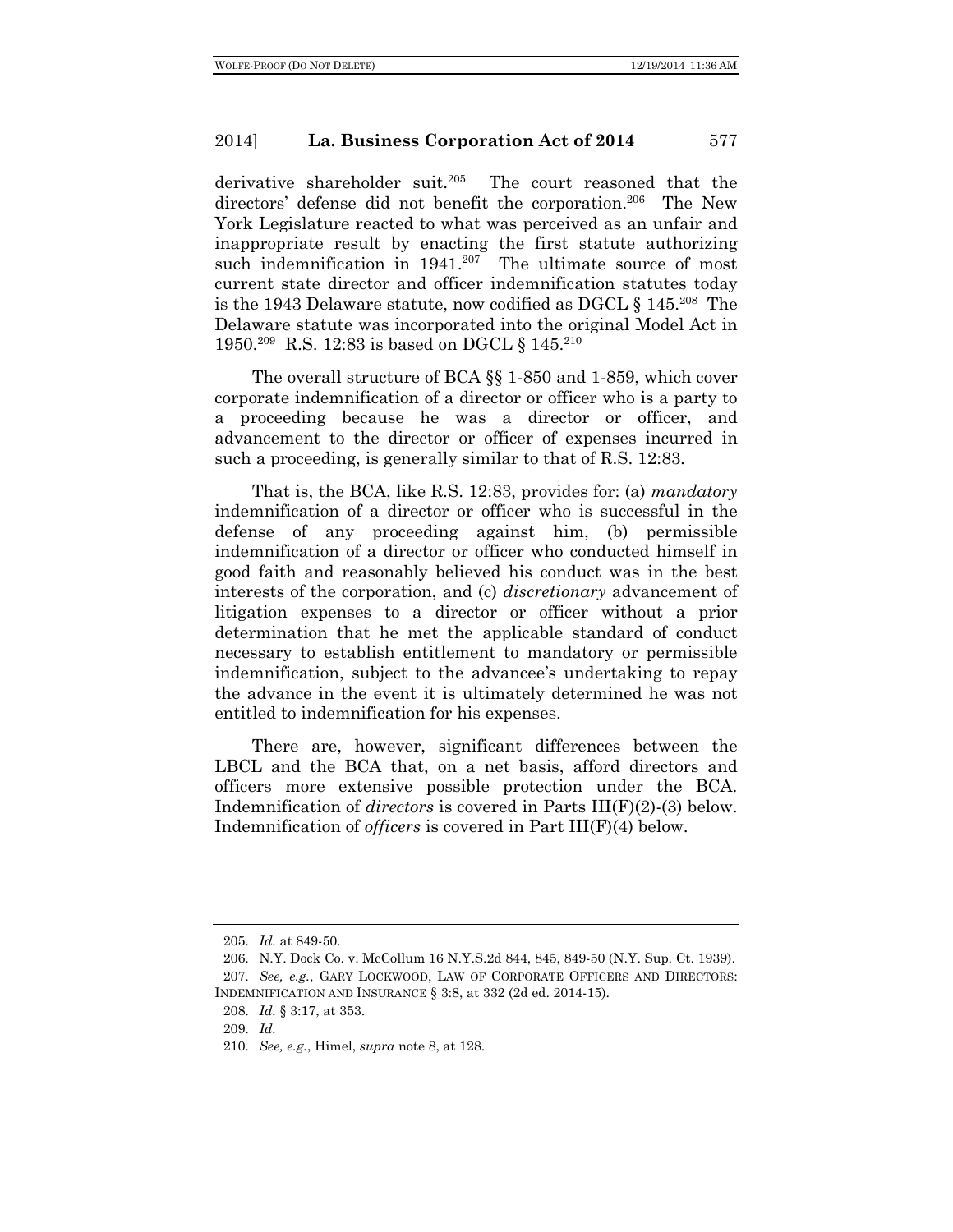derivative shareholder suit.[205] The court reasoned that the directors' defense did not benefit the corporation.[206] The New York Legislature reacted to what was perceived as an unfair and inappropriate result by enacting the first statute authorizing such indemnification in 1941.[207] The ultimate source of most current state director and officer indemnification statutes today is the 1943 Delaware statute, now codified as DGCL § 145.[208] The Delaware statute was incorporated into the original Model Act in 1950.[209] R.S. 12:83 is based on DGCL § 145.[210]

The overall structure of BCA §§ 1-850 and 1-859, which cover corporate indemnification of a director or officer who is a party to a proceeding because he was a director or officer, and advancement to the director or officer of expenses incurred in such a proceeding, is generally similar to that of R.S. 12:83.

That is, the BCA, like R.S. 12:83, provides for: (a) *mandatory* indemnification of a director or officer who is successful in the defense of any proceeding against him, (b) permissible indemnification of a director or officer who conducted himself in good faith and reasonably believed his conduct was in the best interests of the corporation, and (c) *discretionary* advancement of litigation expenses to a director or officer without a prior determination that he met the applicable standard of conduct necessary to establish entitlement to mandatory or permissible indemnification, subject to the advancee's undertaking to repay the advance in the event it is ultimately determined he was not entitled to indemnification for his expenses.

There are, however, significant differences between the LBCL and the BCA that, on a net basis, afford directors and officers more extensive possible protection under the BCA. Indemnification of *directors* is covered in Parts III(F)(2)-(3) below. Indemnification of *officers* is covered in Part III(F)(4) below.

---

205. *Id.* at 849-50.

206. N.Y. Dock Co. v. McCollum 16 N.Y.S.2d 844, 845, 849-50 (N.Y. Sup. Ct. 1939).

207. *See, e.g.*, GARY LOCKWOOD, LAW OF CORPORATE OFFICERS AND DIRECTORS: INDEMNIFICATION AND INSURANCE § 3:8, at 332 (2d ed. 2014-15).

208. *Id.* § 3:17, at 353.

209. *Id.*

210. *See, e.g.*, Himel, *supra* note 8, at 128.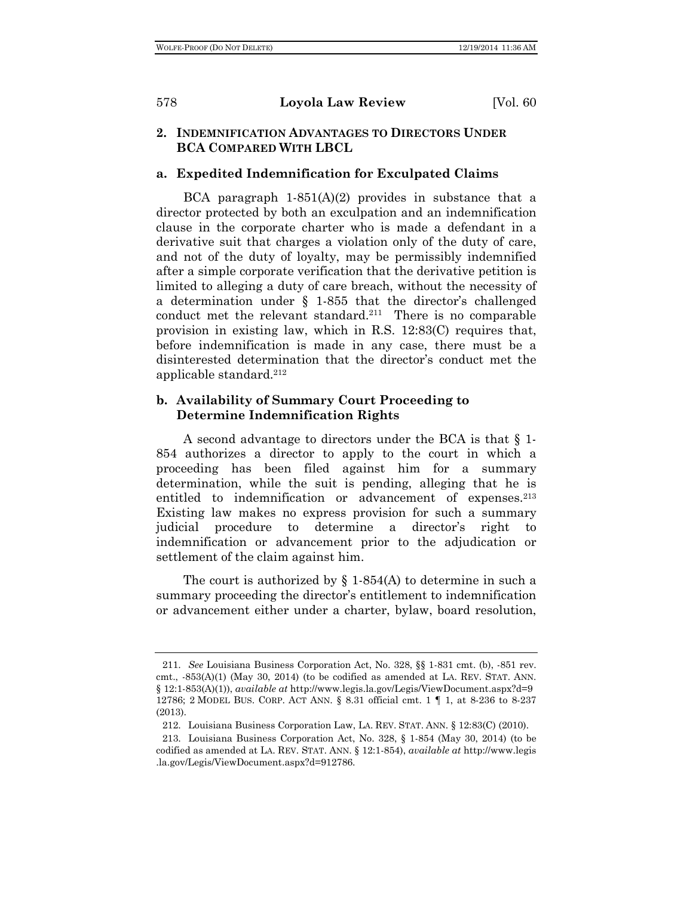## 2. Indemnification Advantages to Directors Under BCA Compared With LBCL

### a. Expedited Indemnification for Exculpated Claims

BCA paragraph 1-851(A)(2) provides in substance that a director protected by both an exculpation and an indemnification clause in the corporate charter who is made a defendant in a derivative suit that charges a violation only of the duty of care, and not of the duty of loyalty, may be permissibly indemnified after a simple corporate verification that the derivative petition is limited to alleging a duty of care breach, without the necessity of a determination under § 1-855 that the director's challenged conduct met the relevant standard.[211] There is no comparable provision in existing law, which in R.S. 12:83(C) requires that, before indemnification is made in any case, there must be a disinterested determination that the director's conduct met the applicable standard.[212]

### b. Availability of Summary Court Proceeding to Determine Indemnification Rights

A second advantage to directors under the BCA is that § 1-854 authorizes a director to apply to the court in which a proceeding has been filed against him for a summary determination, while the suit is pending, alleging that he is entitled to indemnification or advancement of expenses.[213] Existing law makes no express provision for such a summary judicial procedure to determine a director's right to indemnification or advancement prior to the adjudication or settlement of the claim against him.

The court is authorized by § 1-854(A) to determine in such a summary proceeding the director's entitlement to indemnification or advancement either under a charter, bylaw, board resolution,

---

211. *See* Louisiana Business Corporation Act, No. 328, §§ 1-831 cmt. (b), -851 rev. cmt., -853(A)(1) (May 30, 2014) (to be codified as amended at LA. REV. STAT. ANN. § 12:1-853(A)(1)), *available at* http://www.legis.la.gov/Legis/ViewDocument.aspx?d=912786; 2 MODEL BUS. CORP. ACT ANN. § 8.31 official cmt. 1 ¶ 1, at 8-236 to 8-237 (2013).

212. Louisiana Business Corporation Law, LA. REV. STAT. ANN. § 12:83(C) (2010).

213. Louisiana Business Corporation Act, No. 328, § 1-854 (May 30, 2014) (to be codified as amended at LA. REV. STAT. ANN. § 12:1-854), *available at* http://www.legis.la.gov/Legis/ViewDocument.aspx?d=912786.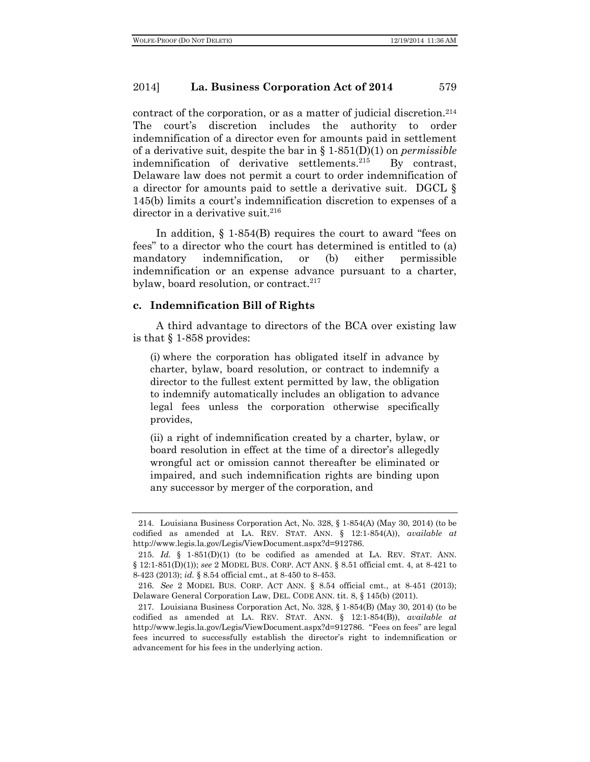contract of the corporation, or as a matter of judicial discretion.[214] The court's discretion includes the authority to order indemnification of a director even for amounts paid in settlement of a derivative suit, despite the bar in § 1-851(D)(1) on *permissible* indemnification of derivative settlements.[215] By contrast, Delaware law does not permit a court to order indemnification of a director for amounts paid to settle a derivative suit. DGCL § 145(b) limits a court's indemnification discretion to expenses of a director in a derivative suit.[216]

In addition, § 1-854(B) requires the court to award "fees on fees" to a director who the court has determined is entitled to (a) mandatory indemnification, or (b) either permissible indemnification or an expense advance pursuant to a charter, bylaw, board resolution, or contract.[217]

### c. Indemnification Bill of Rights

A third advantage to directors of the BCA over existing law is that § 1-858 provides:

> (i) where the corporation has obligated itself in advance by charter, bylaw, board resolution, or contract to indemnify a director to the fullest extent permitted by law, the obligation to indemnify automatically includes an obligation to advance legal fees unless the corporation otherwise specifically provides,
>
> (ii) a right of indemnification created by a charter, bylaw, or board resolution in effect at the time of a director's allegedly wrongful act or omission cannot thereafter be eliminated or impaired, and such indemnification rights are binding upon any successor by merger of the corporation, and

---

214. Louisiana Business Corporation Act, No. 328, § 1-854(A) (May 30, 2014) (to be codified as amended at LA. REV. STAT. ANN. § 12:1-854(A)), *available at* http://www.legis.la.gov/Legis/ViewDocument.aspx?d=912786.

215. *Id.* § 1-851(D)(1) (to be codified as amended at LA. REV. STAT. ANN. § 12:1-851(D)(1)); *see* 2 MODEL BUS. CORP. ACT ANN. § 8.51 official cmt. 4, at 8-421 to 8-423 (2013); *id.* § 8.54 official cmt., at 8-450 to 8-453.

216. *See* 2 MODEL BUS. CORP. ACT ANN. § 8.54 official cmt., at 8-451 (2013); Delaware General Corporation Law, DEL. CODE ANN. tit. 8, § 145(b) (2011).

217. Louisiana Business Corporation Act, No. 328, § 1-854(B) (May 30, 2014) (to be codified as amended at LA. REV. STAT. ANN. § 12:1-854(B)), *available at* http://www.legis.la.gov/Legis/ViewDocument.aspx?d=912786. "Fees on fees" are legal fees incurred to successfully establish the director's right to indemnification or advancement for his fees in the underlying action.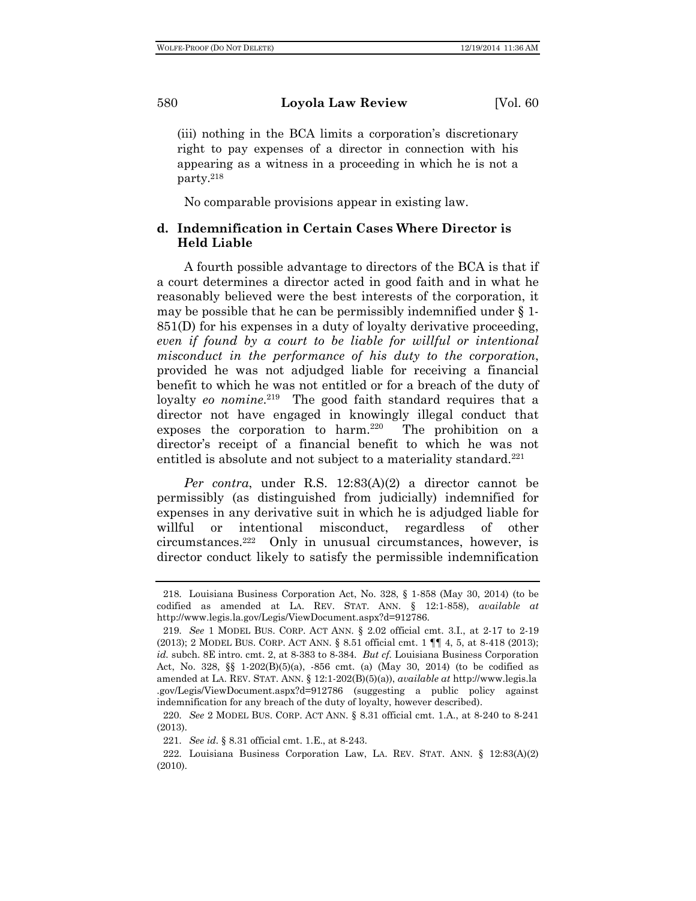(iii) nothing in the BCA limits a corporation's discretionary right to pay expenses of a director in connection with his appearing as a witness in a proceeding in which he is not a party.[218]

No comparable provisions appear in existing law.

### d. Indemnification in Certain Cases Where Director is Held Liable

A fourth possible advantage to directors of the BCA is that if a court determines a director acted in good faith and in what he reasonably believed were the best interests of the corporation, it may be possible that he can be permissibly indemnified under § 1-851(D) for his expenses in a duty of loyalty derivative proceeding, *even if found by a court to be liable for willful or intentional misconduct in the performance of his duty to the corporation*, provided he was not adjudged liable for receiving a financial benefit to which he was not entitled or for a breach of the duty of loyalty *eo nomine*.[219] The good faith standard requires that a director not have engaged in knowingly illegal conduct that exposes the corporation to harm.[220] The prohibition on a director's receipt of a financial benefit to which he was not entitled is absolute and not subject to a materiality standard.[221]

*Per contra*, under R.S. 12:83(A)(2) a director cannot be permissibly (as distinguished from judicially) indemnified for expenses in any derivative suit in which he is adjudged liable for willful or intentional misconduct, regardless of other circumstances.[222] Only in unusual circumstances, however, is director conduct likely to satisfy the permissible indemnification

---

218. Louisiana Business Corporation Act, No. 328, § 1-858 (May 30, 2014) (to be codified as amended at LA. REV. STAT. ANN. § 12:1-858), *available at* http://www.legis.la.gov/Legis/ViewDocument.aspx?d=912786.

219. *See* 1 MODEL BUS. CORP. ACT ANN. § 2.02 official cmt. 3.I., at 2-17 to 2-19 (2013); 2 MODEL BUS. CORP. ACT ANN. § 8.51 official cmt. 1 ¶¶ 4, 5, at 8-418 (2013); *id.* subch. 8E intro. cmt. 2, at 8-383 to 8-384. *But cf.* Louisiana Business Corporation Act, No. 328, §§ 1-202(B)(5)(a), -856 cmt. (a) (May 30, 2014) (to be codified as amended at LA. REV. STAT. ANN. § 12:1-202(B)(5)(a)), *available at* http://www.legis.la.gov/Legis/ViewDocument.aspx?d=912786 (suggesting a public policy against indemnification for any breach of the duty of loyalty, however described).

220. *See* 2 MODEL BUS. CORP. ACT ANN. § 8.31 official cmt. 1.A., at 8-240 to 8-241 (2013).

221. *See id.* § 8.31 official cmt. 1.E., at 8-243.

222. Louisiana Business Corporation Law, LA. REV. STAT. ANN. § 12:83(A)(2) (2010).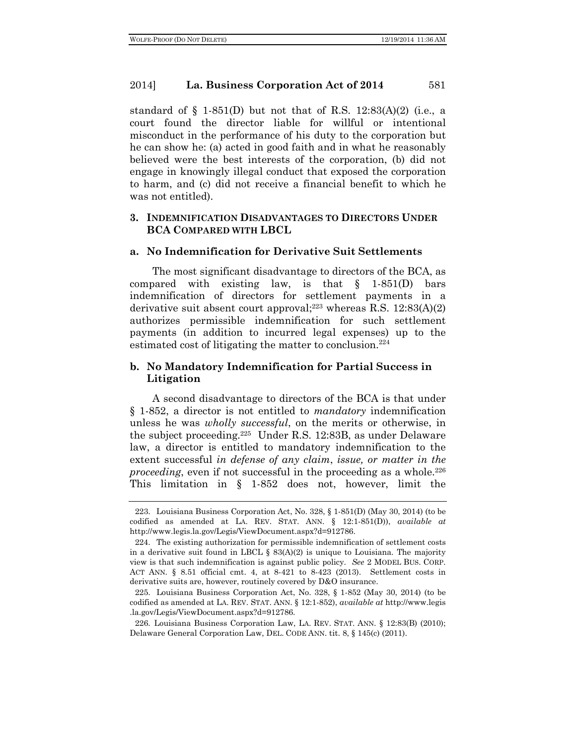standard of § 1-851(D) but not that of R.S. 12:83(A)(2) (i.e., a court found the director liable for willful or intentional misconduct in the performance of his duty to the corporation but he can show he: (a) acted in good faith and in what he reasonably believed were the best interests of the corporation, (b) did not engage in knowingly illegal conduct that exposed the corporation to harm, and (c) did not receive a financial benefit to which he was not entitled).

### 3. Indemnification Disadvantages to Directors Under BCA Compared with LBCL

#### a. No Indemnification for Derivative Suit Settlements

The most significant disadvantage to directors of the BCA, as compared with existing law, is that § 1-851(D) bars indemnification of directors for settlement payments in a derivative suit absent court approval;[223] whereas R.S. 12:83(A)(2) authorizes permissible indemnification for such settlement payments (in addition to incurred legal expenses) up to the estimated cost of litigating the matter to conclusion.[224]

#### b. No Mandatory Indemnification for Partial Success in Litigation

A second disadvantage to directors of the BCA is that under § 1-852, a director is not entitled to *mandatory* indemnification unless he was *wholly successful*, on the merits or otherwise, in the subject proceeding.[225] Under R.S. 12:83B, as under Delaware law, a director is entitled to mandatory indemnification to the extent successful *in defense of any claim*, *issue, or matter in the proceeding*, even if not successful in the proceeding as a whole.[226] This limitation in § 1-852 does not, however, limit the

---

223. Louisiana Business Corporation Act, No. 328, § 1-851(D) (May 30, 2014) (to be codified as amended at LA. REV. STAT. ANN. § 12:1-851(D)), *available at* http://www.legis.la.gov/Legis/ViewDocument.aspx?d=912786.

224. The existing authorization for permissible indemnification of settlement costs in a derivative suit found in LBCL § 83(A)(2) is unique to Louisiana. The majority view is that such indemnification is against public policy. *See* 2 MODEL BUS. CORP. ACT ANN. § 8.51 official cmt. 4, at 8-421 to 8-423 (2013). Settlement costs in derivative suits are, however, routinely covered by D&O insurance.

225. Louisiana Business Corporation Act, No. 328, § 1-852 (May 30, 2014) (to be codified as amended at LA. REV. STAT. ANN. § 12:1-852), *available at* http://www.legis.la.gov/Legis/ViewDocument.aspx?d=912786.

226. Louisiana Business Corporation Law, LA. REV. STAT. ANN. § 12:83(B) (2010); Delaware General Corporation Law, DEL. CODE ANN. tit. 8, § 145(c) (2011).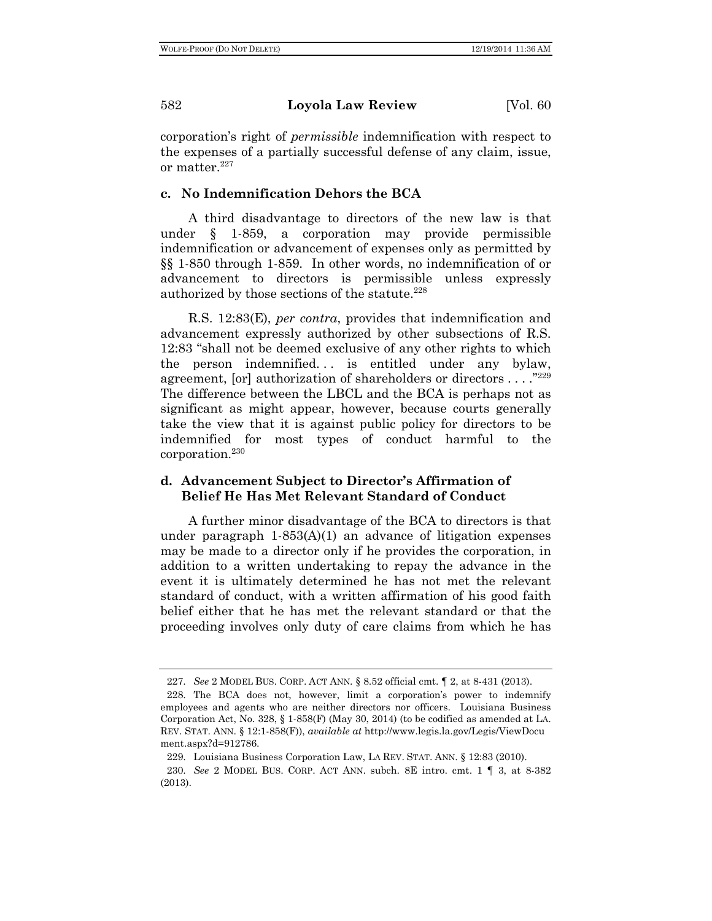corporation's right of *permissible* indemnification with respect to the expenses of a partially successful defense of any claim, issue, or matter.[227]

### c. No Indemnification Dehors the BCA

A third disadvantage to directors of the new law is that under § 1-859, a corporation may provide permissible indemnification or advancement of expenses only as permitted by §§ 1-850 through 1-859. In other words, no indemnification of or advancement to directors is permissible unless expressly authorized by those sections of the statute.[228]

R.S. 12:83(E), *per contra*, provides that indemnification and advancement expressly authorized by other subsections of R.S. 12:83 "shall not be deemed exclusive of any other rights to which the person indemnified. . . is entitled under any bylaw, agreement, [or] authorization of shareholders or directors . . . ."[229] The difference between the LBCL and the BCA is perhaps not as significant as might appear, however, because courts generally take the view that it is against public policy for directors to be indemnified for most types of conduct harmful to the corporation.[230]

### d. Advancement Subject to Director's Affirmation of Belief He Has Met Relevant Standard of Conduct

A further minor disadvantage of the BCA to directors is that under paragraph 1-853(A)(1) an advance of litigation expenses may be made to a director only if he provides the corporation, in addition to a written undertaking to repay the advance in the event it is ultimately determined he has not met the relevant standard of conduct, with a written affirmation of his good faith belief either that he has met the relevant standard or that the proceeding involves only duty of care claims from which he has

---

227. *See* 2 MODEL BUS. CORP. ACT ANN. § 8.52 official cmt. ¶ 2, at 8-431 (2013).

228. The BCA does not, however, limit a corporation's power to indemnify employees and agents who are neither directors nor officers. Louisiana Business Corporation Act, No. 328, § 1-858(F) (May 30, 2014) (to be codified as amended at LA. REV. STAT. ANN. § 12:1-858(F)), *available at* http://www.legis.la.gov/Legis/ViewDocument.aspx?d=912786.

229. Louisiana Business Corporation Law, LA REV. STAT. ANN. § 12:83 (2010).

230. *See* 2 MODEL BUS. CORP. ACT ANN. subch. 8E intro. cmt. 1 ¶ 3, at 8-382 (2013).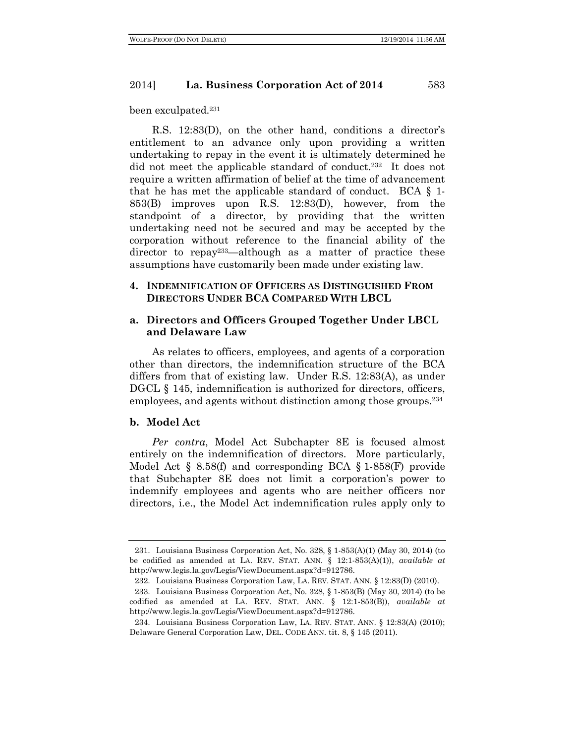been exculpated.[231]

R.S. 12:83(D), on the other hand, conditions a director's entitlement to an advance only upon providing a written undertaking to repay in the event it is ultimately determined he did not meet the applicable standard of conduct.[232] It does not require a written affirmation of belief at the time of advancement that he has met the applicable standard of conduct. BCA § 1-853(B) improves upon R.S. 12:83(D), however, from the standpoint of a director, by providing that the written undertaking need not be secured and may be accepted by the corporation without reference to the financial ability of the director to repay[233]—although as a matter of practice these assumptions have customarily been made under existing law.

### 4. INDEMNIFICATION OF OFFICERS AS DISTINGUISHED FROM DIRECTORS UNDER BCA COMPARED WITH LBCL

#### a. Directors and Officers Grouped Together Under LBCL and Delaware Law

As relates to officers, employees, and agents of a corporation other than directors, the indemnification structure of the BCA differs from that of existing law. Under R.S. 12:83(A), as under DGCL § 145, indemnification is authorized for directors, officers, employees, and agents without distinction among those groups.[234]

#### b. Model Act

*Per contra*, Model Act Subchapter 8E is focused almost entirely on the indemnification of directors. More particularly, Model Act § 8.58(f) and corresponding BCA § 1-858(F) provide that Subchapter 8E does not limit a corporation's power to indemnify employees and agents who are neither officers nor directors, i.e., the Model Act indemnification rules apply only to

---

231. Louisiana Business Corporation Act, No. 328, § 1-853(A)(1) (May 30, 2014) (to be codified as amended at LA. REV. STAT. ANN. § 12:1-853(A)(1)), *available at* http://www.legis.la.gov/Legis/ViewDocument.aspx?d=912786.

232. Louisiana Business Corporation Law, LA. REV. STAT. ANN. § 12:83(D) (2010).

233. Louisiana Business Corporation Act, No. 328, § 1-853(B) (May 30, 2014) (to be codified as amended at LA. REV. STAT. ANN. § 12:1-853(B)), *available at* http://www.legis.la.gov/Legis/ViewDocument.aspx?d=912786.

234. Louisiana Business Corporation Law, LA. REV. STAT. ANN. § 12:83(A) (2010); Delaware General Corporation Law, DEL. CODE ANN. tit. 8, § 145 (2011).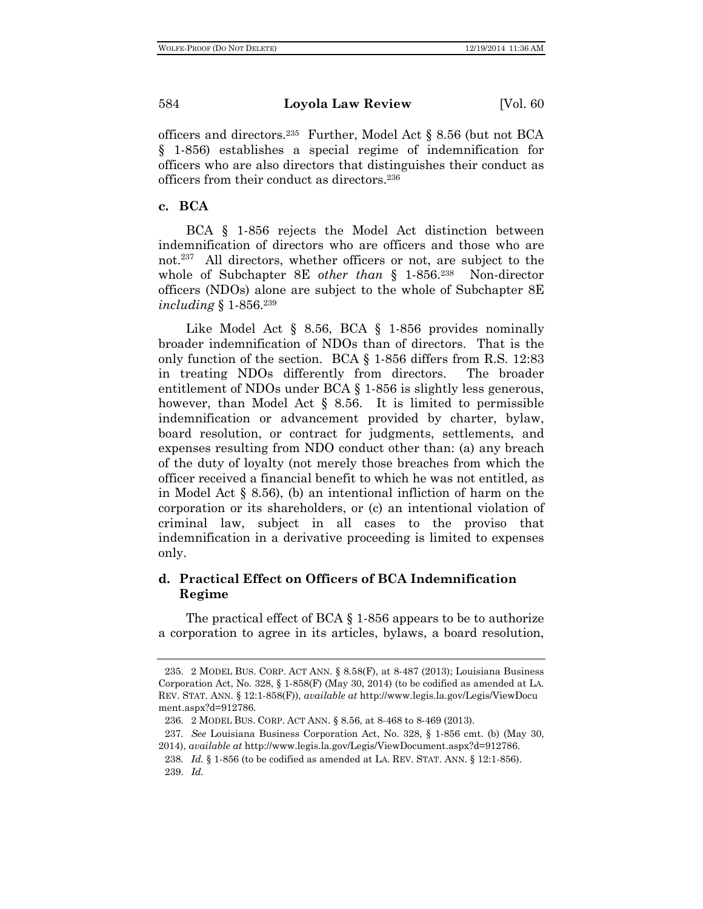officers and directors.[235] Further, Model Act § 8.56 (but not BCA § 1-856) establishes a special regime of indemnification for officers who are also directors that distinguishes their conduct as officers from their conduct as directors.[236]

#### c. BCA

BCA § 1-856 rejects the Model Act distinction between indemnification of directors who are officers and those who are not.[237] All directors, whether officers or not, are subject to the whole of Subchapter 8E *other than* § 1-856.[238] Non-director officers (NDOs) alone are subject to the whole of Subchapter 8E *including* § 1-856.[239]

Like Model Act § 8.56, BCA § 1-856 provides nominally broader indemnification of NDOs than of directors. That is the only function of the section. BCA § 1-856 differs from R.S. 12:83 in treating NDOs differently from directors. The broader entitlement of NDOs under BCA § 1-856 is slightly less generous, however, than Model Act § 8.56. It is limited to permissible indemnification or advancement provided by charter, bylaw, board resolution, or contract for judgments, settlements, and expenses resulting from NDO conduct other than: (a) any breach of the duty of loyalty (not merely those breaches from which the officer received a financial benefit to which he was not entitled, as in Model Act § 8.56), (b) an intentional infliction of harm on the corporation or its shareholders, or (c) an intentional violation of criminal law, subject in all cases to the proviso that indemnification in a derivative proceeding is limited to expenses only.

#### d. Practical Effect on Officers of BCA Indemnification Regime

The practical effect of BCA § 1-856 appears to be to authorize a corporation to agree in its articles, bylaws, a board resolution,

---

235. 2 MODEL BUS. CORP. ACT ANN. § 8.58(F), at 8-487 (2013); Louisiana Business Corporation Act, No. 328, § 1-858(F) (May 30, 2014) (to be codified as amended at LA. REV. STAT. ANN. § 12:1-858(F)), *available at* http://www.legis.la.gov/Legis/ViewDocument.aspx?d=912786.

236. 2 MODEL BUS. CORP. ACT ANN. § 8.56, at 8-468 to 8-469 (2013).

237. *See* Louisiana Business Corporation Act, No. 328, § 1-856 cmt. (b) (May 30, 2014), *available at* http://www.legis.la.gov/Legis/ViewDocument.aspx?d=912786.

238. *Id.* § 1-856 (to be codified as amended at LA. REV. STAT. ANN. § 12:1-856).

239. *Id.*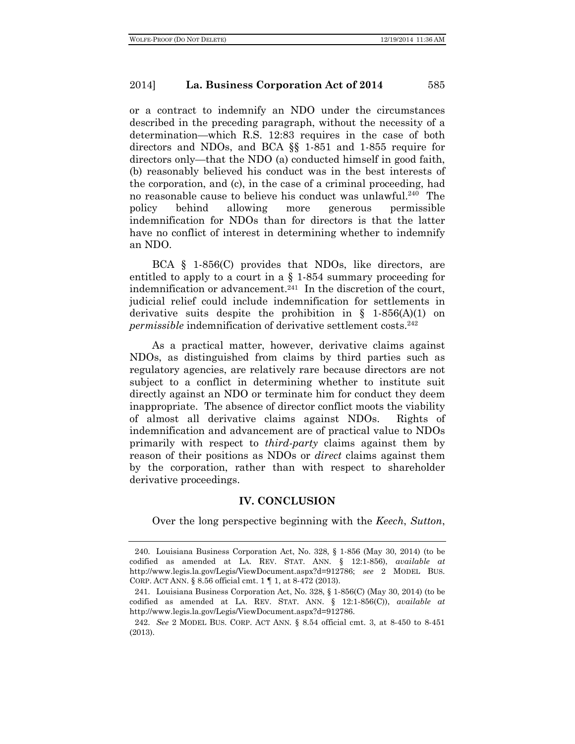or a contract to indemnify an NDO under the circumstances described in the preceding paragraph, without the necessity of a determination—which R.S. 12:83 requires in the case of both directors and NDOs, and BCA §§ 1-851 and 1-855 require for directors only—that the NDO (a) conducted himself in good faith, (b) reasonably believed his conduct was in the best interests of the corporation, and (c), in the case of a criminal proceeding, had no reasonable cause to believe his conduct was unlawful.[240] The policy behind allowing more generous permissible indemnification for NDOs than for directors is that the latter have no conflict of interest in determining whether to indemnify an NDO.

BCA § 1-856(C) provides that NDOs, like directors, are entitled to apply to a court in a § 1-854 summary proceeding for indemnification or advancement.[241] In the discretion of the court, judicial relief could include indemnification for settlements in derivative suits despite the prohibition in § 1-856(A)(1) on *permissible* indemnification of derivative settlement costs.[242]

As a practical matter, however, derivative claims against NDOs, as distinguished from claims by third parties such as regulatory agencies, are relatively rare because directors are not subject to a conflict in determining whether to institute suit directly against an NDO or terminate him for conduct they deem inappropriate. The absence of director conflict moots the viability of almost all derivative claims against NDOs. Rights of indemnification and advancement are of practical value to NDOs primarily with respect to *third-party* claims against them by reason of their positions as NDOs or *direct* claims against them by the corporation, rather than with respect to shareholder derivative proceedings.

## IV. CONCLUSION

Over the long perspective beginning with the *Keech*, *Sutton*,

---

240. Louisiana Business Corporation Act, No. 328, § 1-856 (May 30, 2014) (to be codified as amended at LA. REV. STAT. ANN. § 12:1-856), *available at* http://www.legis.la.gov/Legis/ViewDocument.aspx?d=912786; *see* 2 MODEL BUS. CORP. ACT ANN. § 8.56 official cmt. 1 ¶ 1, at 8-472 (2013).

241. Louisiana Business Corporation Act, No. 328, § 1-856(C) (May 30, 2014) (to be codified as amended at LA. REV. STAT. ANN. § 12:1-856(C)), *available at* http://www.legis.la.gov/Legis/ViewDocument.aspx?d=912786.

242. *See* 2 MODEL BUS. CORP. ACT ANN. § 8.54 official cmt. 3, at 8-450 to 8-451 (2013).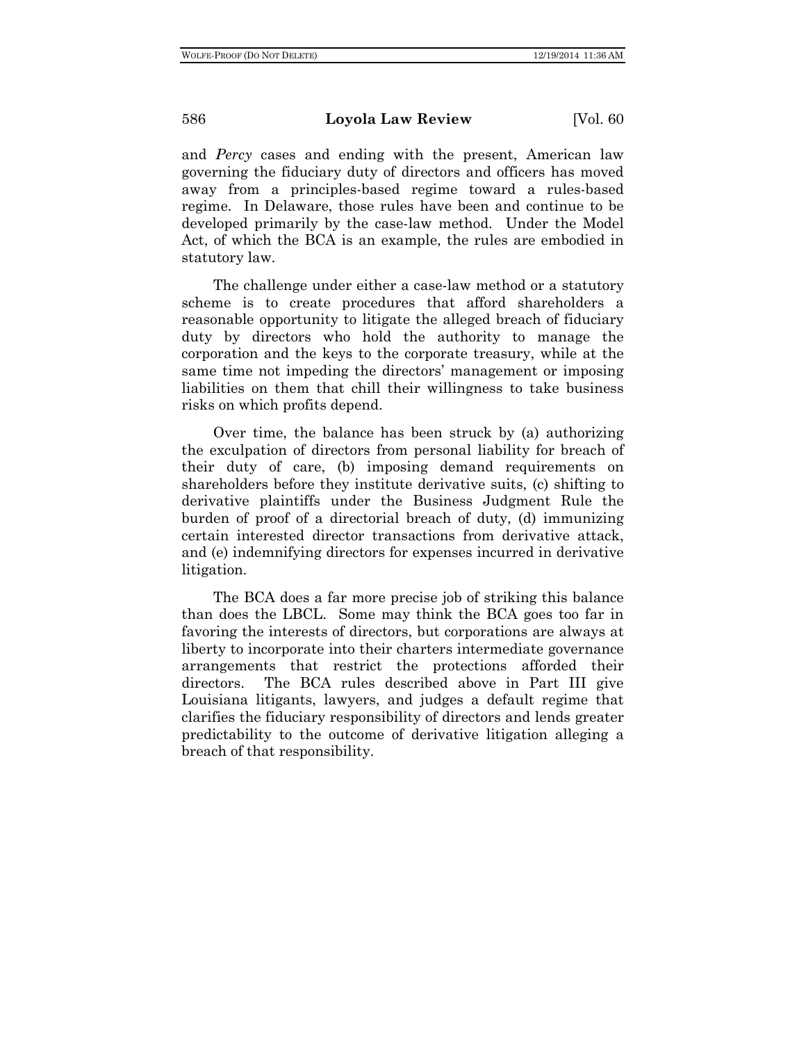and *Percy* cases and ending with the present, American law governing the fiduciary duty of directors and officers has moved away from a principles-based regime toward a rules-based regime. In Delaware, those rules have been and continue to be developed primarily by the case-law method. Under the Model Act, of which the BCA is an example, the rules are embodied in statutory law.

The challenge under either a case-law method or a statutory scheme is to create procedures that afford shareholders a reasonable opportunity to litigate the alleged breach of fiduciary duty by directors who hold the authority to manage the corporation and the keys to the corporate treasury, while at the same time not impeding the directors' management or imposing liabilities on them that chill their willingness to take business risks on which profits depend.

Over time, the balance has been struck by (a) authorizing the exculpation of directors from personal liability for breach of their duty of care, (b) imposing demand requirements on shareholders before they institute derivative suits, (c) shifting to derivative plaintiffs under the Business Judgment Rule the burden of proof of a directorial breach of duty, (d) immunizing certain interested director transactions from derivative attack, and (e) indemnifying directors for expenses incurred in derivative litigation.

The BCA does a far more precise job of striking this balance than does the LBCL. Some may think the BCA goes too far in favoring the interests of directors, but corporations are always at liberty to incorporate into their charters intermediate governance arrangements that restrict the protections afforded their directors. The BCA rules described above in Part III give Louisiana litigants, lawyers, and judges a default regime that clarifies the fiduciary responsibility of directors and lends greater predictability to the outcome of derivative litigation alleging a breach of that responsibility.